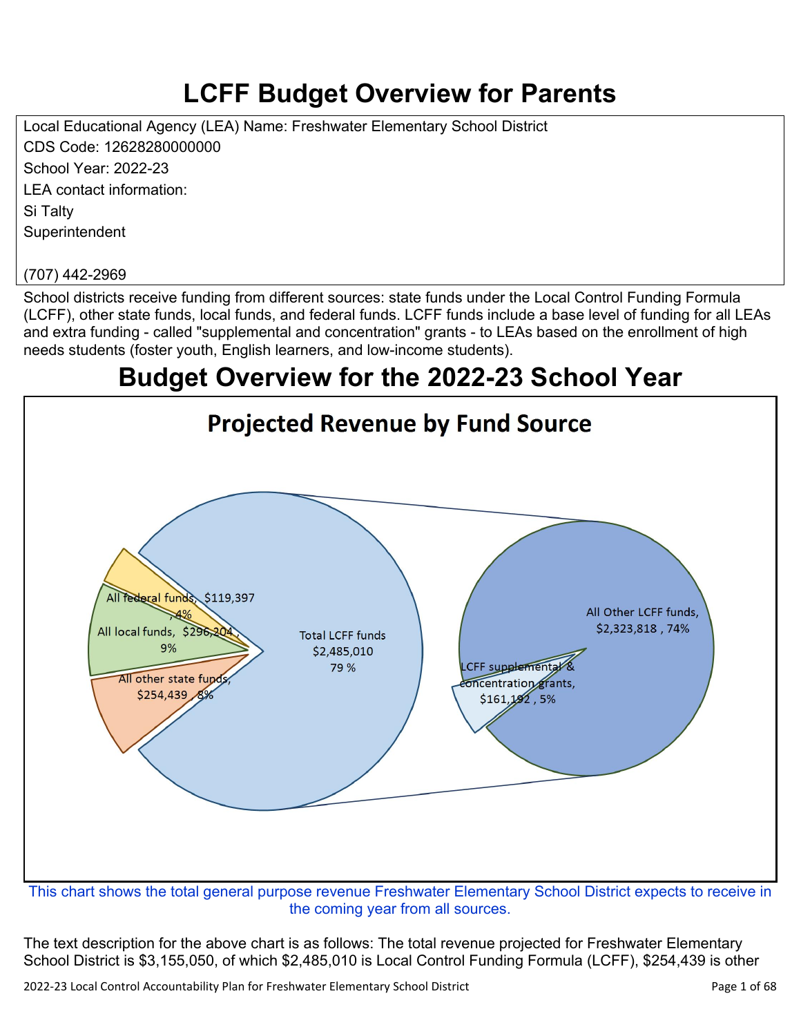# LCFF Budget Overview for Parents

Local Educational Agency (LEA) Name: Freshwater Elementary School District
CDS Code: 12628280000000
School Year: 2022-23
LEA contact information:
Si Talty
Superintendent

(707) 442-2969

School districts receive funding from different sources: state funds under the Local Control Funding Formula (LCFF), other state funds, local funds, and federal funds. LCFF funds include a base level of funding for all LEAs and extra funding - called "supplemental and concentration" grants - to LEAs based on the enrollment of high needs students (foster youth, English learners, and low-income students).

# Budget Overview for the 2022-23 School Year

## Projected Revenue by Fund Source

All federal funds, $119,397, 4%
All local funds, $296,204, 9%
All other state funds, $254,439, 8%
Total LCFF funds $2,485,010 79 %
All Other LCFF funds, $2,323,818, 74%
LCFF supplemental & concentration grants, $161,192, 5%

This chart shows the total general purpose revenue Freshwater Elementary School District expects to receive in the coming year from all sources.

The text description for the above chart is as follows: The total revenue projected for Freshwater Elementary School District is $3,155,050, of which $2,485,010 is Local Control Funding Formula (LCFF), $254,439 is other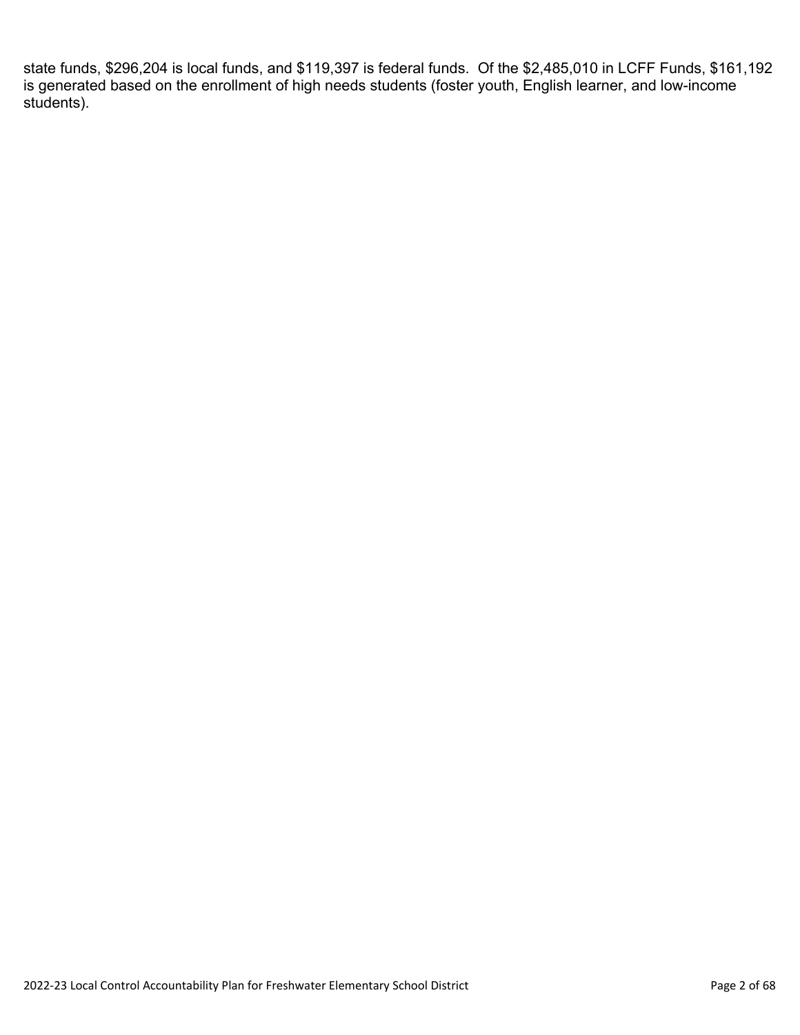state funds, $296,204 is local funds, and $119,397 is federal funds. Of the $2,485,010 in LCFF Funds, $161,192 is generated based on the enrollment of high needs students (foster youth, English learner, and low-income students).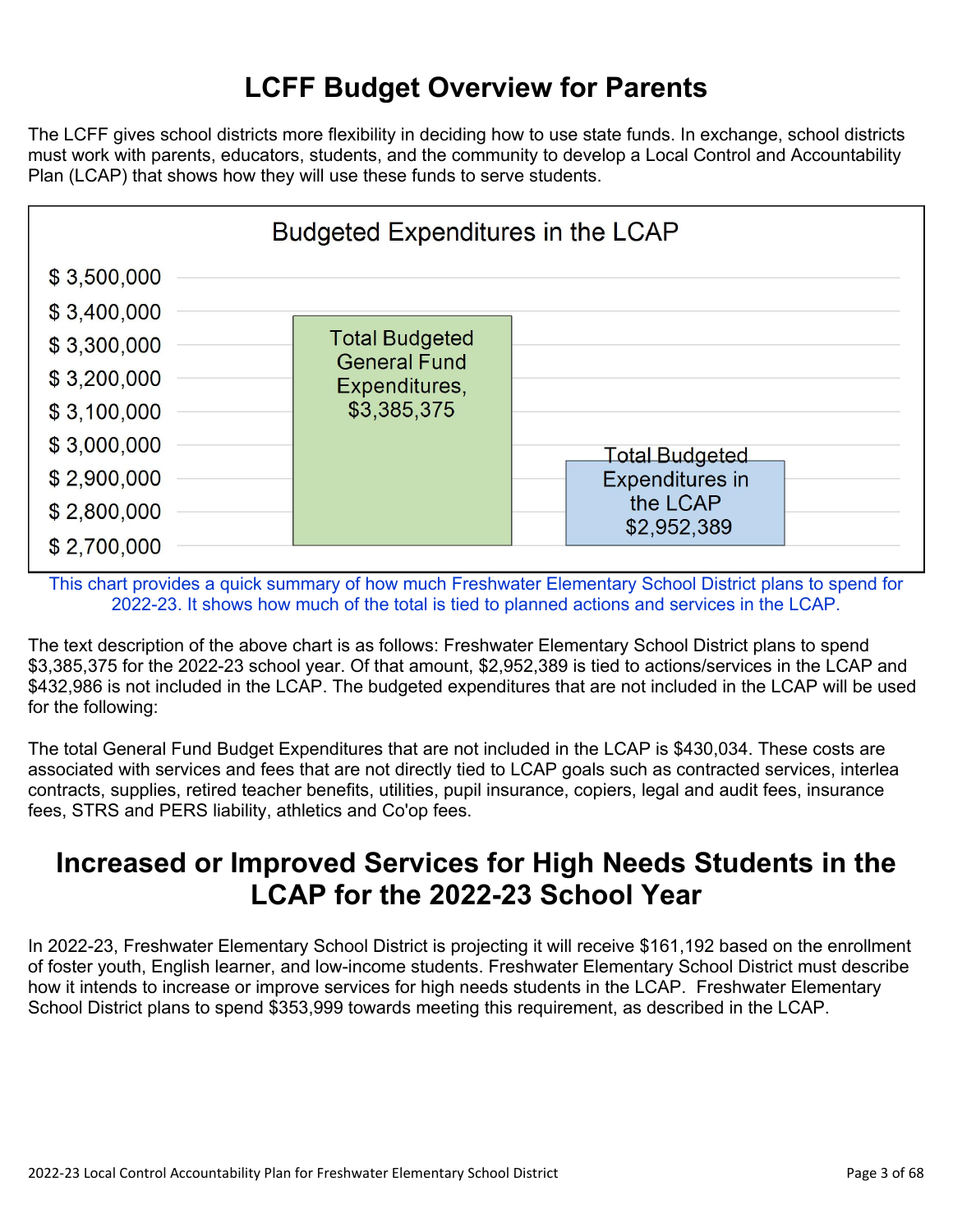# LCFF Budget Overview for Parents

The LCFF gives school districts more flexibility in deciding how to use state funds. In exchange, school districts must work with parents, educators, students, and the community to develop a Local Control and Accountability Plan (LCAP) that shows how they will use these funds to serve students.

**Budgeted Expenditures in the LCAP**

| Category | Amount |
| --- | --- |
| Total Budgeted General Fund Expenditures | $3,385,375 |
| Total Budgeted Expenditures in the LCAP | $2,952,389 |

This chart provides a quick summary of how much Freshwater Elementary School District plans to spend for 2022-23. It shows how much of the total is tied to planned actions and services in the LCAP.

The text description of the above chart is as follows: Freshwater Elementary School District plans to spend $3,385,375 for the 2022-23 school year. Of that amount, $2,952,389 is tied to actions/services in the LCAP and $432,986 is not included in the LCAP. The budgeted expenditures that are not included in the LCAP will be used for the following:

The total General Fund Budget Expenditures that are not included in the LCAP is $430,034. These costs are associated with services and fees that are not directly tied to LCAP goals such as contracted services, interlea contracts, supplies, retired teacher benefits, utilities, pupil insurance, copiers, legal and audit fees, insurance fees, STRS and PERS liability, athletics and Co'op fees.

# Increased or Improved Services for High Needs Students in the LCAP for the 2022-23 School Year

In 2022-23, Freshwater Elementary School District is projecting it will receive $161,192 based on the enrollment of foster youth, English learner, and low-income students. Freshwater Elementary School District must describe how it intends to increase or improve services for high needs students in the LCAP. Freshwater Elementary School District plans to spend $353,999 towards meeting this requirement, as described in the LCAP.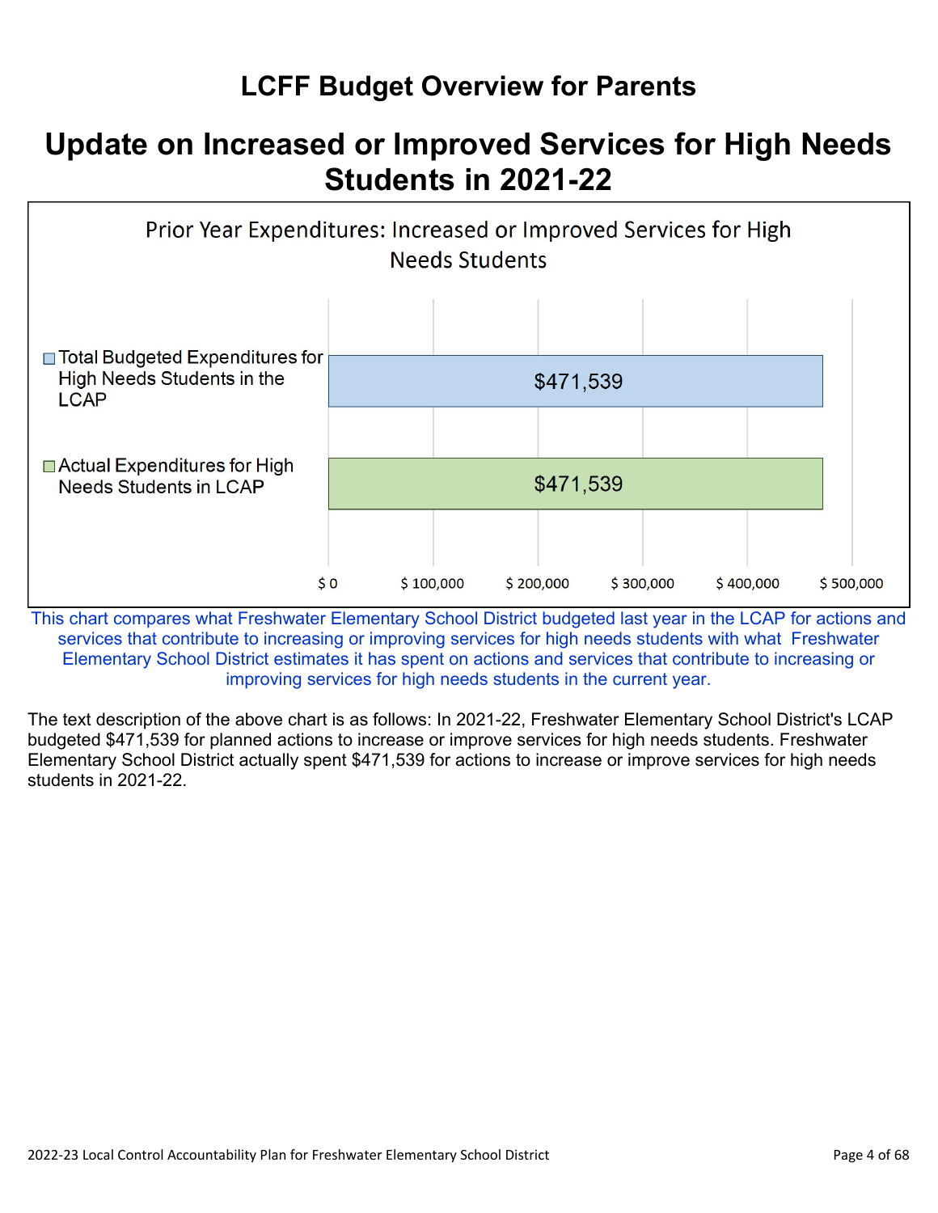# LCFF Budget Overview for Parents

## Update on Increased or Improved Services for High Needs Students in 2021-22

Prior Year Expenditures: Increased or Improved Services for High Needs Students

| | |
|---|---|
| Total Budgeted Expenditures for High Needs Students in the LCAP | $471,539 |
| Actual Expenditures for High Needs Students in LCAP | $471,539 |

This chart compares what Freshwater Elementary School District budgeted last year in the LCAP for actions and services that contribute to increasing or improving services for high needs students with what Freshwater Elementary School District estimates it has spent on actions and services that contribute to increasing or improving services for high needs students in the current year.

The text description of the above chart is as follows: In 2021-22, Freshwater Elementary School District's LCAP budgeted $471,539 for planned actions to increase or improve services for high needs students. Freshwater Elementary School District actually spent $471,539 for actions to increase or improve services for high needs students in 2021-22.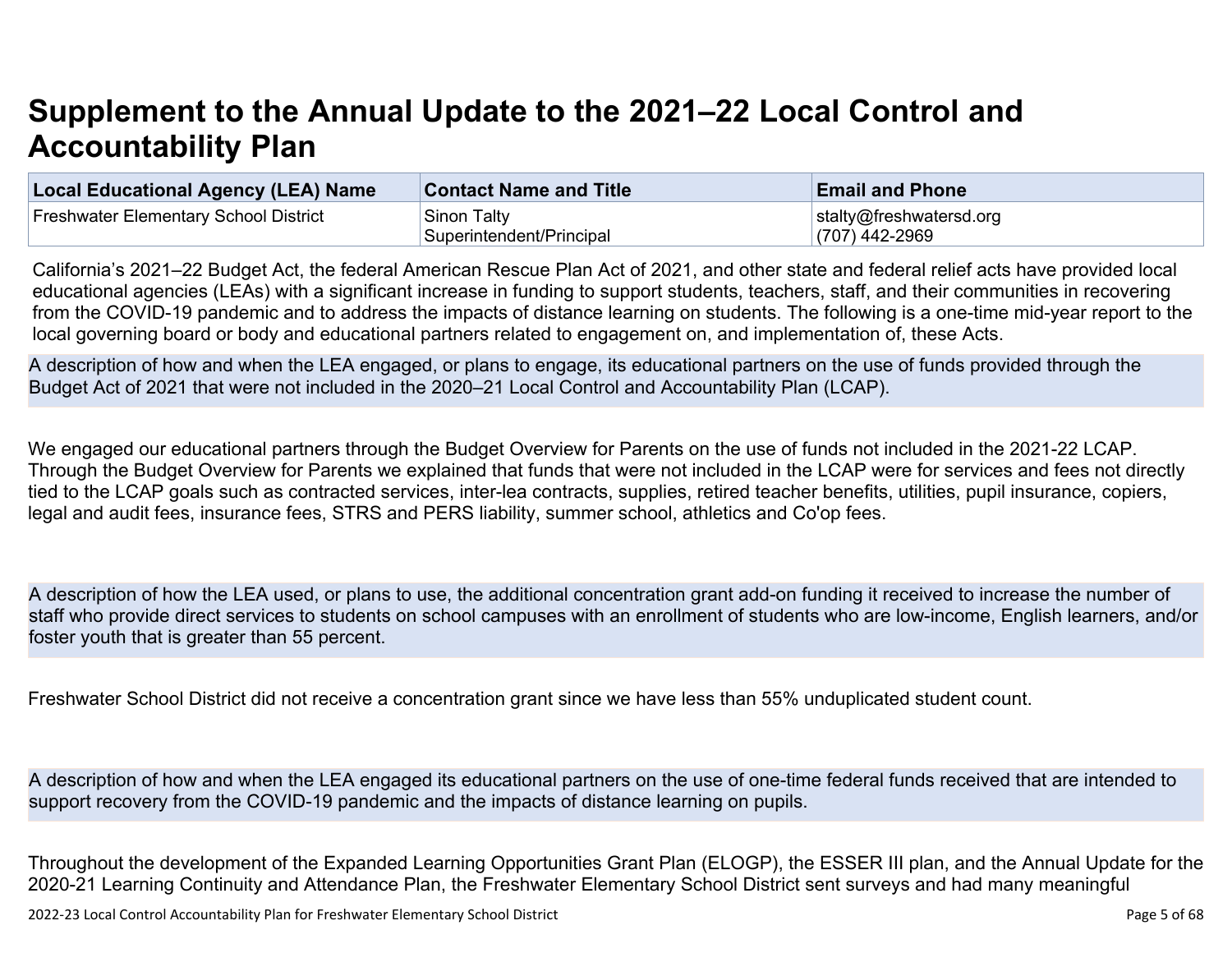# Supplement to the Annual Update to the 2021–22 Local Control and Accountability Plan

| Local Educational Agency (LEA) Name | Contact Name and Title | Email and Phone |
|---|---|---|
| Freshwater Elementary School District | Sinon Talty<br>Superintendent/Principal | stalty@freshwatersd.org<br>(707) 442-2969 |

California's 2021–22 Budget Act, the federal American Rescue Plan Act of 2021, and other state and federal relief acts have provided local educational agencies (LEAs) with a significant increase in funding to support students, teachers, staff, and their communities in recovering from the COVID-19 pandemic and to address the impacts of distance learning on students. The following is a one-time mid-year report to the local governing board or body and educational partners related to engagement on, and implementation of, these Acts.

A description of how and when the LEA engaged, or plans to engage, its educational partners on the use of funds provided through the Budget Act of 2021 that were not included in the 2020–21 Local Control and Accountability Plan (LCAP).

We engaged our educational partners through the Budget Overview for Parents on the use of funds not included in the 2021-22 LCAP. Through the Budget Overview for Parents we explained that funds that were not included in the LCAP were for services and fees not directly tied to the LCAP goals such as contracted services, inter-lea contracts, supplies, retired teacher benefits, utilities, pupil insurance, copiers, legal and audit fees, insurance fees, STRS and PERS liability, summer school, athletics and Co'op fees.

A description of how the LEA used, or plans to use, the additional concentration grant add-on funding it received to increase the number of staff who provide direct services to students on school campuses with an enrollment of students who are low-income, English learners, and/or foster youth that is greater than 55 percent.

Freshwater School District did not receive a concentration grant since we have less than 55% unduplicated student count.

A description of how and when the LEA engaged its educational partners on the use of one-time federal funds received that are intended to support recovery from the COVID-19 pandemic and the impacts of distance learning on pupils.

Throughout the development of the Expanded Learning Opportunities Grant Plan (ELOGP), the ESSER III plan, and the Annual Update for the 2020-21 Learning Continuity and Attendance Plan, the Freshwater Elementary School District sent surveys and had many meaningful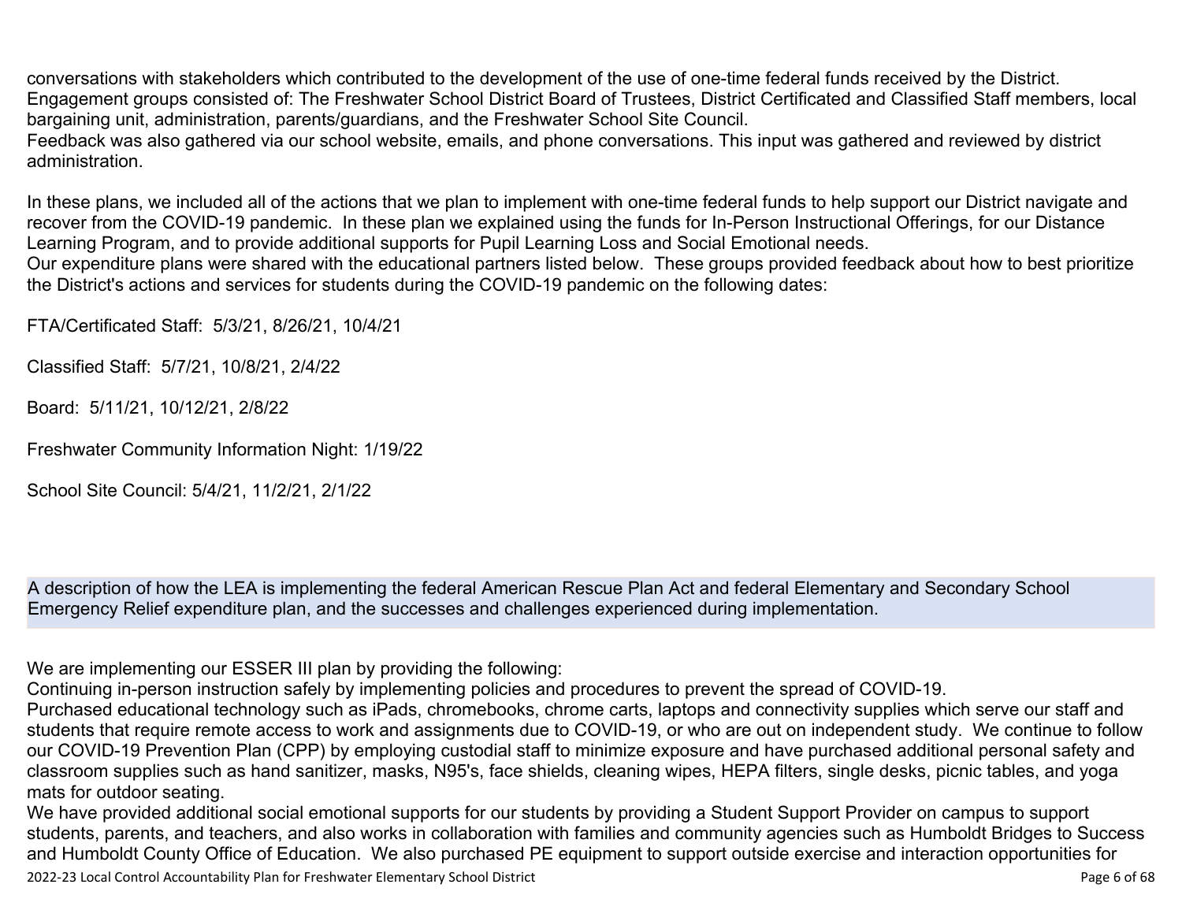conversations with stakeholders which contributed to the development of the use of one-time federal funds received by the District. Engagement groups consisted of: The Freshwater School District Board of Trustees, District Certificated and Classified Staff members, local bargaining unit, administration, parents/guardians, and the Freshwater School Site Council.
Feedback was also gathered via our school website, emails, and phone conversations. This input was gathered and reviewed by district administration.

In these plans, we included all of the actions that we plan to implement with one-time federal funds to help support our District navigate and recover from the COVID-19 pandemic. In these plan we explained using the funds for In-Person Instructional Offerings, for our Distance Learning Program, and to provide additional supports for Pupil Learning Loss and Social Emotional needs.
Our expenditure plans were shared with the educational partners listed below. These groups provided feedback about how to best prioritize the District's actions and services for students during the COVID-19 pandemic on the following dates:

FTA/Certificated Staff: 5/3/21, 8/26/21, 10/4/21

Classified Staff: 5/7/21, 10/8/21, 2/4/22

Board: 5/11/21, 10/12/21, 2/8/22

Freshwater Community Information Night: 1/19/22

School Site Council: 5/4/21, 11/2/21, 2/1/22

A description of how the LEA is implementing the federal American Rescue Plan Act and federal Elementary and Secondary School Emergency Relief expenditure plan, and the successes and challenges experienced during implementation.

We are implementing our ESSER III plan by providing the following:
Continuing in-person instruction safely by implementing policies and procedures to prevent the spread of COVID-19.
Purchased educational technology such as iPads, chromebooks, chrome carts, laptops and connectivity supplies which serve our staff and students that require remote access to work and assignments due to COVID-19, or who are out on independent study. We continue to follow our COVID-19 Prevention Plan (CPP) by employing custodial staff to minimize exposure and have purchased additional personal safety and classroom supplies such as hand sanitizer, masks, N95's, face shields, cleaning wipes, HEPA filters, single desks, picnic tables, and yoga mats for outdoor seating.
We have provided additional social emotional supports for our students by providing a Student Support Provider on campus to support students, parents, and teachers, and also works in collaboration with families and community agencies such as Humboldt Bridges to Success and Humboldt County Office of Education. We also purchased PE equipment to support outside exercise and interaction opportunities for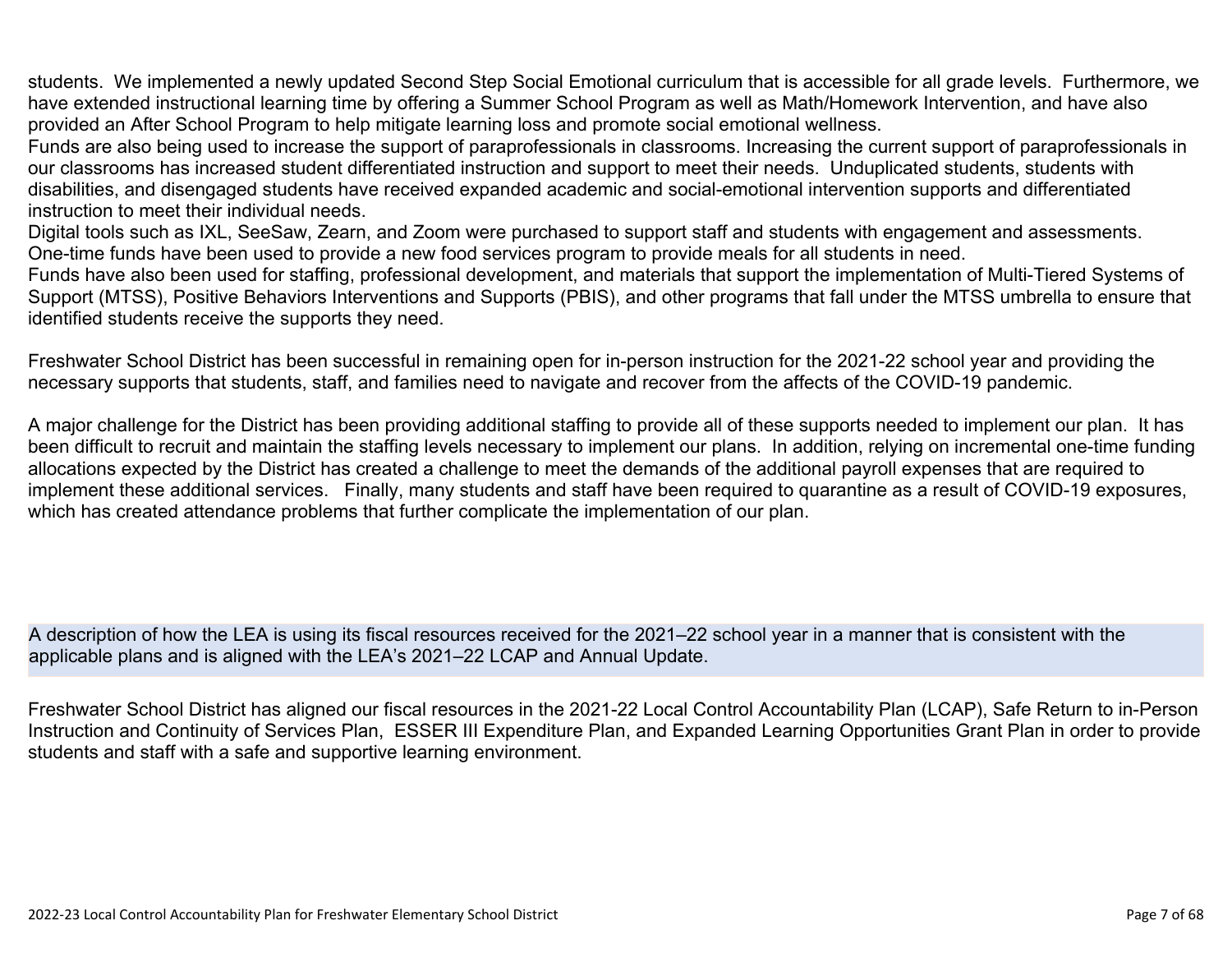students. We implemented a newly updated Second Step Social Emotional curriculum that is accessible for all grade levels. Furthermore, we have extended instructional learning time by offering a Summer School Program as well as Math/Homework Intervention, and have also provided an After School Program to help mitigate learning loss and promote social emotional wellness.
Funds are also being used to increase the support of paraprofessionals in classrooms. Increasing the current support of paraprofessionals in our classrooms has increased student differentiated instruction and support to meet their needs. Unduplicated students, students with disabilities, and disengaged students have received expanded academic and social-emotional intervention supports and differentiated instruction to meet their individual needs.
Digital tools such as IXL, SeeSaw, Zearn, and Zoom were purchased to support staff and students with engagement and assessments.
One-time funds have been used to provide a new food services program to provide meals for all students in need.
Funds have also been used for staffing, professional development, and materials that support the implementation of Multi-Tiered Systems of Support (MTSS), Positive Behaviors Interventions and Supports (PBIS), and other programs that fall under the MTSS umbrella to ensure that identified students receive the supports they need.

Freshwater School District has been successful in remaining open for in-person instruction for the 2021-22 school year and providing the necessary supports that students, staff, and families need to navigate and recover from the affects of the COVID-19 pandemic.

A major challenge for the District has been providing additional staffing to provide all of these supports needed to implement our plan. It has been difficult to recruit and maintain the staffing levels necessary to implement our plans. In addition, relying on incremental one-time funding allocations expected by the District has created a challenge to meet the demands of the additional payroll expenses that are required to implement these additional services. Finally, many students and staff have been required to quarantine as a result of COVID-19 exposures, which has created attendance problems that further complicate the implementation of our plan.

A description of how the LEA is using its fiscal resources received for the 2021–22 school year in a manner that is consistent with the applicable plans and is aligned with the LEA's 2021–22 LCAP and Annual Update.

Freshwater School District has aligned our fiscal resources in the 2021-22 Local Control Accountability Plan (LCAP), Safe Return to in-Person Instruction and Continuity of Services Plan, ESSER III Expenditure Plan, and Expanded Learning Opportunities Grant Plan in order to provide students and staff with a safe and supportive learning environment.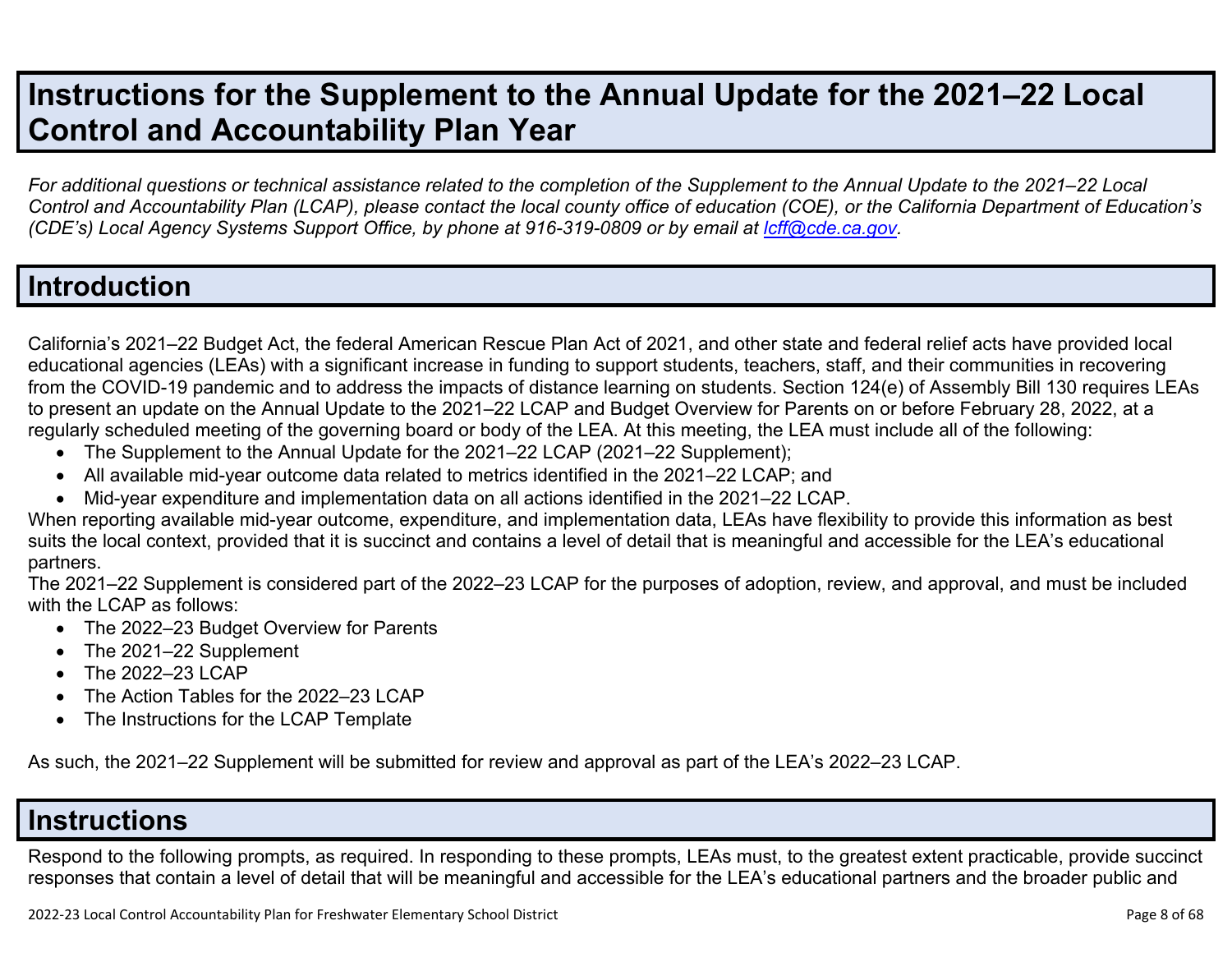# Instructions for the Supplement to the Annual Update for the 2021–22 Local Control and Accountability Plan Year

*For additional questions or technical assistance related to the completion of the Supplement to the Annual Update to the 2021–22 Local Control and Accountability Plan (LCAP), please contact the local county office of education (COE), or the California Department of Education's (CDE's) Local Agency Systems Support Office, by phone at 916-319-0809 or by email at [lcff@cde.ca.gov](mailto:lcff@cde.ca.gov).*

## Introduction

California's 2021–22 Budget Act, the federal American Rescue Plan Act of 2021, and other state and federal relief acts have provided local educational agencies (LEAs) with a significant increase in funding to support students, teachers, staff, and their communities in recovering from the COVID-19 pandemic and to address the impacts of distance learning on students. Section 124(e) of Assembly Bill 130 requires LEAs to present an update on the Annual Update to the 2021–22 LCAP and Budget Overview for Parents on or before February 28, 2022, at a regularly scheduled meeting of the governing board or body of the LEA. At this meeting, the LEA must include all of the following:

- The Supplement to the Annual Update for the 2021–22 LCAP (2021–22 Supplement);
- All available mid-year outcome data related to metrics identified in the 2021–22 LCAP; and
- Mid-year expenditure and implementation data on all actions identified in the 2021–22 LCAP.

When reporting available mid-year outcome, expenditure, and implementation data, LEAs have flexibility to provide this information as best suits the local context, provided that it is succinct and contains a level of detail that is meaningful and accessible for the LEA's educational partners.

The 2021–22 Supplement is considered part of the 2022–23 LCAP for the purposes of adoption, review, and approval, and must be included with the LCAP as follows:

- The 2022–23 Budget Overview for Parents
- The 2021–22 Supplement
- The 2022–23 LCAP
- The Action Tables for the 2022–23 LCAP
- The Instructions for the LCAP Template

As such, the 2021–22 Supplement will be submitted for review and approval as part of the LEA's 2022–23 LCAP.

## Instructions

Respond to the following prompts, as required. In responding to these prompts, LEAs must, to the greatest extent practicable, provide succinct responses that contain a level of detail that will be meaningful and accessible for the LEA's educational partners and the broader public and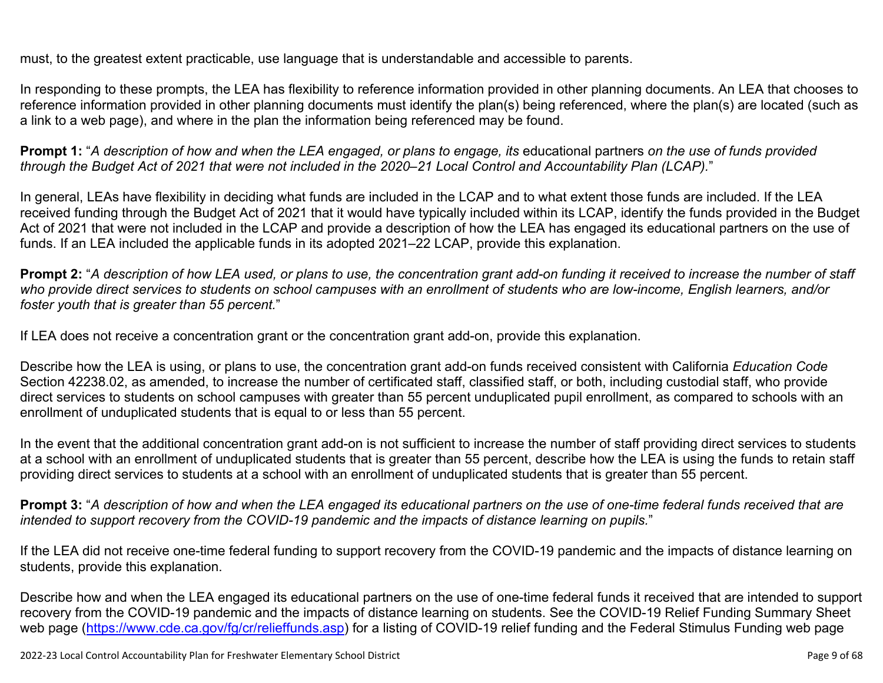must, to the greatest extent practicable, use language that is understandable and accessible to parents.

In responding to these prompts, the LEA has flexibility to reference information provided in other planning documents. An LEA that chooses to reference information provided in other planning documents must identify the plan(s) being referenced, where the plan(s) are located (such as a link to a web page), and where in the plan the information being referenced may be found.

**Prompt 1:** "*A description of how and when the LEA engaged, or plans to engage, its* educational partners *on the use of funds provided through the Budget Act of 2021 that were not included in the 2020–21 Local Control and Accountability Plan (LCAP).*"

In general, LEAs have flexibility in deciding what funds are included in the LCAP and to what extent those funds are included. If the LEA received funding through the Budget Act of 2021 that it would have typically included within its LCAP, identify the funds provided in the Budget Act of 2021 that were not included in the LCAP and provide a description of how the LEA has engaged its educational partners on the use of funds. If an LEA included the applicable funds in its adopted 2021–22 LCAP, provide this explanation.

**Prompt 2:** "*A description of how LEA used, or plans to use, the concentration grant add-on funding it received to increase the number of staff who provide direct services to students on school campuses with an enrollment of students who are low-income, English learners, and/or foster youth that is greater than 55 percent.*"

If LEA does not receive a concentration grant or the concentration grant add-on, provide this explanation.

Describe how the LEA is using, or plans to use, the concentration grant add-on funds received consistent with California *Education Code* Section 42238.02, as amended, to increase the number of certificated staff, classified staff, or both, including custodial staff, who provide direct services to students on school campuses with greater than 55 percent unduplicated pupil enrollment, as compared to schools with an enrollment of unduplicated students that is equal to or less than 55 percent.

In the event that the additional concentration grant add-on is not sufficient to increase the number of staff providing direct services to students at a school with an enrollment of unduplicated students that is greater than 55 percent, describe how the LEA is using the funds to retain staff providing direct services to students at a school with an enrollment of unduplicated students that is greater than 55 percent.

**Prompt 3:** "*A description of how and when the LEA engaged its educational partners on the use of one-time federal funds received that are intended to support recovery from the COVID-19 pandemic and the impacts of distance learning on pupils.*"

If the LEA did not receive one-time federal funding to support recovery from the COVID-19 pandemic and the impacts of distance learning on students, provide this explanation.

Describe how and when the LEA engaged its educational partners on the use of one-time federal funds it received that are intended to support recovery from the COVID-19 pandemic and the impacts of distance learning on students. See the COVID-19 Relief Funding Summary Sheet web page (https://www.cde.ca.gov/fg/cr/relieffunds.asp) for a listing of COVID-19 relief funding and the Federal Stimulus Funding web page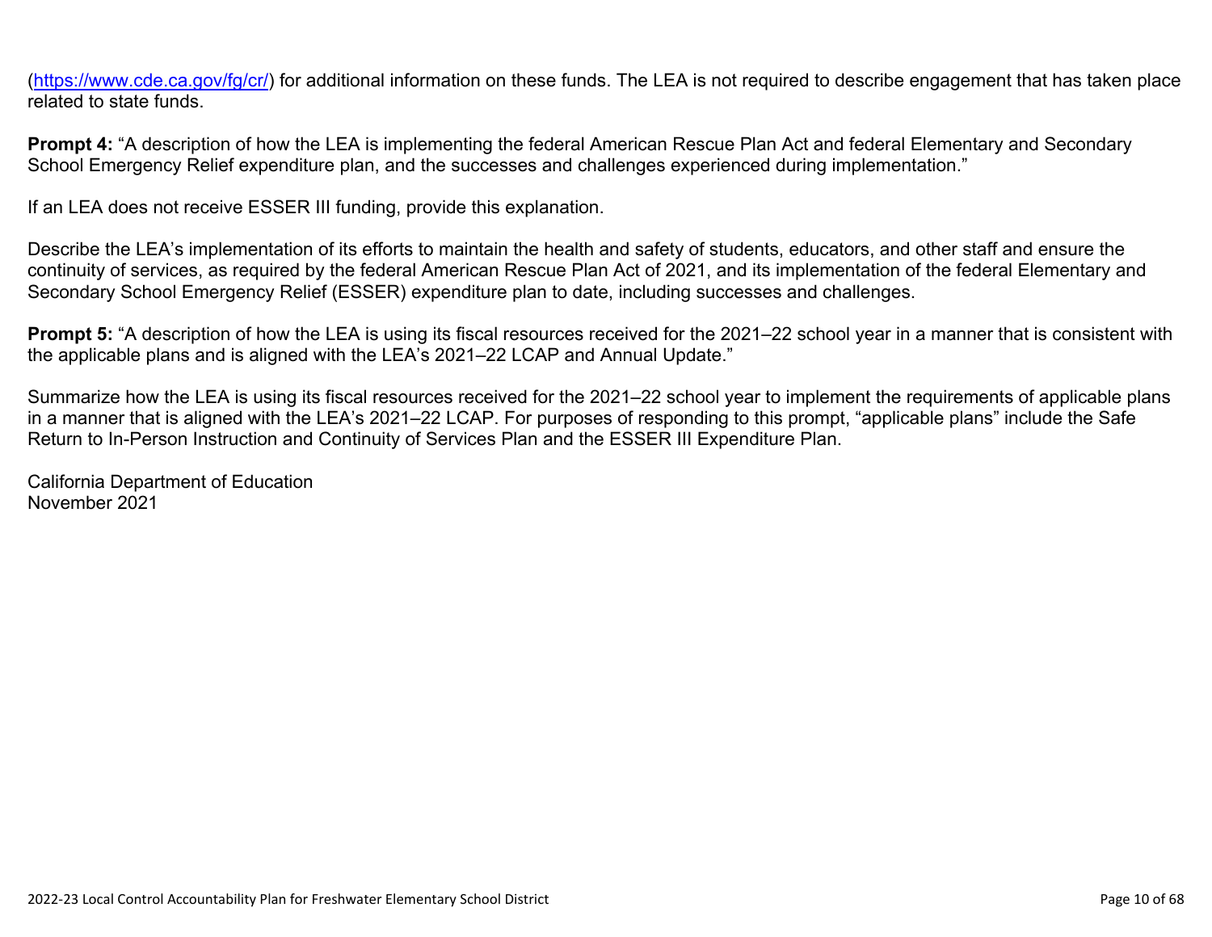(https://www.cde.ca.gov/fg/cr/) for additional information on these funds. The LEA is not required to describe engagement that has taken place related to state funds.

**Prompt 4:** "A description of how the LEA is implementing the federal American Rescue Plan Act and federal Elementary and Secondary School Emergency Relief expenditure plan, and the successes and challenges experienced during implementation."

If an LEA does not receive ESSER III funding, provide this explanation.

Describe the LEA's implementation of its efforts to maintain the health and safety of students, educators, and other staff and ensure the continuity of services, as required by the federal American Rescue Plan Act of 2021, and its implementation of the federal Elementary and Secondary School Emergency Relief (ESSER) expenditure plan to date, including successes and challenges.

**Prompt 5:** "A description of how the LEA is using its fiscal resources received for the 2021–22 school year in a manner that is consistent with the applicable plans and is aligned with the LEA's 2021–22 LCAP and Annual Update."

Summarize how the LEA is using its fiscal resources received for the 2021–22 school year to implement the requirements of applicable plans in a manner that is aligned with the LEA's 2021–22 LCAP. For purposes of responding to this prompt, "applicable plans" include the Safe Return to In-Person Instruction and Continuity of Services Plan and the ESSER III Expenditure Plan.

California Department of Education
November 2021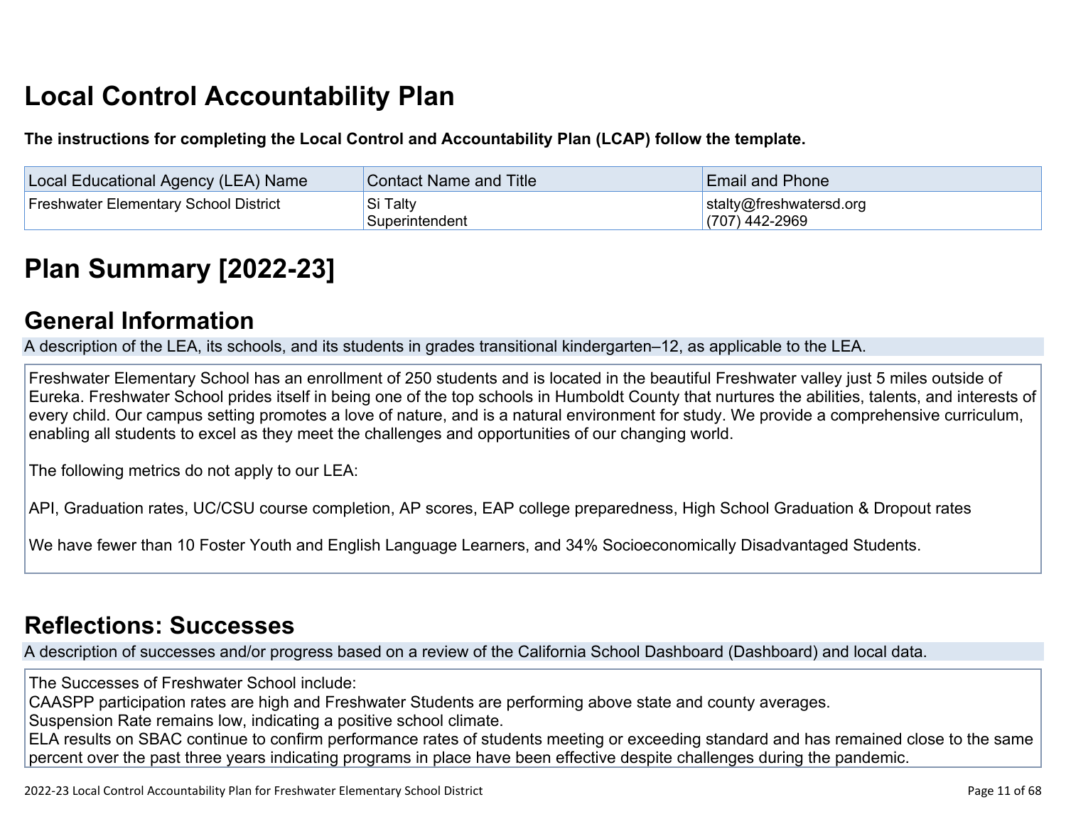# Local Control Accountability Plan

**The instructions for completing the Local Control and Accountability Plan (LCAP) follow the template.**

| Local Educational Agency (LEA) Name | Contact Name and Title | Email and Phone |
|---|---|---|
| Freshwater Elementary School District | Si Talty<br>Superintendent | stalty@freshwatersd.org<br>(707) 442-2969 |

# Plan Summary [2022-23]

## General Information

A description of the LEA, its schools, and its students in grades transitional kindergarten–12, as applicable to the LEA.

Freshwater Elementary School has an enrollment of 250 students and is located in the beautiful Freshwater valley just 5 miles outside of Eureka. Freshwater School prides itself in being one of the top schools in Humboldt County that nurtures the abilities, talents, and interests of every child. Our campus setting promotes a love of nature, and is a natural environment for study. We provide a comprehensive curriculum, enabling all students to excel as they meet the challenges and opportunities of our changing world.

The following metrics do not apply to our LEA:

API, Graduation rates, UC/CSU course completion, AP scores, EAP college preparedness, High School Graduation & Dropout rates

We have fewer than 10 Foster Youth and English Language Learners, and 34% Socioeconomically Disadvantaged Students.

## Reflections: Successes

A description of successes and/or progress based on a review of the California School Dashboard (Dashboard) and local data.

The Successes of Freshwater School include:
CAASPP participation rates are high and Freshwater Students are performing above state and county averages.
Suspension Rate remains low, indicating a positive school climate.
ELA results on SBAC continue to confirm performance rates of students meeting or exceeding standard and has remained close to the same percent over the past three years indicating programs in place have been effective despite challenges during the pandemic.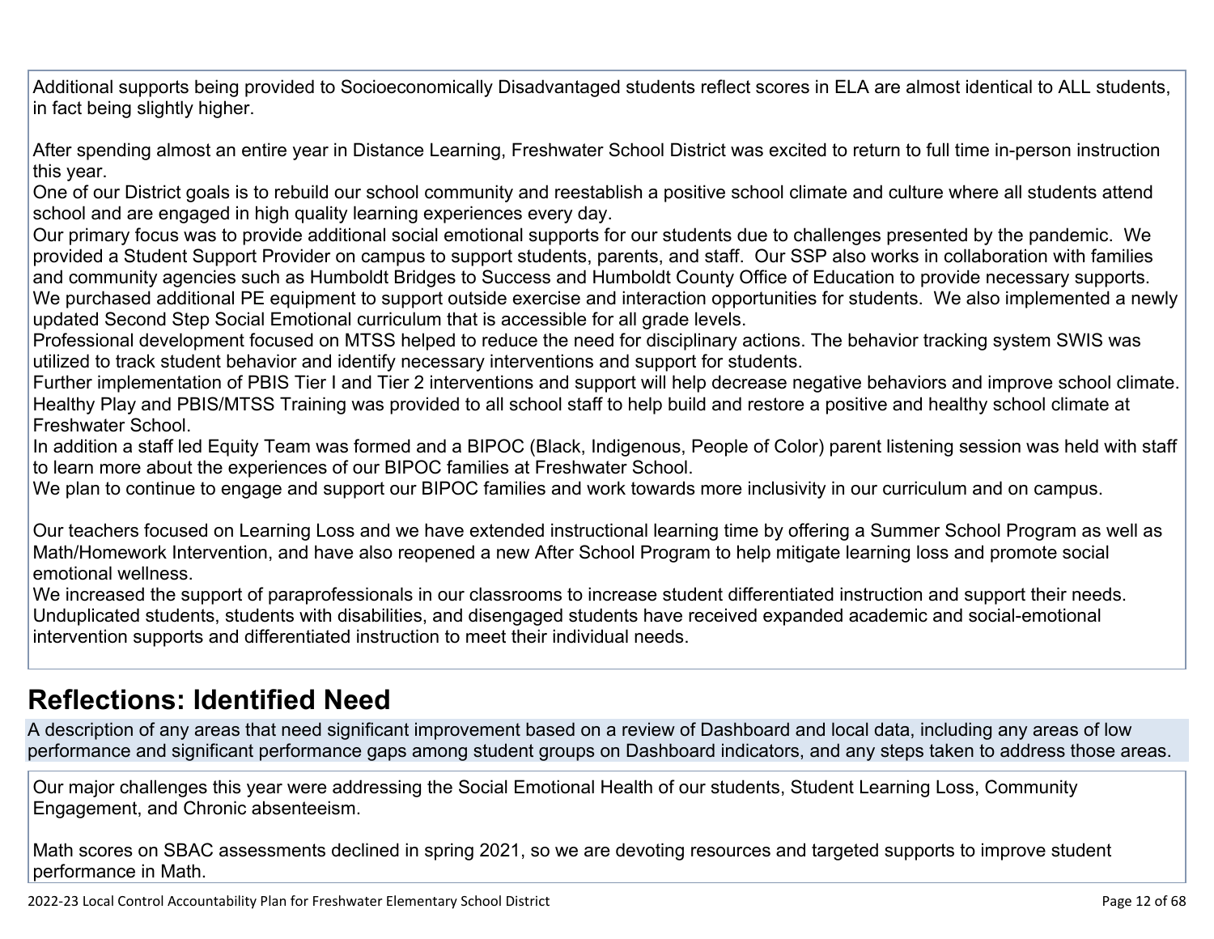Additional supports being provided to Socioeconomically Disadvantaged students reflect scores in ELA are almost identical to ALL students, in fact being slightly higher.

After spending almost an entire year in Distance Learning, Freshwater School District was excited to return to full time in-person instruction this year.
One of our District goals is to rebuild our school community and reestablish a positive school climate and culture where all students attend school and are engaged in high quality learning experiences every day.
Our primary focus was to provide additional social emotional supports for our students due to challenges presented by the pandemic. We provided a Student Support Provider on campus to support students, parents, and staff. Our SSP also works in collaboration with families and community agencies such as Humboldt Bridges to Success and Humboldt County Office of Education to provide necessary supports.
We purchased additional PE equipment to support outside exercise and interaction opportunities for students. We also implemented a newly updated Second Step Social Emotional curriculum that is accessible for all grade levels.
Professional development focused on MTSS helped to reduce the need for disciplinary actions. The behavior tracking system SWIS was utilized to track student behavior and identify necessary interventions and support for students.
Further implementation of PBIS Tier I and Tier 2 interventions and support will help decrease negative behaviors and improve school climate.
Healthy Play and PBIS/MTSS Training was provided to all school staff to help build and restore a positive and healthy school climate at Freshwater School.
In addition a staff led Equity Team was formed and a BIPOC (Black, Indigenous, People of Color) parent listening session was held with staff to learn more about the experiences of our BIPOC families at Freshwater School.
We plan to continue to engage and support our BIPOC families and work towards more inclusivity in our curriculum and on campus.

Our teachers focused on Learning Loss and we have extended instructional learning time by offering a Summer School Program as well as Math/Homework Intervention, and have also reopened a new After School Program to help mitigate learning loss and promote social emotional wellness.
We increased the support of paraprofessionals in our classrooms to increase student differentiated instruction and support their needs.
Unduplicated students, students with disabilities, and disengaged students have received expanded academic and social-emotional intervention supports and differentiated instruction to meet their individual needs.

## Reflections: Identified Need

A description of any areas that need significant improvement based on a review of Dashboard and local data, including any areas of low performance and significant performance gaps among student groups on Dashboard indicators, and any steps taken to address those areas.

Our major challenges this year were addressing the Social Emotional Health of our students, Student Learning Loss, Community Engagement, and Chronic absenteeism.

Math scores on SBAC assessments declined in spring 2021, so we are devoting resources and targeted supports to improve student performance in Math.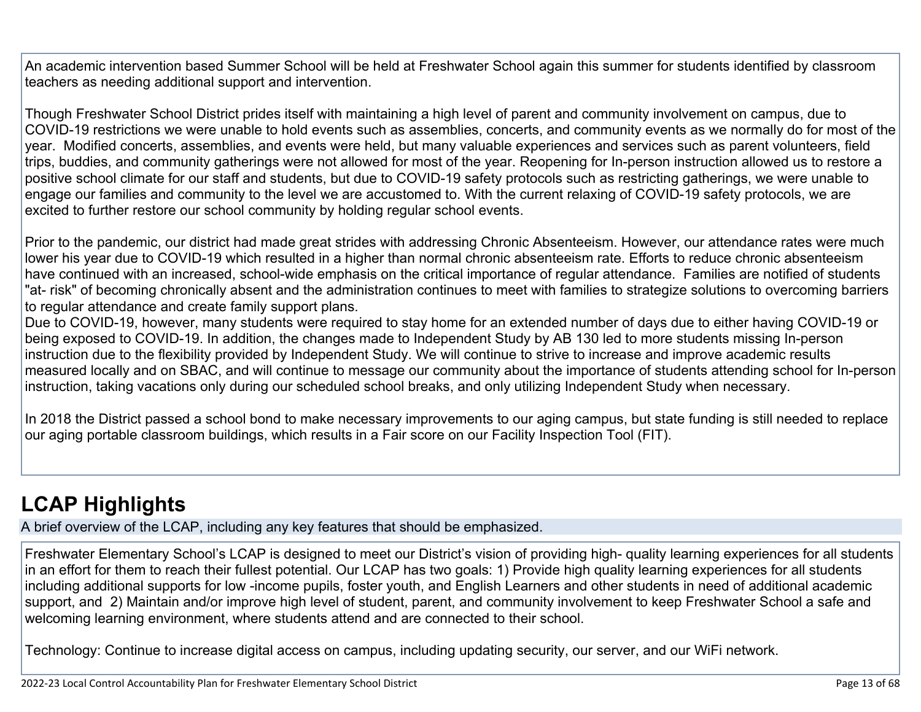An academic intervention based Summer School will be held at Freshwater School again this summer for students identified by classroom teachers as needing additional support and intervention.

Though Freshwater School District prides itself with maintaining a high level of parent and community involvement on campus, due to COVID-19 restrictions we were unable to hold events such as assemblies, concerts, and community events as we normally do for most of the year. Modified concerts, assemblies, and events were held, but many valuable experiences and services such as parent volunteers, field trips, buddies, and community gatherings were not allowed for most of the year. Reopening for In-person instruction allowed us to restore a positive school climate for our staff and students, but due to COVID-19 safety protocols such as restricting gatherings, we were unable to engage our families and community to the level we are accustomed to. With the current relaxing of COVID-19 safety protocols, we are excited to further restore our school community by holding regular school events.

Prior to the pandemic, our district had made great strides with addressing Chronic Absenteeism. However, our attendance rates were much lower his year due to COVID-19 which resulted in a higher than normal chronic absenteeism rate. Efforts to reduce chronic absenteeism have continued with an increased, school-wide emphasis on the critical importance of regular attendance. Families are notified of students "at- risk" of becoming chronically absent and the administration continues to meet with families to strategize solutions to overcoming barriers to regular attendance and create family support plans.
Due to COVID-19, however, many students were required to stay home for an extended number of days due to either having COVID-19 or being exposed to COVID-19. In addition, the changes made to Independent Study by AB 130 led to more students missing In-person instruction due to the flexibility provided by Independent Study. We will continue to strive to increase and improve academic results measured locally and on SBAC, and will continue to message our community about the importance of students attending school for In-person instruction, taking vacations only during our scheduled school breaks, and only utilizing Independent Study when necessary.

In 2018 the District passed a school bond to make necessary improvements to our aging campus, but state funding is still needed to replace our aging portable classroom buildings, which results in a Fair score on our Facility Inspection Tool (FIT).

# LCAP Highlights

A brief overview of the LCAP, including any key features that should be emphasized.

Freshwater Elementary School's LCAP is designed to meet our District's vision of providing high- quality learning experiences for all students in an effort for them to reach their fullest potential. Our LCAP has two goals: 1) Provide high quality learning experiences for all students including additional supports for low -income pupils, foster youth, and English Learners and other students in need of additional academic support, and 2) Maintain and/or improve high level of student, parent, and community involvement to keep Freshwater School a safe and welcoming learning environment, where students attend and are connected to their school.

Technology: Continue to increase digital access on campus, including updating security, our server, and our WiFi network.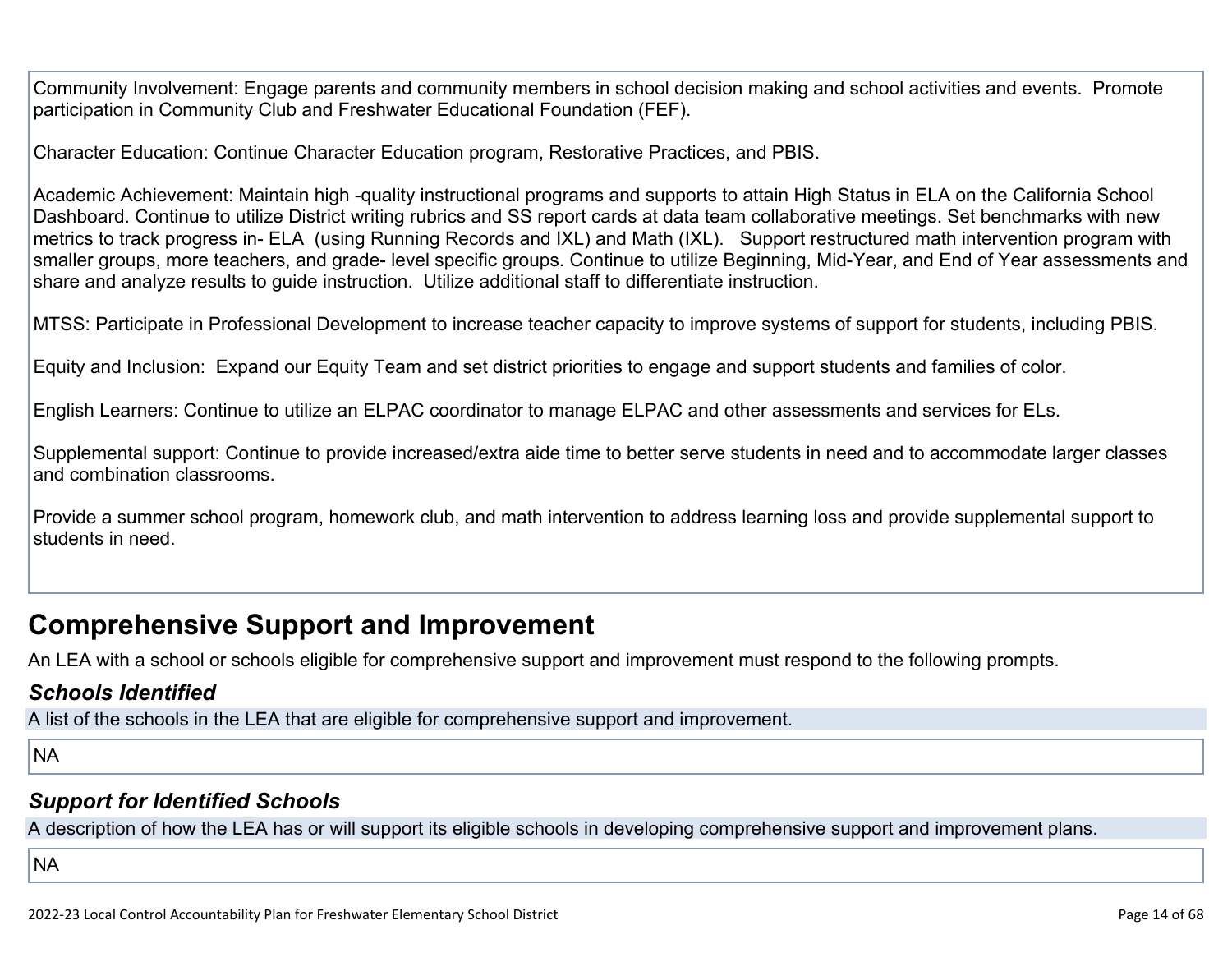Community Involvement: Engage parents and community members in school decision making and school activities and events. Promote participation in Community Club and Freshwater Educational Foundation (FEF).

Character Education: Continue Character Education program, Restorative Practices, and PBIS.

Academic Achievement: Maintain high -quality instructional programs and supports to attain High Status in ELA on the California School Dashboard. Continue to utilize District writing rubrics and SS report cards at data team collaborative meetings. Set benchmarks with new metrics to track progress in- ELA (using Running Records and IXL) and Math (IXL). Support restructured math intervention program with smaller groups, more teachers, and grade- level specific groups. Continue to utilize Beginning, Mid-Year, and End of Year assessments and share and analyze results to guide instruction. Utilize additional staff to differentiate instruction.

MTSS: Participate in Professional Development to increase teacher capacity to improve systems of support for students, including PBIS.

Equity and Inclusion: Expand our Equity Team and set district priorities to engage and support students and families of color.

English Learners: Continue to utilize an ELPAC coordinator to manage ELPAC and other assessments and services for ELs.

Supplemental support: Continue to provide increased/extra aide time to better serve students in need and to accommodate larger classes and combination classrooms.

Provide a summer school program, homework club, and math intervention to address learning loss and provide supplemental support to students in need.

## Comprehensive Support and Improvement

An LEA with a school or schools eligible for comprehensive support and improvement must respond to the following prompts.

### *Schools Identified*

A list of the schools in the LEA that are eligible for comprehensive support and improvement.

NA

### *Support for Identified Schools*

A description of how the LEA has or will support its eligible schools in developing comprehensive support and improvement plans.

NA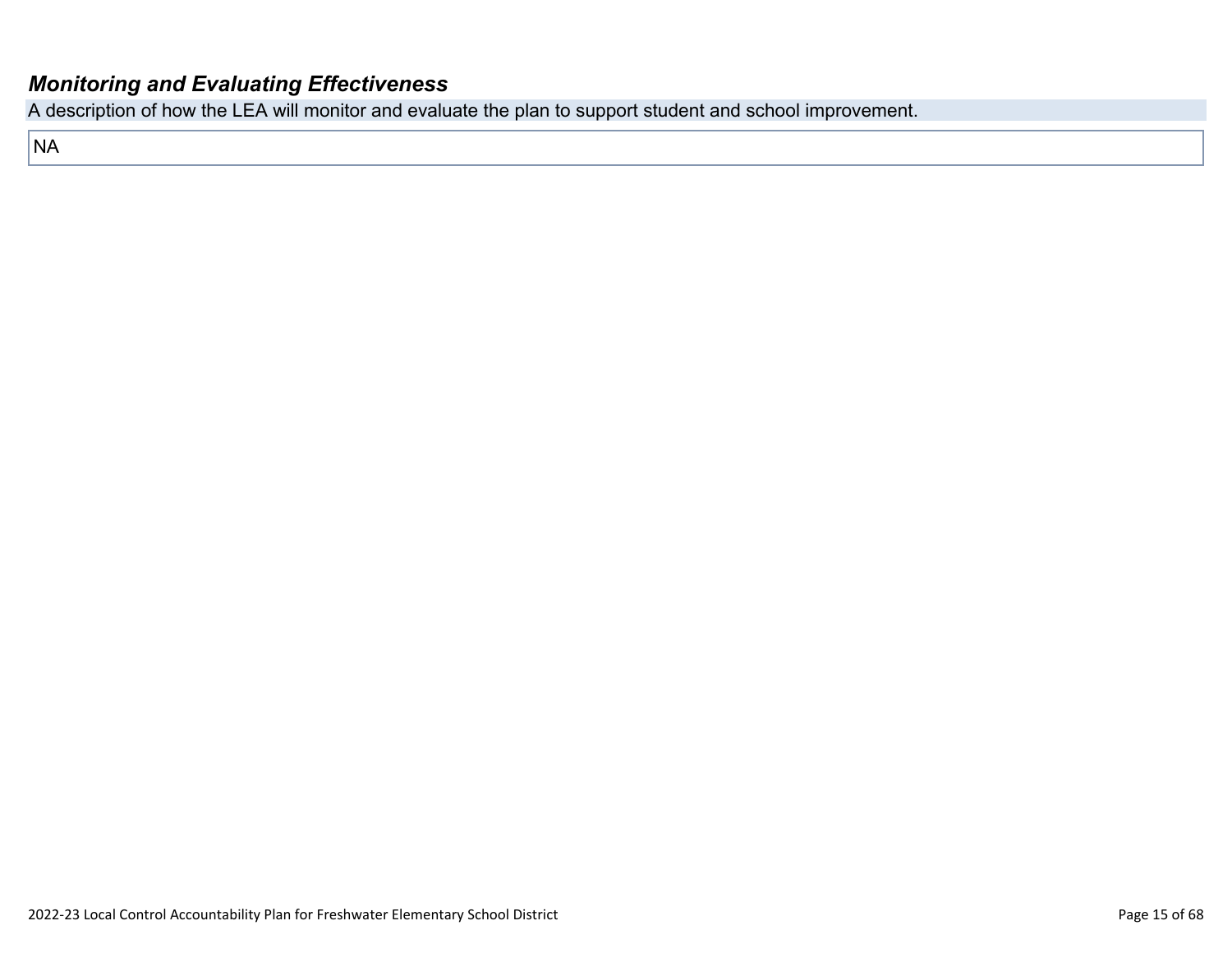### *Monitoring and Evaluating Effectiveness*

A description of how the LEA will monitor and evaluate the plan to support student and school improvement.

NA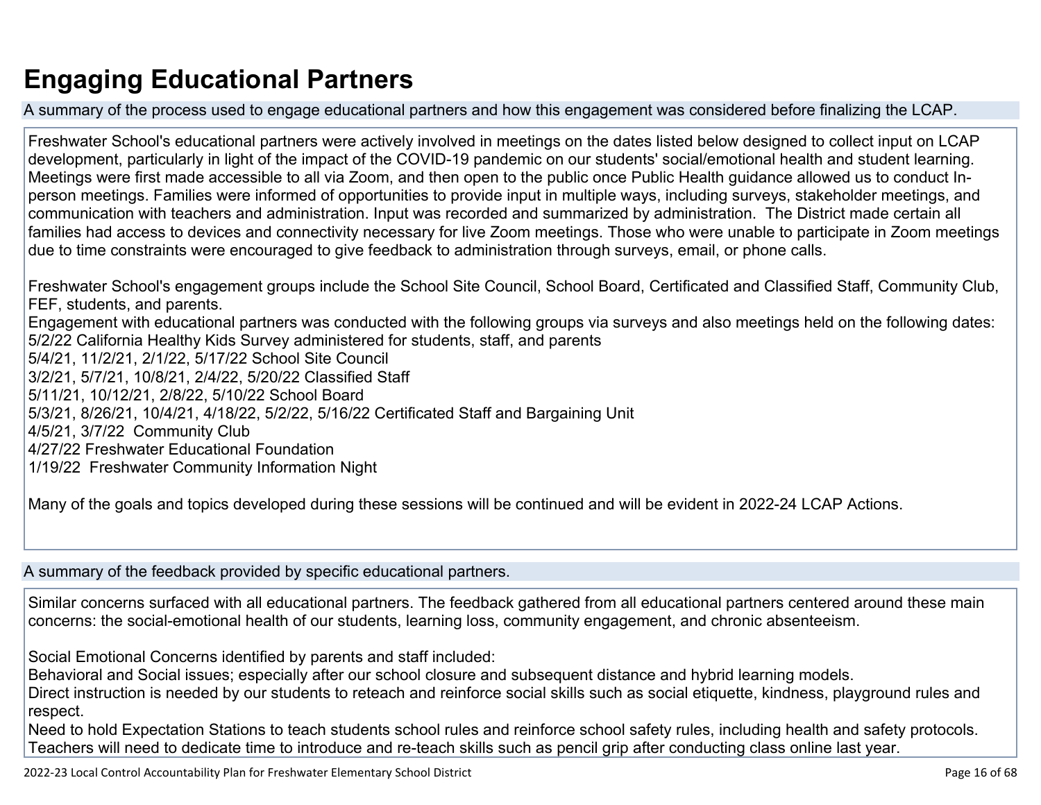# Engaging Educational Partners

A summary of the process used to engage educational partners and how this engagement was considered before finalizing the LCAP.

Freshwater School's educational partners were actively involved in meetings on the dates listed below designed to collect input on LCAP development, particularly in light of the impact of the COVID-19 pandemic on our students' social/emotional health and student learning. Meetings were first made accessible to all via Zoom, and then open to the public once Public Health guidance allowed us to conduct In-person meetings. Families were informed of opportunities to provide input in multiple ways, including surveys, stakeholder meetings, and communication with teachers and administration. Input was recorded and summarized by administration. The District made certain all families had access to devices and connectivity necessary for live Zoom meetings. Those who were unable to participate in Zoom meetings due to time constraints were encouraged to give feedback to administration through surveys, email, or phone calls.

Freshwater School's engagement groups include the School Site Council, School Board, Certificated and Classified Staff, Community Club, FEF, students, and parents.
Engagement with educational partners was conducted with the following groups via surveys and also meetings held on the following dates:
5/2/22 California Healthy Kids Survey administered for students, staff, and parents
5/4/21, 11/2/21, 2/1/22, 5/17/22 School Site Council
3/2/21, 5/7/21, 10/8/21, 2/4/22, 5/20/22 Classified Staff
5/11/21, 10/12/21, 2/8/22, 5/10/22 School Board
5/3/21, 8/26/21, 10/4/21, 4/18/22, 5/2/22, 5/16/22 Certificated Staff and Bargaining Unit
4/5/21, 3/7/22 Community Club
4/27/22 Freshwater Educational Foundation
1/19/22 Freshwater Community Information Night

Many of the goals and topics developed during these sessions will be continued and will be evident in 2022-24 LCAP Actions.

A summary of the feedback provided by specific educational partners.

Similar concerns surfaced with all educational partners. The feedback gathered from all educational partners centered around these main concerns: the social-emotional health of our students, learning loss, community engagement, and chronic absenteeism.

Social Emotional Concerns identified by parents and staff included:
Behavioral and Social issues; especially after our school closure and subsequent distance and hybrid learning models.
Direct instruction is needed by our students to reteach and reinforce social skills such as social etiquette, kindness, playground rules and respect.
Need to hold Expectation Stations to teach students school rules and reinforce school safety rules, including health and safety protocols.
Teachers will need to dedicate time to introduce and re-teach skills such as pencil grip after conducting class online last year.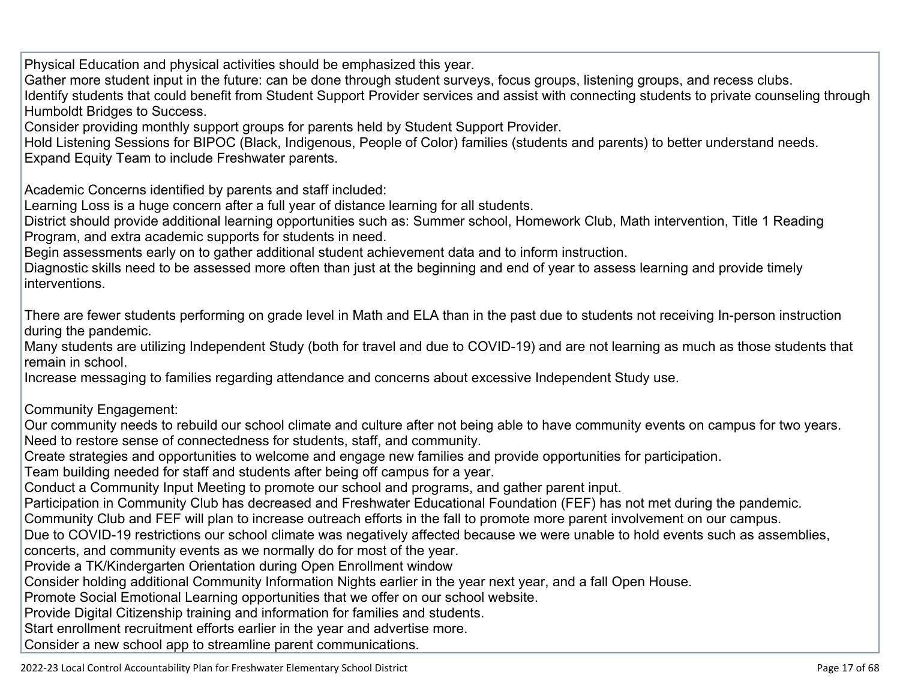Physical Education and physical activities should be emphasized this year.
Gather more student input in the future: can be done through student surveys, focus groups, listening groups, and recess clubs.
Identify students that could benefit from Student Support Provider services and assist with connecting students to private counseling through Humboldt Bridges to Success.
Consider providing monthly support groups for parents held by Student Support Provider.
Hold Listening Sessions for BIPOC (Black, Indigenous, People of Color) families (students and parents) to better understand needs.
Expand Equity Team to include Freshwater parents.

Academic Concerns identified by parents and staff included:
Learning Loss is a huge concern after a full year of distance learning for all students.
District should provide additional learning opportunities such as: Summer school, Homework Club, Math intervention, Title 1 Reading Program, and extra academic supports for students in need.
Begin assessments early on to gather additional student achievement data and to inform instruction.
Diagnostic skills need to be assessed more often than just at the beginning and end of year to assess learning and provide timely interventions.

There are fewer students performing on grade level in Math and ELA than in the past due to students not receiving In-person instruction during the pandemic.
Many students are utilizing Independent Study (both for travel and due to COVID-19) and are not learning as much as those students that remain in school.
Increase messaging to families regarding attendance and concerns about excessive Independent Study use.

Community Engagement:
Our community needs to rebuild our school climate and culture after not being able to have community events on campus for two years.
Need to restore sense of connectedness for students, staff, and community.
Create strategies and opportunities to welcome and engage new families and provide opportunities for participation.
Team building needed for staff and students after being off campus for a year.
Conduct a Community Input Meeting to promote our school and programs, and gather parent input.
Participation in Community Club has decreased and Freshwater Educational Foundation (FEF) has not met during the pandemic.
Community Club and FEF will plan to increase outreach efforts in the fall to promote more parent involvement on our campus.
Due to COVID-19 restrictions our school climate was negatively affected because we were unable to hold events such as assemblies, concerts, and community events as we normally do for most of the year.
Provide a TK/Kindergarten Orientation during Open Enrollment window
Consider holding additional Community Information Nights earlier in the year next year, and a fall Open House.
Promote Social Emotional Learning opportunities that we offer on our school website.
Provide Digital Citizenship training and information for families and students.
Start enrollment recruitment efforts earlier in the year and advertise more.
Consider a new school app to streamline parent communications.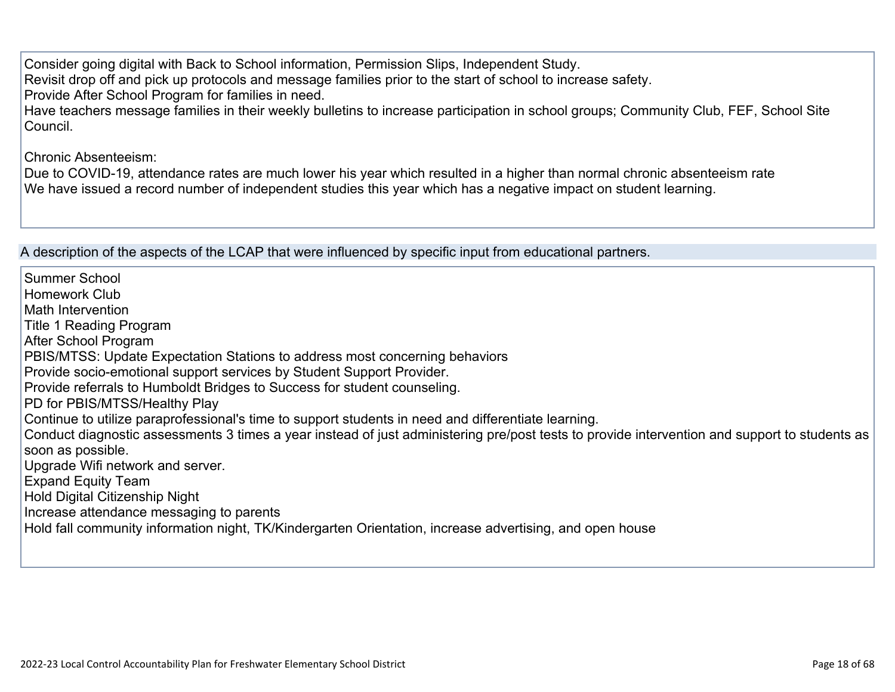Consider going digital with Back to School information, Permission Slips, Independent Study.
Revisit drop off and pick up protocols and message families prior to the start of school to increase safety.
Provide After School Program for families in need.
Have teachers message families in their weekly bulletins to increase participation in school groups; Community Club, FEF, School Site Council.

Chronic Absenteeism:
Due to COVID-19, attendance rates are much lower his year which resulted in a higher than normal chronic absenteeism rate
We have issued a record number of independent studies this year which has a negative impact on student learning.

A description of the aspects of the LCAP that were influenced by specific input from educational partners.

Summer School
Homework Club
Math Intervention
Title 1 Reading Program
After School Program
PBIS/MTSS: Update Expectation Stations to address most concerning behaviors
Provide socio-emotional support services by Student Support Provider.
Provide referrals to Humboldt Bridges to Success for student counseling.
PD for PBIS/MTSS/Healthy Play
Continue to utilize paraprofessional's time to support students in need and differentiate learning.
Conduct diagnostic assessments 3 times a year instead of just administering pre/post tests to provide intervention and support to students as soon as possible.
Upgrade Wifi network and server.
Expand Equity Team
Hold Digital Citizenship Night
Increase attendance messaging to parents
Hold fall community information night, TK/Kindergarten Orientation, increase advertising, and open house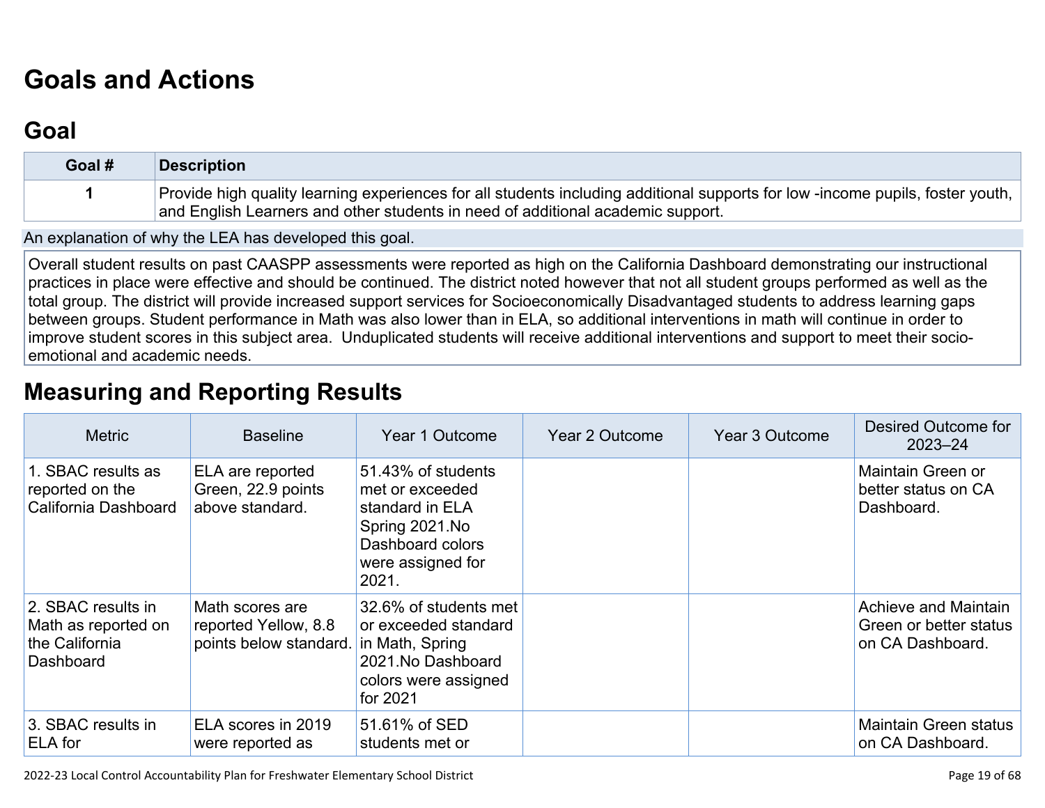# Goals and Actions

## Goal

| Goal # | Description |
| --- | --- |
| 1 | Provide high quality learning experiences for all students including additional supports for low -income pupils, foster youth, and English Learners and other students in need of additional academic support. |

An explanation of why the LEA has developed this goal.

Overall student results on past CAASPP assessments were reported as high on the California Dashboard demonstrating our instructional practices in place were effective and should be continued. The district noted however that not all student groups performed as well as the total group. The district will provide increased support services for Socioeconomically Disadvantaged students to address learning gaps between groups. Student performance in Math was also lower than in ELA, so additional interventions in math will continue in order to improve student scores in this subject area. Unduplicated students will receive additional interventions and support to meet their socio-emotional and academic needs.

# Measuring and Reporting Results

| Metric | Baseline | Year 1 Outcome | Year 2 Outcome | Year 3 Outcome | Desired Outcome for 2023–24 |
| --- | --- | --- | --- | --- | --- |
| 1. SBAC results as reported on the California Dashboard | ELA are reported Green, 22.9 points above standard. | 51.43% of students met or exceeded standard in ELA Spring 2021.No Dashboard colors were assigned for 2021. | | | Maintain Green or better status on CA Dashboard. |
| 2. SBAC results in Math as reported on the California Dashboard | Math scores are reported Yellow, 8.8 points below standard. | 32.6% of students met or exceeded standard in Math, Spring 2021.No Dashboard colors were assigned for 2021 | | | Achieve and Maintain Green or better status on CA Dashboard. |
| 3. SBAC results in ELA for | ELA scores in 2019 were reported as | 51.61% of SED students met or | | | Maintain Green status on CA Dashboard. |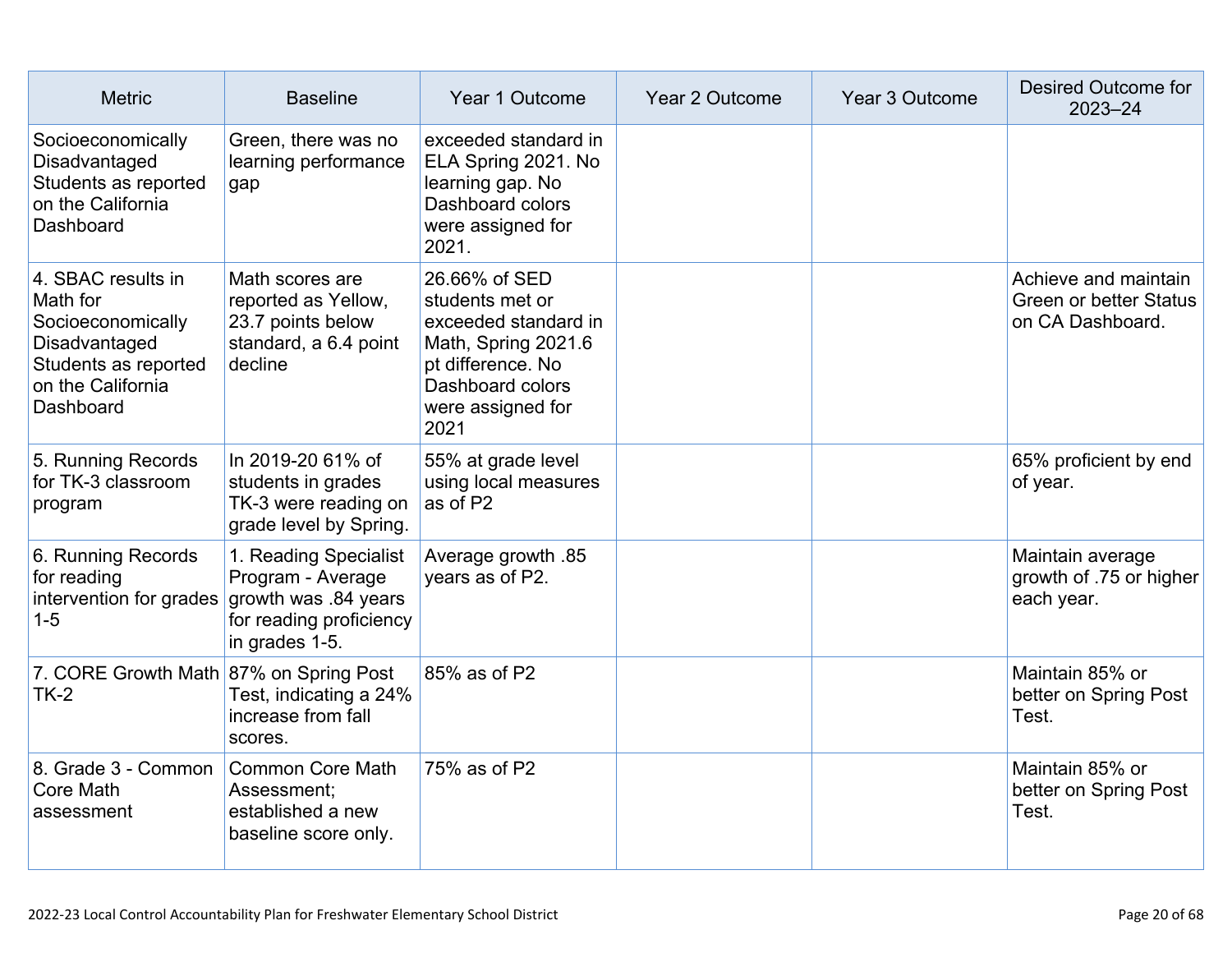| Metric | Baseline | Year 1 Outcome | Year 2 Outcome | Year 3 Outcome | Desired Outcome for 2023–24 |
|---|---|---|---|---|---|
| Socioeconomically Disadvantaged Students as reported on the California Dashboard | Green, there was no learning performance gap | exceeded standard in ELA Spring 2021. No learning gap. No Dashboard colors were assigned for 2021. | | | |
| 4. SBAC results in Math for Socioeconomically Disadvantaged Students as reported on the California Dashboard | Math scores are reported as Yellow, 23.7 points below standard, a 6.4 point decline | 26.66% of SED students met or exceeded standard in Math, Spring 2021.6 pt difference. No Dashboard colors were assigned for 2021 | | | Achieve and maintain Green or better Status on CA Dashboard. |
| 5. Running Records for TK-3 classroom program | In 2019-20 61% of students in grades TK-3 were reading on grade level by Spring. | 55% at grade level using local measures as of P2 | | | 65% proficient by end of year. |
| 6. Running Records for reading intervention for grades 1-5 | 1. Reading Specialist Program - Average growth was .84 years for reading proficiency in grades 1-5. | Average growth .85 years as of P2. | | | Maintain average growth of .75 or higher each year. |
| 7. CORE Growth Math TK-2 | 87% on Spring Post Test, indicating a 24% increase from fall scores. | 85% as of P2 | | | Maintain 85% or better on Spring Post Test. |
| 8. Grade 3 - Common Core Math assessment | Common Core Math Assessment; established a new baseline score only. | 75% as of P2 | | | Maintain 85% or better on Spring Post Test. |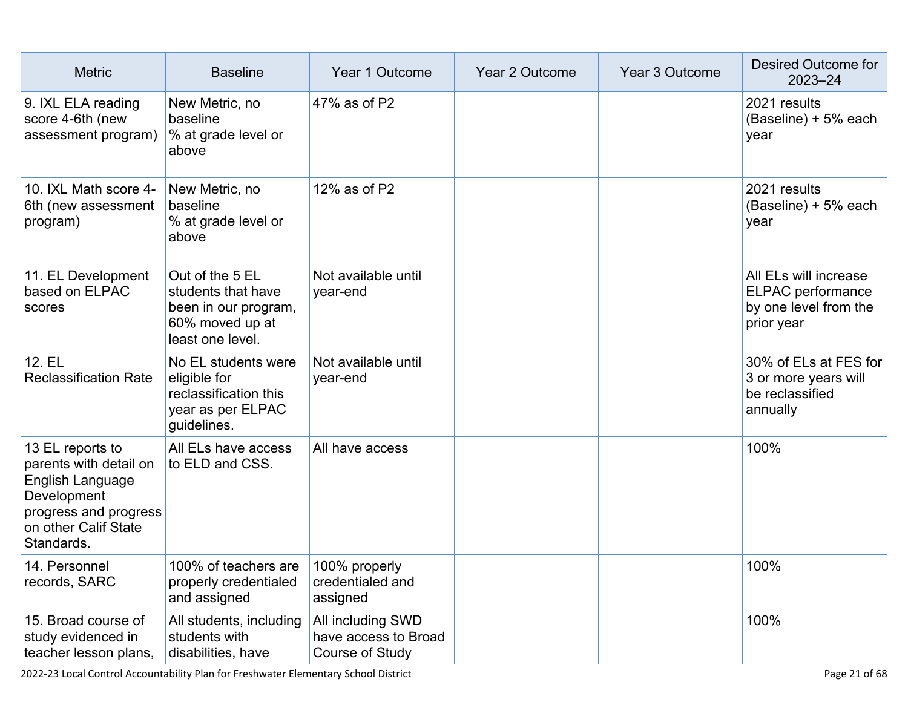| Metric | Baseline | Year 1 Outcome | Year 2 Outcome | Year 3 Outcome | Desired Outcome for 2023–24 |
| --- | --- | --- | --- | --- | --- |
| 9. IXL ELA reading score 4-6th (new assessment program) | New Metric, no baseline<br>% at grade level or above | 47% as of P2 | | | 2021 results (Baseline) + 5% each year |
| 10. IXL Math score 4-6th (new assessment program) | New Metric, no baseline<br>% at grade level or above | 12% as of P2 | | | 2021 results (Baseline) + 5% each year |
| 11. EL Development based on ELPAC scores | Out of the 5 EL students that have been in our program, 60% moved up at least one level. | Not available until year-end | | | All ELs will increase ELPAC performance by one level from the prior year |
| 12. EL Reclassification Rate | No EL students were eligible for reclassification this year as per ELPAC guidelines. | Not available until year-end | | | 30% of ELs at FES for 3 or more years will be reclassified annually |
| 13 EL reports to parents with detail on English Language Development progress and progress on other Calif State Standards. | All ELs have access to ELD and CSS. | All have access | | | 100% |
| 14. Personnel records, SARC | 100% of teachers are properly credentialed and assigned | 100% properly credentialed and assigned | | | 100% |
| 15. Broad course of study evidenced in teacher lesson plans, | All students, including students with disabilities, have | All including SWD have access to Broad Course of Study | | | 100% |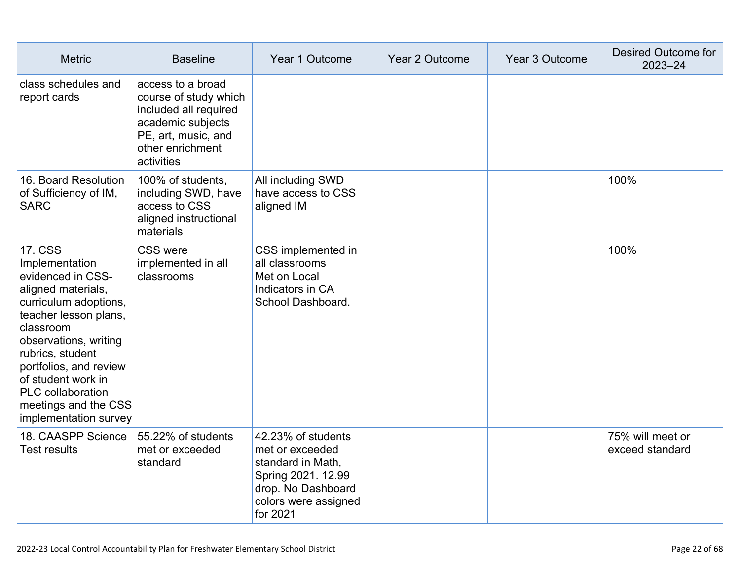| Metric | Baseline | Year 1 Outcome | Year 2 Outcome | Year 3 Outcome | Desired Outcome for 2023–24 |
|---|---|---|---|---|---|
| class schedules and report cards | access to a broad course of study which included all required academic subjects PE, art, music, and other enrichment activities | | | | |
| 16. Board Resolution of Sufficiency of IM, SARC | 100% of students, including SWD, have access to CSS aligned instructional materials | All including SWD have access to CSS aligned IM | | | 100% |
| 17. CSS Implementation evidenced in CSS-aligned materials, curriculum adoptions, teacher lesson plans, classroom observations, writing rubrics, student portfolios, and review of student work in PLC collaboration meetings and the CSS implementation survey | CSS were implemented in all classrooms | CSS implemented in all classrooms Met on Local Indicators in CA School Dashboard. | | | 100% |
| 18. CAASPP Science Test results | 55.22% of students met or exceeded standard | 42.23% of students met or exceeded standard in Math, Spring 2021. 12.99 drop. No Dashboard colors were assigned for 2021 | | | 75% will meet or exceed standard |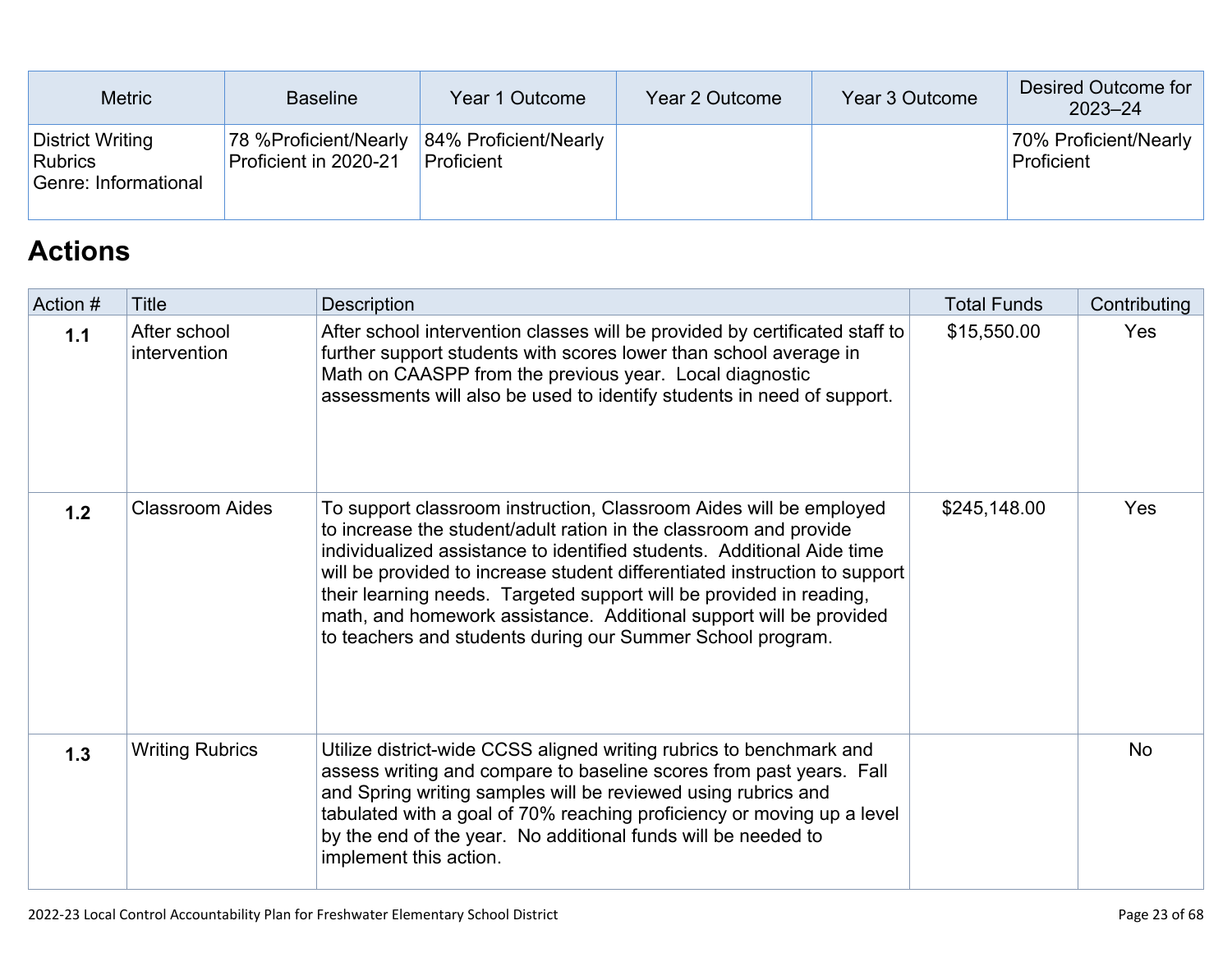| Metric | Baseline | Year 1 Outcome | Year 2 Outcome | Year 3 Outcome | Desired Outcome for 2023–24 |
| --- | --- | --- | --- | --- | --- |
| District Writing Rubrics Genre: Informational | 78 %Proficient/Nearly Proficient in 2020-21 | 84% Proficient/Nearly Proficient | | | 70% Proficient/Nearly Proficient |

## Actions

| Action # | Title | Description | Total Funds | Contributing |
| --- | --- | --- | --- | --- |
| **1.1** | After school intervention | After school intervention classes will be provided by certificated staff to further support students with scores lower than school average in Math on CAASPP from the previous year. Local diagnostic assessments will also be used to identify students in need of support. | $15,550.00 | Yes |
| **1.2** | Classroom Aides | To support classroom instruction, Classroom Aides will be employed to increase the student/adult ration in the classroom and provide individualized assistance to identified students. Additional Aide time will be provided to increase student differentiated instruction to support their learning needs. Targeted support will be provided in reading, math, and homework assistance. Additional support will be provided to teachers and students during our Summer School program. | $245,148.00 | Yes |
| **1.3** | Writing Rubrics | Utilize district-wide CCSS aligned writing rubrics to benchmark and assess writing and compare to baseline scores from past years. Fall and Spring writing samples will be reviewed using rubrics and tabulated with a goal of 70% reaching proficiency or moving up a level by the end of the year. No additional funds will be needed to implement this action. | | No |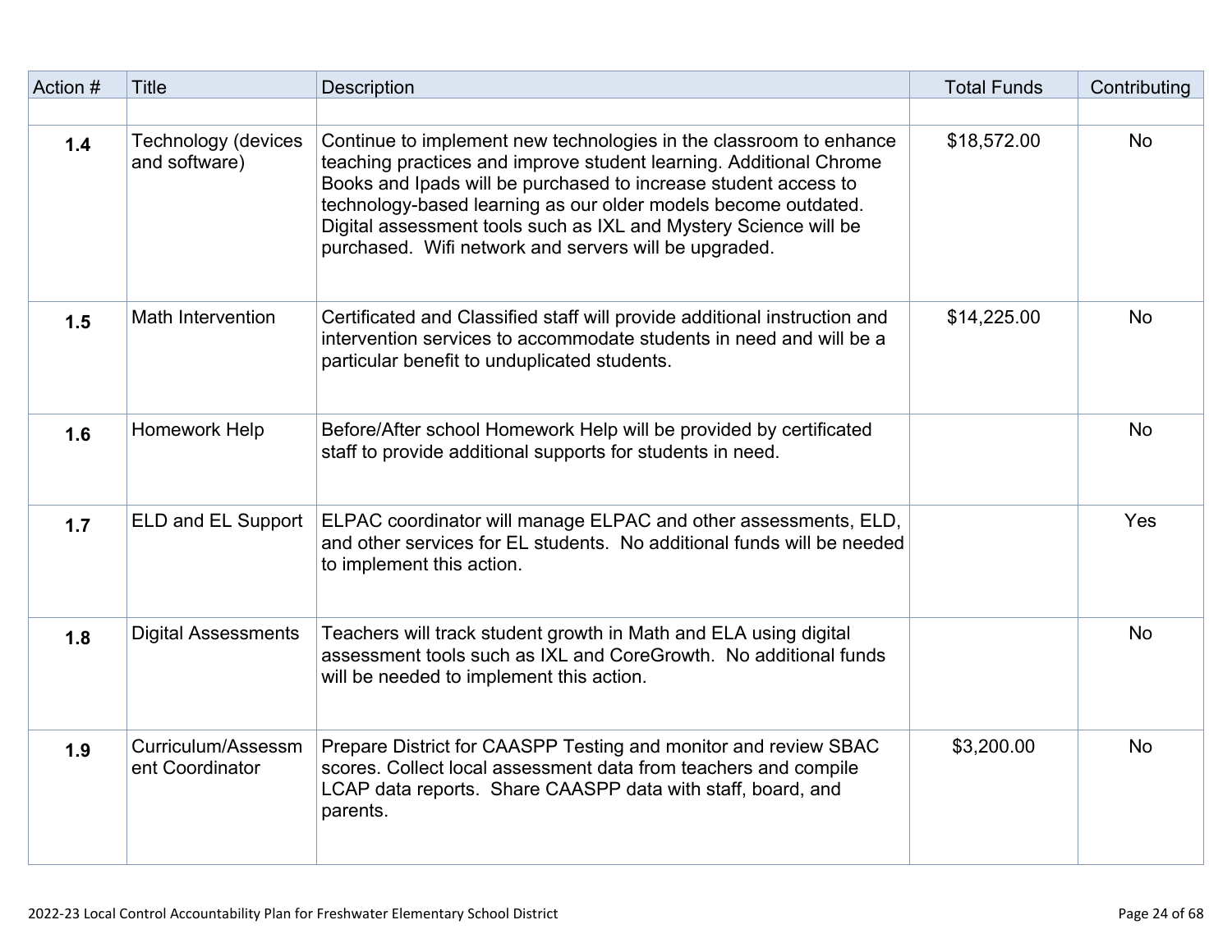| Action # | Title | Description | Total Funds | Contributing |
|---|---|---|---|---|
| | | | | |
| **1.4** | Technology (devices and software) | Continue to implement new technologies in the classroom to enhance teaching practices and improve student learning. Additional Chrome Books and Ipads will be purchased to increase student access to technology-based learning as our older models become outdated. Digital assessment tools such as IXL and Mystery Science will be purchased. Wifi network and servers will be upgraded. | $18,572.00 | No |
| **1.5** | Math Intervention | Certificated and Classified staff will provide additional instruction and intervention services to accommodate students in need and will be a particular benefit to unduplicated students. | $14,225.00 | No |
| **1.6** | Homework Help | Before/After school Homework Help will be provided by certificated staff to provide additional supports for students in need. | | No |
| **1.7** | ELD and EL Support | ELPAC coordinator will manage ELPAC and other assessments, ELD, and other services for EL students. No additional funds will be needed to implement this action. | | Yes |
| **1.8** | Digital Assessments | Teachers will track student growth in Math and ELA using digital assessment tools such as IXL and CoreGrowth. No additional funds will be needed to implement this action. | | No |
| **1.9** | Curriculum/Assessment Coordinator | Prepare District for CAASPP Testing and monitor and review SBAC scores. Collect local assessment data from teachers and compile LCAP data reports. Share CAASPP data with staff, board, and parents. | $3,200.00 | No |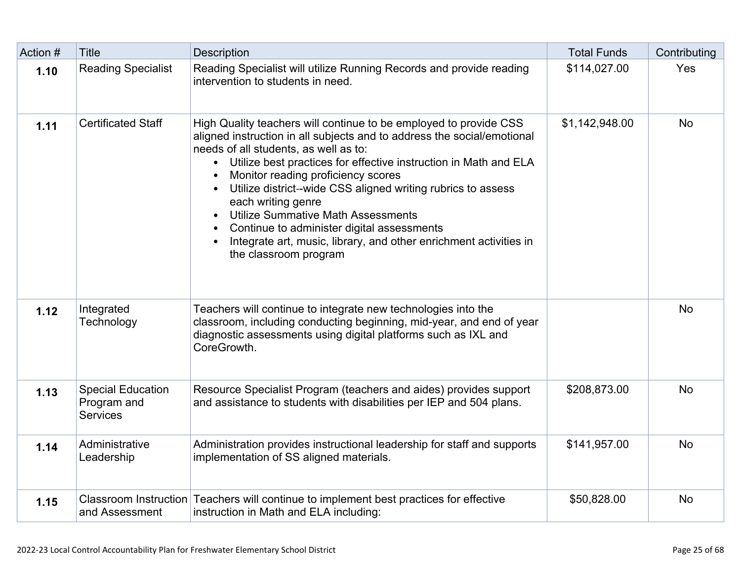| Action # | Title | Description | Total Funds | Contributing |
|---|---|---|---|---|
| **1.10** | Reading Specialist | Reading Specialist will utilize Running Records and provide reading intervention to students in need. | $114,027.00 | Yes |
| **1.11** | Certificated Staff | High Quality teachers will continue to be employed to provide CSS aligned instruction in all subjects and to address the social/emotional needs of all students, as well as to: <br>• Utilize best practices for effective instruction in Math and ELA <br>• Monitor reading proficiency scores <br>• Utilize district--wide CSS aligned writing rubrics to assess each writing genre <br>• Utilize Summative Math Assessments <br>• Continue to administer digital assessments <br>• Integrate art, music, library, and other enrichment activities in the classroom program | $1,142,948.00 | No |
| **1.12** | Integrated Technology | Teachers will continue to integrate new technologies into the classroom, including conducting beginning, mid-year, and end of year diagnostic assessments using digital platforms such as IXL and CoreGrowth. | | No |
| **1.13** | Special Education Program and Services | Resource Specialist Program (teachers and aides) provides support and assistance to students with disabilities per IEP and 504 plans. | $208,873.00 | No |
| **1.14** | Administrative Leadership | Administration provides instructional leadership for staff and supports implementation of SS aligned materials. | $141,957.00 | No |
| **1.15** | Classroom Instruction and Assessment | Teachers will continue to implement best practices for effective instruction in Math and ELA including: | $50,828.00 | No |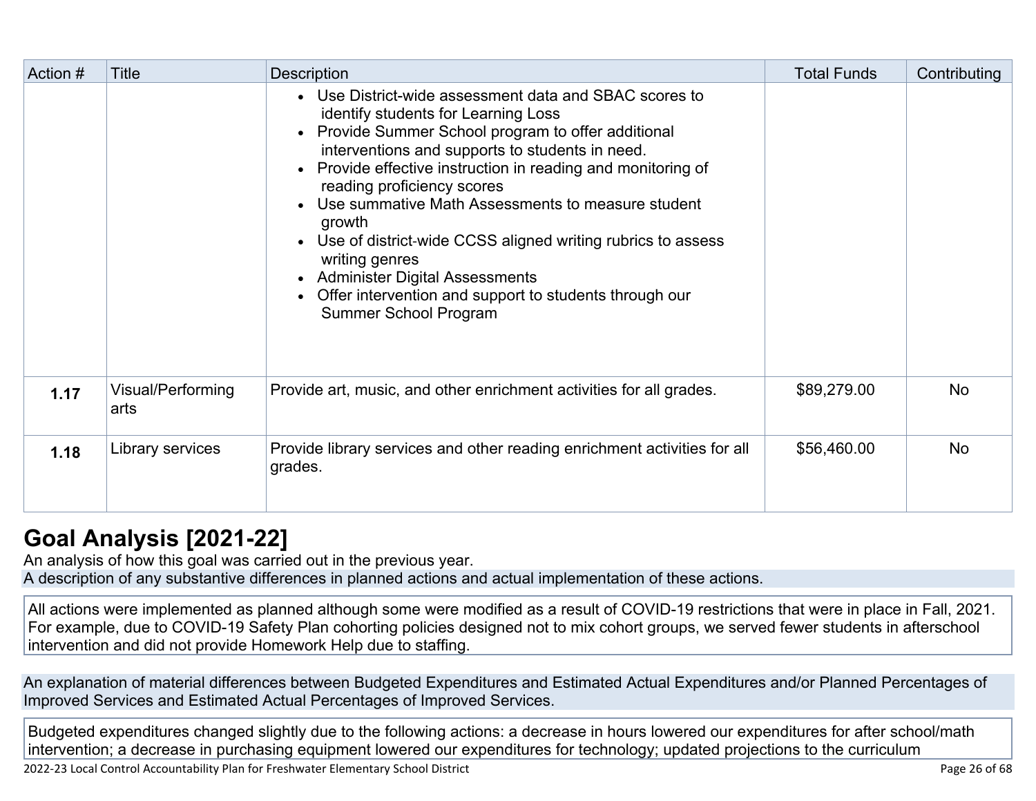| Action # | Title | Description | Total Funds | Contributing |
|---|---|---|---|---|
| | | • Use District-wide assessment data and SBAC scores to identify students for Learning Loss<br>• Provide Summer School program to offer additional interventions and supports to students in need.<br>• Provide effective instruction in reading and monitoring of reading proficiency scores<br>• Use summative Math Assessments to measure student growth<br>• Use of district-wide CCSS aligned writing rubrics to assess writing genres<br>• Administer Digital Assessments<br>• Offer intervention and support to students through our Summer School Program | | |
| **1.17** | Visual/Performing arts | Provide art, music, and other enrichment activities for all grades. | $89,279.00 | No |
| **1.18** | Library services | Provide library services and other reading enrichment activities for all grades. | $56,460.00 | No |

## Goal Analysis [2021-22]

An analysis of how this goal was carried out in the previous year.

A description of any substantive differences in planned actions and actual implementation of these actions.

All actions were implemented as planned although some were modified as a result of COVID-19 restrictions that were in place in Fall, 2021. For example, due to COVID-19 Safety Plan cohorting policies designed not to mix cohort groups, we served fewer students in afterschool intervention and did not provide Homework Help due to staffing.

An explanation of material differences between Budgeted Expenditures and Estimated Actual Expenditures and/or Planned Percentages of Improved Services and Estimated Actual Percentages of Improved Services.

Budgeted expenditures changed slightly due to the following actions: a decrease in hours lowered our expenditures for after school/math intervention; a decrease in purchasing equipment lowered our expenditures for technology; updated projections to the curriculum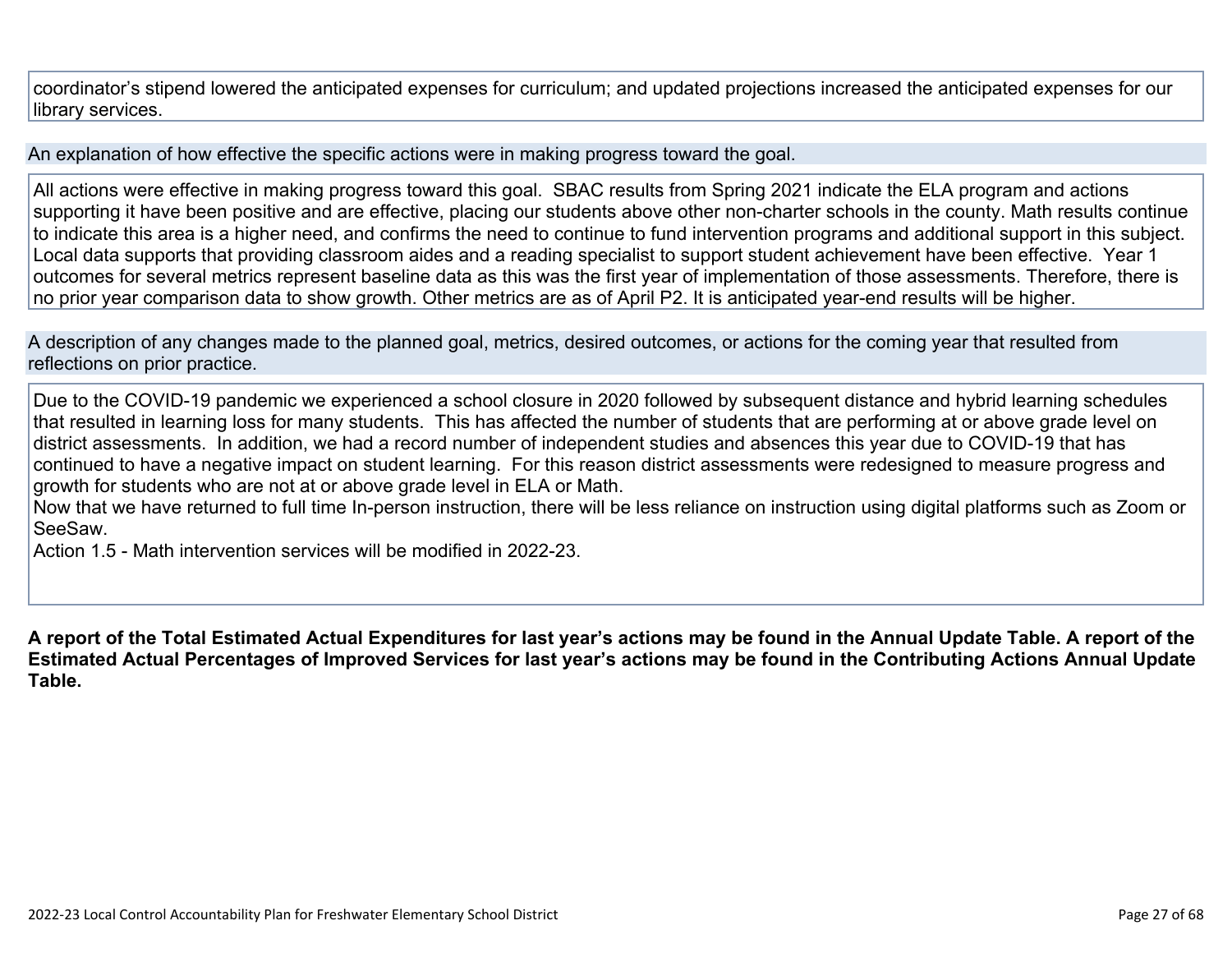coordinator's stipend lowered the anticipated expenses for curriculum; and updated projections increased the anticipated expenses for our library services.

An explanation of how effective the specific actions were in making progress toward the goal.

All actions were effective in making progress toward this goal. SBAC results from Spring 2021 indicate the ELA program and actions supporting it have been positive and are effective, placing our students above other non-charter schools in the county. Math results continue to indicate this area is a higher need, and confirms the need to continue to fund intervention programs and additional support in this subject. Local data supports that providing classroom aides and a reading specialist to support student achievement have been effective. Year 1 outcomes for several metrics represent baseline data as this was the first year of implementation of those assessments. Therefore, there is no prior year comparison data to show growth. Other metrics are as of April P2. It is anticipated year-end results will be higher.

A description of any changes made to the planned goal, metrics, desired outcomes, or actions for the coming year that resulted from reflections on prior practice.

Due to the COVID-19 pandemic we experienced a school closure in 2020 followed by subsequent distance and hybrid learning schedules that resulted in learning loss for many students. This has affected the number of students that are performing at or above grade level on district assessments. In addition, we had a record number of independent studies and absences this year due to COVID-19 that has continued to have a negative impact on student learning. For this reason district assessments were redesigned to measure progress and growth for students who are not at or above grade level in ELA or Math.
Now that we have returned to full time In-person instruction, there will be less reliance on instruction using digital platforms such as Zoom or SeeSaw.
Action 1.5 - Math intervention services will be modified in 2022-23.

**A report of the Total Estimated Actual Expenditures for last year's actions may be found in the Annual Update Table. A report of the Estimated Actual Percentages of Improved Services for last year's actions may be found in the Contributing Actions Annual Update Table.**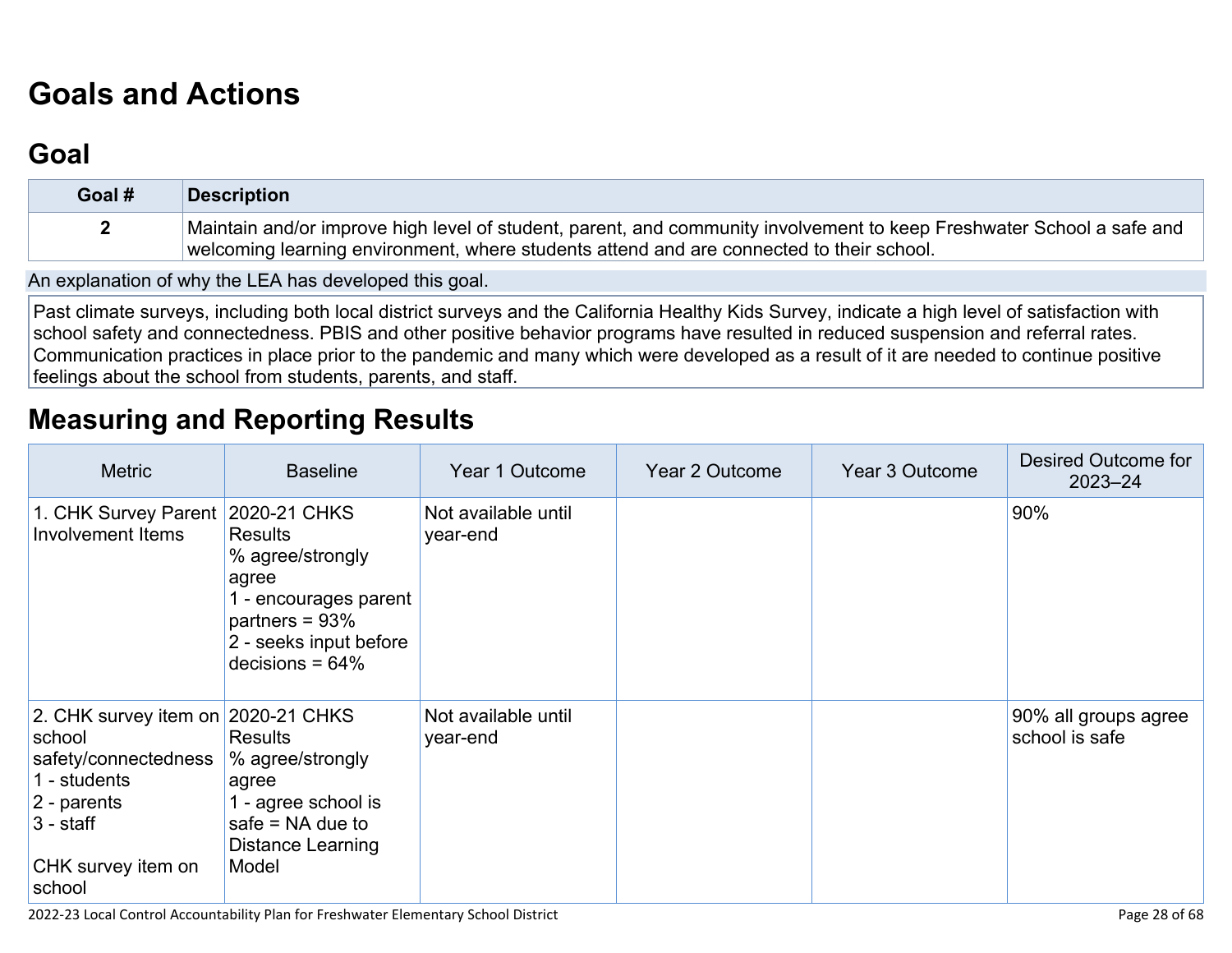# Goals and Actions

## Goal

| Goal # | Description |
|---|---|
| 2 | Maintain and/or improve high level of student, parent, and community involvement to keep Freshwater School a safe and welcoming learning environment, where students attend and are connected to their school. |

An explanation of why the LEA has developed this goal.

Past climate surveys, including both local district surveys and the California Healthy Kids Survey, indicate a high level of satisfaction with school safety and connectedness. PBIS and other positive behavior programs have resulted in reduced suspension and referral rates. Communication practices in place prior to the pandemic and many which were developed as a result of it are needed to continue positive feelings about the school from students, parents, and staff.

# Measuring and Reporting Results

| Metric | Baseline | Year 1 Outcome | Year 2 Outcome | Year 3 Outcome | Desired Outcome for 2023–24 |
|---|---|---|---|---|---|
| 1. CHK Survey Parent Involvement Items | 2020-21 CHKS Results<br>% agree/strongly agree<br>1 - encourages parent partners = 93%<br>2 - seeks input before decisions = 64% | Not available until year-end | | | 90% |
| 2. CHK survey item on school safety/connectedness<br>1 - students<br>2 - parents<br>3 - staff<br><br>CHK survey item on school | 2020-21 CHKS Results<br>% agree/strongly agree<br>1 - agree school is safe = NA due to Distance Learning Model | Not available until year-end | | | 90% all groups agree school is safe |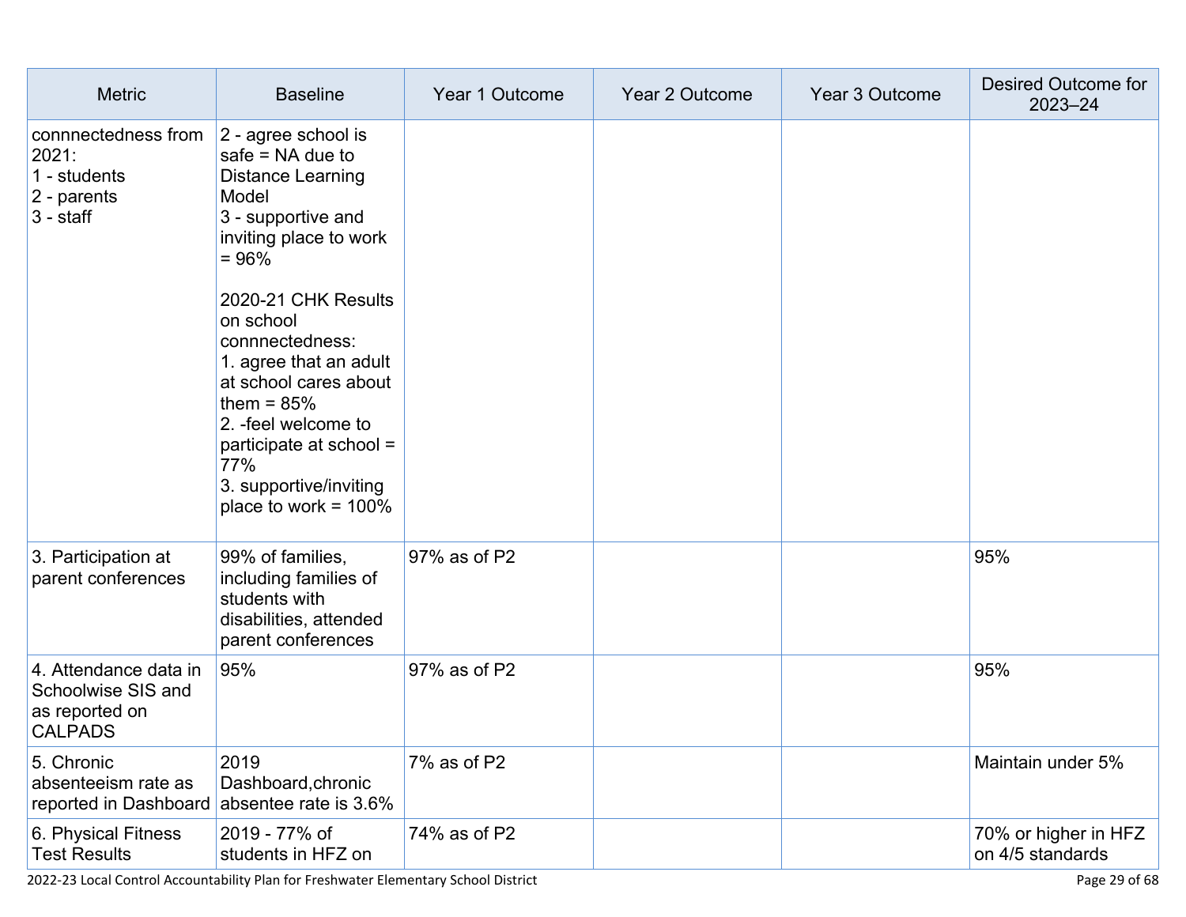| Metric | Baseline | Year 1 Outcome | Year 2 Outcome | Year 3 Outcome | Desired Outcome for 2023–24 |
|---|---|---|---|---|---|
| connnectedness from 2021:<br>1 - students<br>2 - parents<br>3 - staff | 2 - agree school is safe = NA due to Distance Learning Model<br>3 - supportive and inviting place to work = 96%<br><br>2020-21 CHK Results on school connnectedness:<br>1. agree that an adult at school cares about them = 85%<br>2. -feel welcome to participate at school = 77%<br>3. supportive/inviting place to work = 100% | | | | |
| 3. Participation at parent conferences | 99% of families, including families of students with disabilities, attended parent conferences | 97% as of P2 | | | 95% |
| 4. Attendance data in Schoolwise SIS and as reported on CALPADS | 95% | 97% as of P2 | | | 95% |
| 5. Chronic absenteeism rate as reported in Dashboard | 2019 Dashboard,chronic absentee rate is 3.6% | 7% as of P2 | | | Maintain under 5% |
| 6. Physical Fitness Test Results | 2019 - 77% of students in HFZ on | 74% as of P2 | | | 70% or higher in HFZ on 4/5 standards |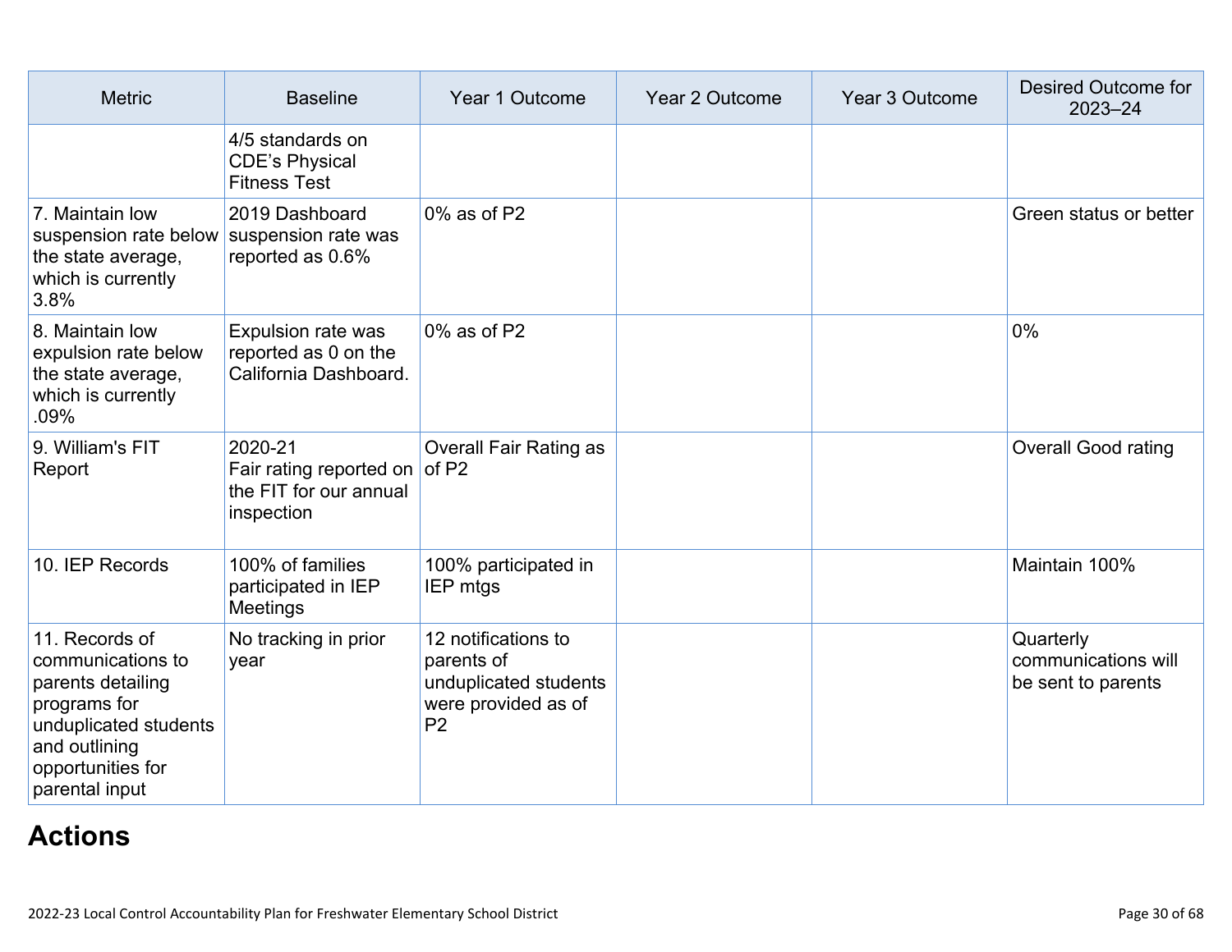| Metric | Baseline | Year 1 Outcome | Year 2 Outcome | Year 3 Outcome | Desired Outcome for 2023–24 |
|---|---|---|---|---|---|
| | 4/5 standards on CDE's Physical Fitness Test | | | | |
| 7. Maintain low suspension rate below the state average, which is currently 3.8% | 2019 Dashboard suspension rate was reported as 0.6% | 0% as of P2 | | | Green status or better |
| 8. Maintain low expulsion rate below the state average, which is currently .09% | Expulsion rate was reported as 0 on the California Dashboard. | 0% as of P2 | | | 0% |
| 9. William's FIT Report | 2020-21 Fair rating reported on the FIT for our annual inspection | Overall Fair Rating as of P2 | | | Overall Good rating |
| 10. IEP Records | 100% of families participated in IEP Meetings | 100% participated in IEP mtgs | | | Maintain 100% |
| 11. Records of communications to parents detailing programs for unduplicated students and outlining opportunities for parental input | No tracking in prior year | 12 notifications to parents of unduplicated students were provided as of P2 | | | Quarterly communications will be sent to parents |

# Actions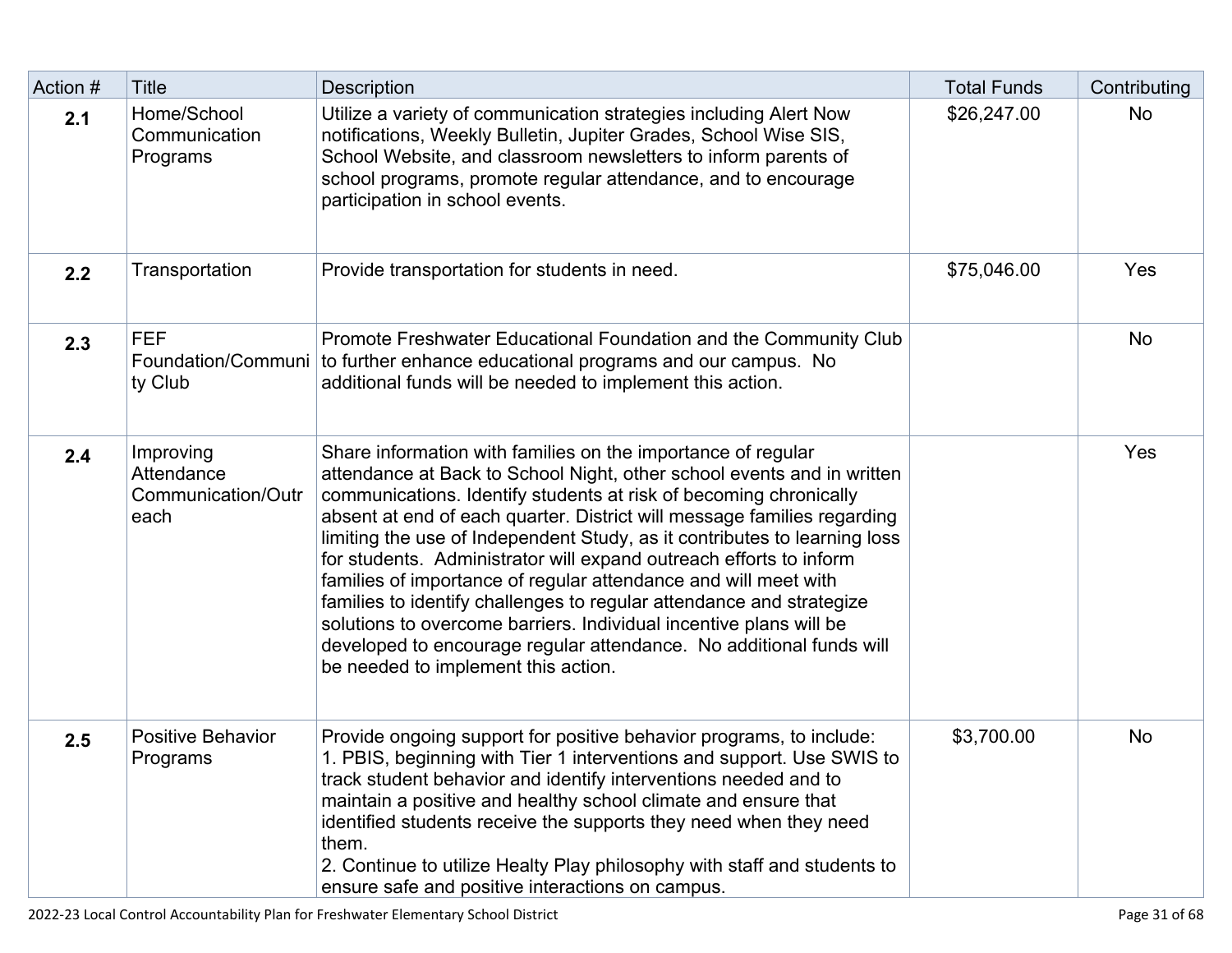| Action # | Title | Description | Total Funds | Contributing |
|---|---|---|---|---|
| **2.1** | Home/School Communication Programs | Utilize a variety of communication strategies including Alert Now notifications, Weekly Bulletin, Jupiter Grades, School Wise SIS, School Website, and classroom newsletters to inform parents of school programs, promote regular attendance, and to encourage participation in school events. | $26,247.00 | No |
| **2.2** | Transportation | Provide transportation for students in need. | $75,046.00 | Yes |
| **2.3** | FEF Foundation/Community Club | Promote Freshwater Educational Foundation and the Community Club to further enhance educational programs and our campus. No additional funds will be needed to implement this action. | | No |
| **2.4** | Improving Attendance Communication/Outreach | Share information with families on the importance of regular attendance at Back to School Night, other school events and in written communications. Identify students at risk of becoming chronically absent at end of each quarter. District will message families regarding limiting the use of Independent Study, as it contributes to learning loss for students. Administrator will expand outreach efforts to inform families of importance of regular attendance and will meet with families to identify challenges to regular attendance and strategize solutions to overcome barriers. Individual incentive plans will be developed to encourage regular attendance. No additional funds will be needed to implement this action. | | Yes |
| **2.5** | Positive Behavior Programs | Provide ongoing support for positive behavior programs, to include:<br>1. PBIS, beginning with Tier 1 interventions and support. Use SWIS to track student behavior and identify interventions needed and to maintain a positive and healthy school climate and ensure that identified students receive the supports they need when they need them.<br>2. Continue to utilize Healty Play philosophy with staff and students to ensure safe and positive interactions on campus. | $3,700.00 | No |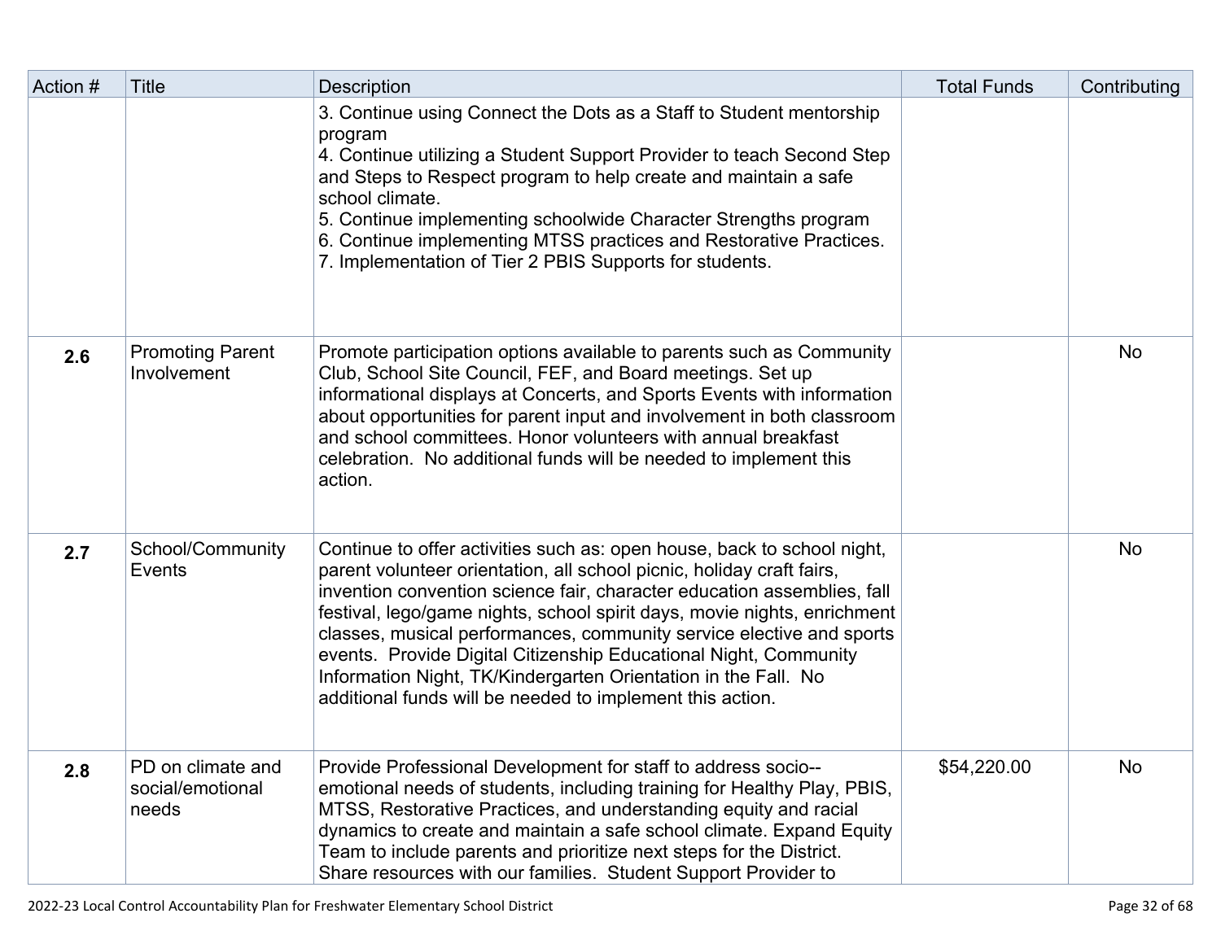| Action # | Title | Description | Total Funds | Contributing |
|---|---|---|---|---|
| | | 3. Continue using Connect the Dots as a Staff to Student mentorship program<br>4. Continue utilizing a Student Support Provider to teach Second Step and Steps to Respect program to help create and maintain a safe school climate.<br>5. Continue implementing schoolwide Character Strengths program<br>6. Continue implementing MTSS practices and Restorative Practices.<br>7. Implementation of Tier 2 PBIS Supports for students. | | |
| **2.6** | Promoting Parent Involvement | Promote participation options available to parents such as Community Club, School Site Council, FEF, and Board meetings. Set up informational displays at Concerts, and Sports Events with information about opportunities for parent input and involvement in both classroom and school committees. Honor volunteers with annual breakfast celebration. No additional funds will be needed to implement this action. | | No |
| **2.7** | School/Community Events | Continue to offer activities such as: open house, back to school night, parent volunteer orientation, all school picnic, holiday craft fairs, invention convention science fair, character education assemblies, fall festival, lego/game nights, school spirit days, movie nights, enrichment classes, musical performances, community service elective and sports events. Provide Digital Citizenship Educational Night, Community Information Night, TK/Kindergarten Orientation in the Fall. No additional funds will be needed to implement this action. | | No |
| **2.8** | PD on climate and social/emotional needs | Provide Professional Development for staff to address socio--emotional needs of students, including training for Healthy Play, PBIS, MTSS, Restorative Practices, and understanding equity and racial dynamics to create and maintain a safe school climate. Expand Equity Team to include parents and prioritize next steps for the District. Share resources with our families. Student Support Provider to | $54,220.00 | No |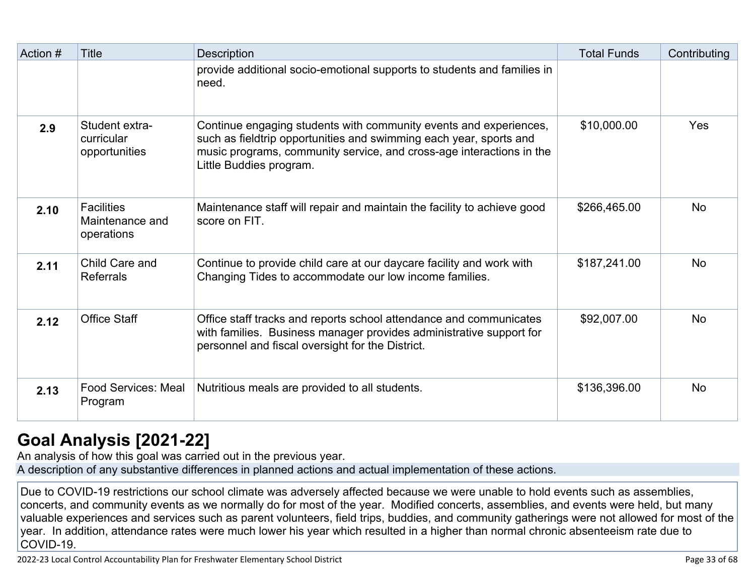| Action # | Title | Description | Total Funds | Contributing |
| --- | --- | --- | --- | --- |
| | | provide additional socio-emotional supports to students and families in need. | | |
| **2.9** | Student extra-curricular opportunities | Continue engaging students with community events and experiences, such as fieldtrip opportunities and swimming each year, sports and music programs, community service, and cross-age interactions in the Little Buddies program. | $10,000.00 | Yes |
| **2.10** | Facilities Maintenance and operations | Maintenance staff will repair and maintain the facility to achieve good score on FIT. | $266,465.00 | No |
| **2.11** | Child Care and Referrals | Continue to provide child care at our daycare facility and work with Changing Tides to accommodate our low income families. | $187,241.00 | No |
| **2.12** | Office Staff | Office staff tracks and reports school attendance and communicates with families. Business manager provides administrative support for personnel and fiscal oversight for the District. | $92,007.00 | No |
| **2.13** | Food Services: Meal Program | Nutritious meals are provided to all students. | $136,396.00 | No |

## Goal Analysis [2021-22]

An analysis of how this goal was carried out in the previous year.

A description of any substantive differences in planned actions and actual implementation of these actions.

Due to COVID-19 restrictions our school climate was adversely affected because we were unable to hold events such as assemblies, concerts, and community events as we normally do for most of the year. Modified concerts, assemblies, and events were held, but many valuable experiences and services such as parent volunteers, field trips, buddies, and community gatherings were not allowed for most of the year. In addition, attendance rates were much lower his year which resulted in a higher than normal chronic absenteeism rate due to COVID-19.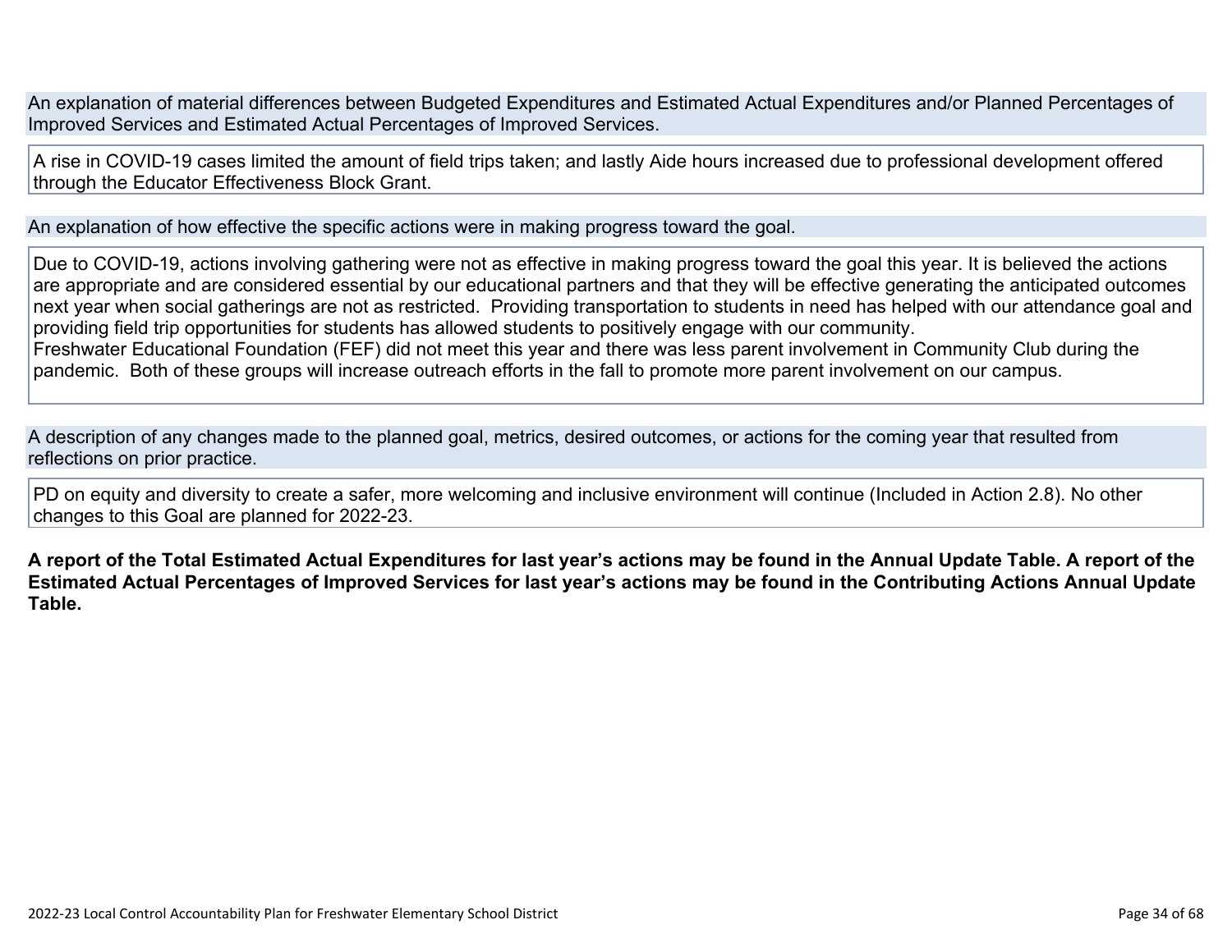An explanation of material differences between Budgeted Expenditures and Estimated Actual Expenditures and/or Planned Percentages of Improved Services and Estimated Actual Percentages of Improved Services.

A rise in COVID-19 cases limited the amount of field trips taken; and lastly Aide hours increased due to professional development offered through the Educator Effectiveness Block Grant.

An explanation of how effective the specific actions were in making progress toward the goal.

Due to COVID-19, actions involving gathering were not as effective in making progress toward the goal this year. It is believed the actions are appropriate and are considered essential by our educational partners and that they will be effective generating the anticipated outcomes next year when social gatherings are not as restricted.  Providing transportation to students in need has helped with our attendance goal and providing field trip opportunities for students has allowed students to positively engage with our community.
Freshwater Educational Foundation (FEF) did not meet this year and there was less parent involvement in Community Club during the pandemic.  Both of these groups will increase outreach efforts in the fall to promote more parent involvement on our campus.

A description of any changes made to the planned goal, metrics, desired outcomes, or actions for the coming year that resulted from reflections on prior practice.

PD on equity and diversity to create a safer, more welcoming and inclusive environment will continue (Included in Action 2.8). No other changes to this Goal are planned for 2022-23.

**A report of the Total Estimated Actual Expenditures for last year's actions may be found in the Annual Update Table. A report of the Estimated Actual Percentages of Improved Services for last year's actions may be found in the Contributing Actions Annual Update Table.**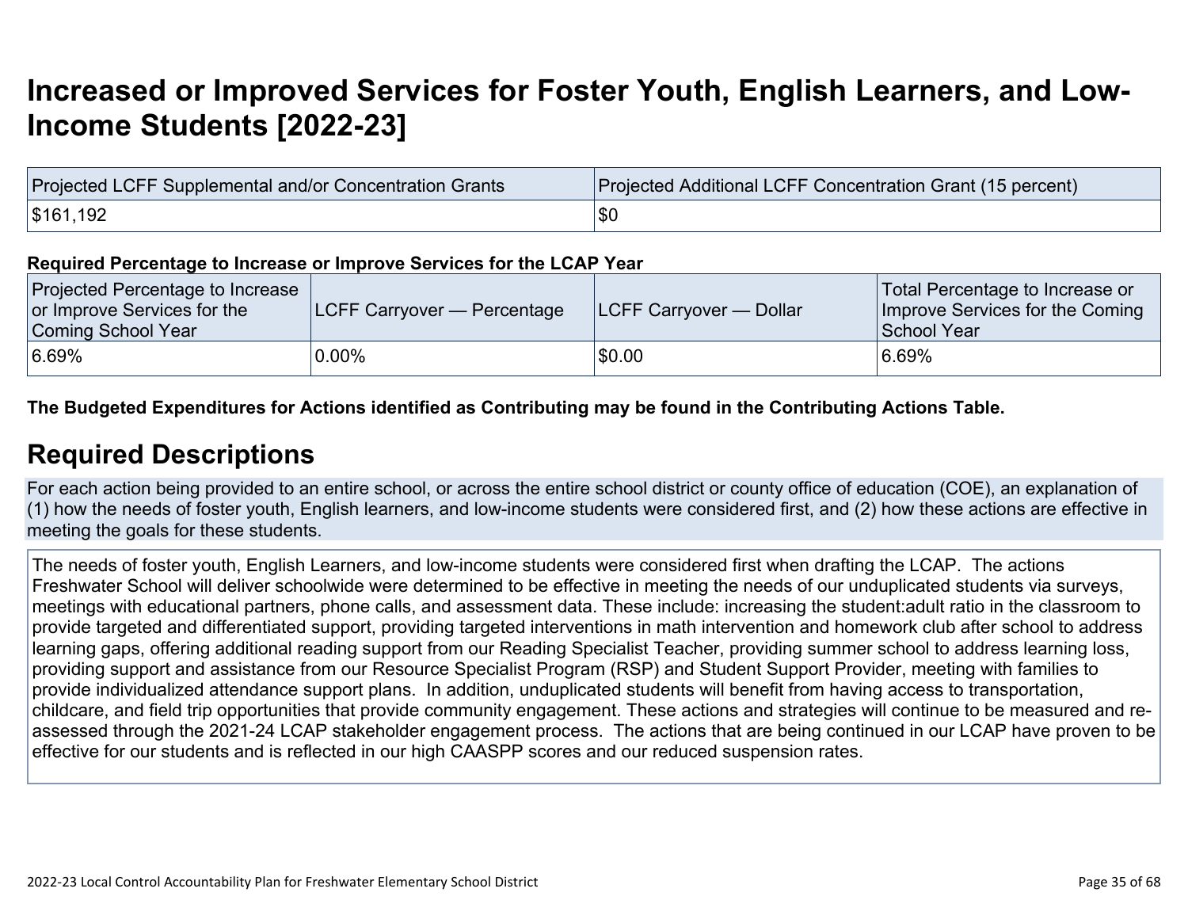# Increased or Improved Services for Foster Youth, English Learners, and Low-Income Students [2022-23]

| Projected LCFF Supplemental and/or Concentration Grants | Projected Additional LCFF Concentration Grant (15 percent) |
|---|---|
| $161,192 | $0 |

**Required Percentage to Increase or Improve Services for the LCAP Year**

| Projected Percentage to Increase or Improve Services for the Coming School Year | LCFF Carryover — Percentage | LCFF Carryover — Dollar | Total Percentage to Increase or Improve Services for the Coming School Year |
|---|---|---|---|
| 6.69% | 0.00% | $0.00 | 6.69% |

**The Budgeted Expenditures for Actions identified as Contributing may be found in the Contributing Actions Table.**

## Required Descriptions

For each action being provided to an entire school, or across the entire school district or county office of education (COE), an explanation of (1) how the needs of foster youth, English learners, and low-income students were considered first, and (2) how these actions are effective in meeting the goals for these students.

The needs of foster youth, English Learners, and low-income students were considered first when drafting the LCAP. The actions Freshwater School will deliver schoolwide were determined to be effective in meeting the needs of our unduplicated students via surveys, meetings with educational partners, phone calls, and assessment data. These include: increasing the student:adult ratio in the classroom to provide targeted and differentiated support, providing targeted interventions in math intervention and homework club after school to address learning gaps, offering additional reading support from our Reading Specialist Teacher, providing summer school to address learning loss, providing support and assistance from our Resource Specialist Program (RSP) and Student Support Provider, meeting with families to provide individualized attendance support plans. In addition, unduplicated students will benefit from having access to transportation, childcare, and field trip opportunities that provide community engagement. These actions and strategies will continue to be measured and re-assessed through the 2021-24 LCAP stakeholder engagement process. The actions that are being continued in our LCAP have proven to be effective for our students and is reflected in our high CAASPP scores and our reduced suspension rates.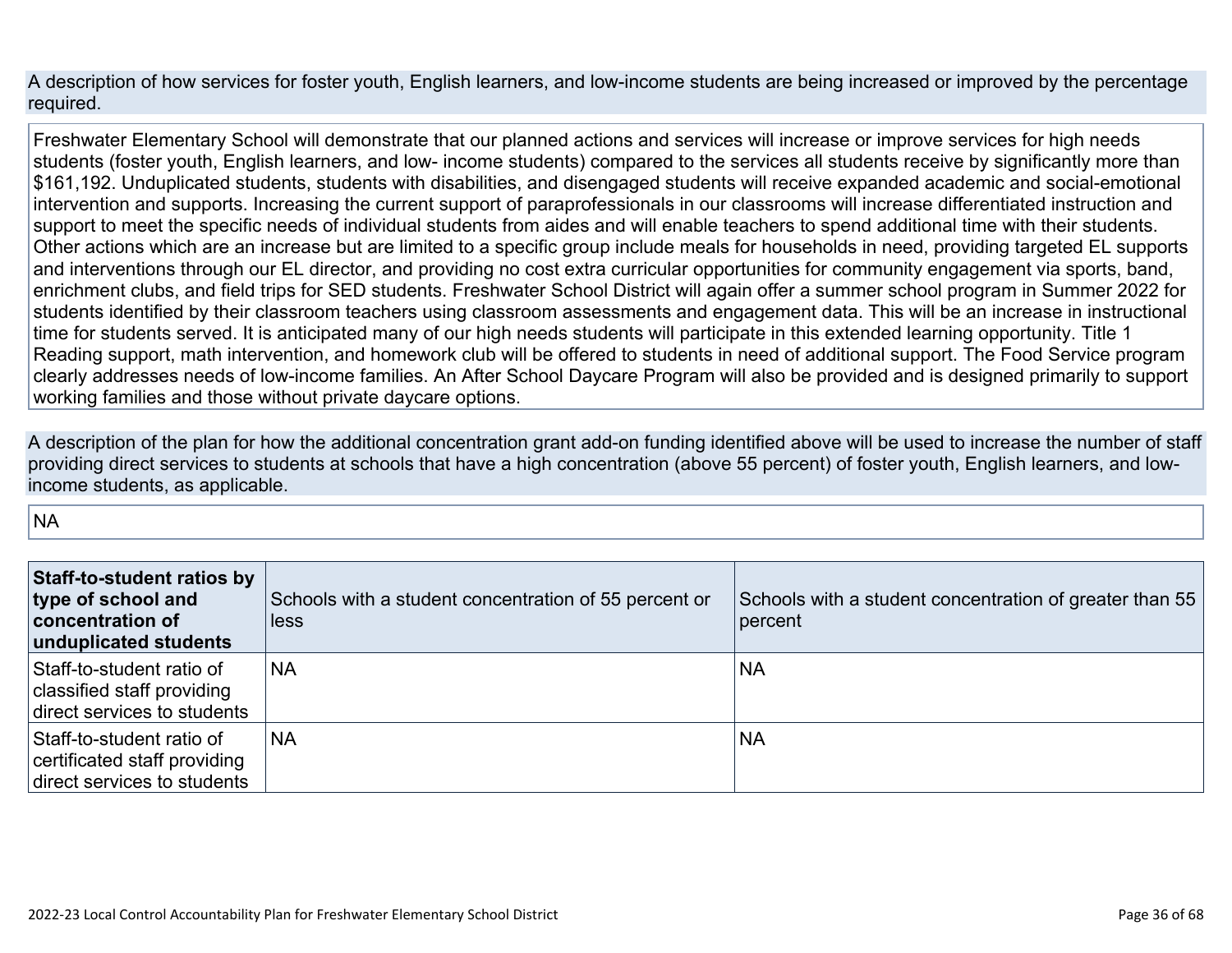A description of how services for foster youth, English learners, and low-income students are being increased or improved by the percentage required.

Freshwater Elementary School will demonstrate that our planned actions and services will increase or improve services for high needs students (foster youth, English learners, and low- income students) compared to the services all students receive by significantly more than $161,192. Unduplicated students, students with disabilities, and disengaged students will receive expanded academic and social-emotional intervention and supports. Increasing the current support of paraprofessionals in our classrooms will increase differentiated instruction and support to meet the specific needs of individual students from aides and will enable teachers to spend additional time with their students. Other actions which are an increase but are limited to a specific group include meals for households in need, providing targeted EL supports and interventions through our EL director, and providing no cost extra curricular opportunities for community engagement via sports, band, enrichment clubs, and field trips for SED students. Freshwater School District will again offer a summer school program in Summer 2022 for students identified by their classroom teachers using classroom assessments and engagement data. This will be an increase in instructional time for students served. It is anticipated many of our high needs students will participate in this extended learning opportunity. Title 1 Reading support, math intervention, and homework club will be offered to students in need of additional support. The Food Service program clearly addresses needs of low-income families. An After School Daycare Program will also be provided and is designed primarily to support working families and those without private daycare options.

A description of the plan for how the additional concentration grant add-on funding identified above will be used to increase the number of staff providing direct services to students at schools that have a high concentration (above 55 percent) of foster youth, English learners, and low-income students, as applicable.

NA

| **Staff-to-student ratios by type of school and concentration of unduplicated students** | Schools with a student concentration of 55 percent or less | Schools with a student concentration of greater than 55 percent |
|---|---|---|
| Staff-to-student ratio of classified staff providing direct services to students | NA | NA |
| Staff-to-student ratio of certificated staff providing direct services to students | NA | NA |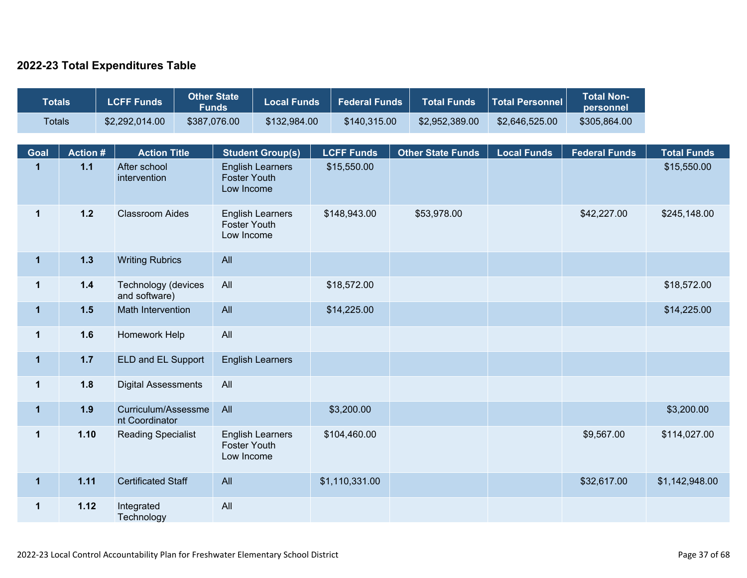## 2022-23 Total Expenditures Table

| Totals | LCFF Funds | Other State Funds | Local Funds | Federal Funds | Total Funds | Total Personnel | Total Non-personnel |
|---|---|---|---|---|---|---|---|
| Totals | $2,292,014.00 | $387,076.00 | $132,984.00 | $140,315.00 | $2,952,389.00 | $2,646,525.00 | $305,864.00 |

| Goal | Action # | Action Title | Student Group(s) | LCFF Funds | Other State Funds | Local Funds | Federal Funds | Total Funds |
|---|---|---|---|---|---|---|---|---|
| 1 | 1.1 | After school intervention | English Learners<br>Foster Youth<br>Low Income | $15,550.00 | | | | $15,550.00 |
| 1 | 1.2 | Classroom Aides | English Learners<br>Foster Youth<br>Low Income | $148,943.00 | $53,978.00 | | $42,227.00 | $245,148.00 |
| 1 | 1.3 | Writing Rubrics | All | | | | | |
| 1 | 1.4 | Technology (devices and software) | All | $18,572.00 | | | | $18,572.00 |
| 1 | 1.5 | Math Intervention | All | $14,225.00 | | | | $14,225.00 |
| 1 | 1.6 | Homework Help | All | | | | | |
| 1 | 1.7 | ELD and EL Support | English Learners | | | | | |
| 1 | 1.8 | Digital Assessments | All | | | | | |
| 1 | 1.9 | Curriculum/Assessment Coordinator | All | $3,200.00 | | | | $3,200.00 |
| 1 | 1.10 | Reading Specialist | English Learners<br>Foster Youth<br>Low Income | $104,460.00 | | | $9,567.00 | $114,027.00 |
| 1 | 1.11 | Certificated Staff | All | $1,110,331.00 | | | $32,617.00 | $1,142,948.00 |
| 1 | 1.12 | Integrated Technology | All | | | | | |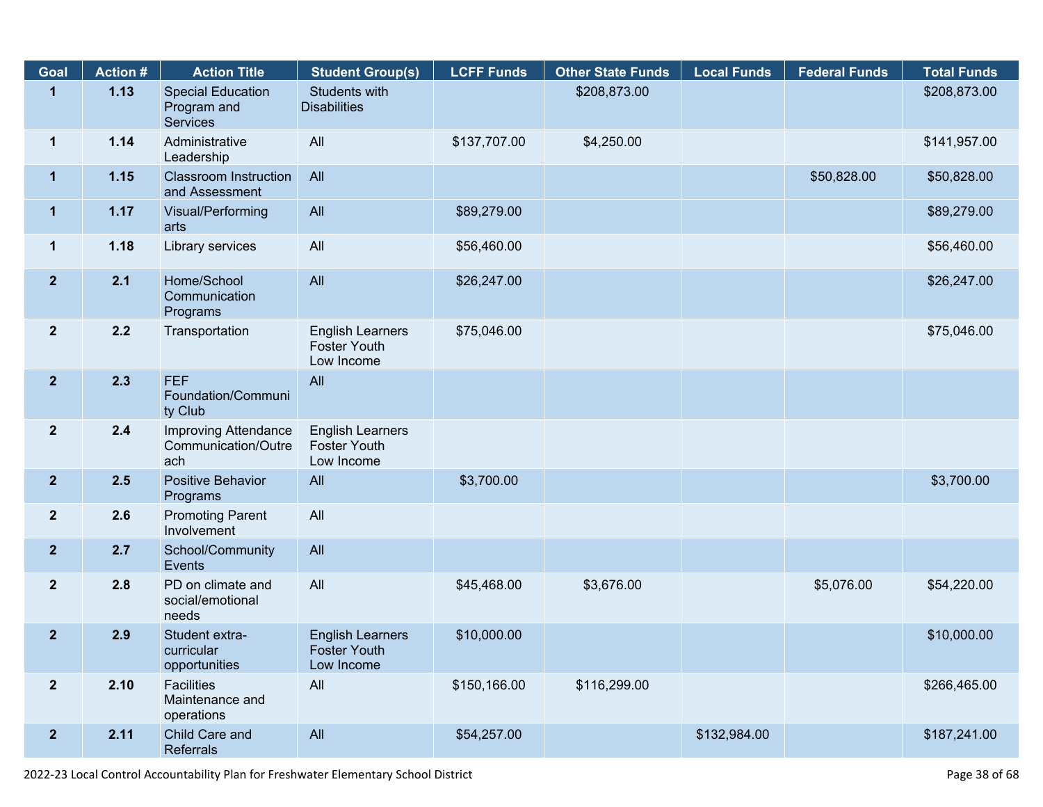| Goal | Action # | Action Title | Student Group(s) | LCFF Funds | Other State Funds | Local Funds | Federal Funds | Total Funds |
|---|---|---|---|---|---|---|---|---|
| 1 | 1.13 | Special Education Program and Services | Students with Disabilities | | $208,873.00 | | | $208,873.00 |
| 1 | 1.14 | Administrative Leadership | All | $137,707.00 | $4,250.00 | | | $141,957.00 |
| 1 | 1.15 | Classroom Instruction and Assessment | All | | | | $50,828.00 | $50,828.00 |
| 1 | 1.17 | Visual/Performing arts | All | $89,279.00 | | | | $89,279.00 |
| 1 | 1.18 | Library services | All | $56,460.00 | | | | $56,460.00 |
| 2 | 2.1 | Home/School Communication Programs | All | $26,247.00 | | | | $26,247.00 |
| 2 | 2.2 | Transportation | English Learners Foster Youth Low Income | $75,046.00 | | | | $75,046.00 |
| 2 | 2.3 | FEF Foundation/Community Club | All | | | | | |
| 2 | 2.4 | Improving Attendance Communication/Outreach | English Learners Foster Youth Low Income | | | | | |
| 2 | 2.5 | Positive Behavior Programs | All | $3,700.00 | | | | $3,700.00 |
| 2 | 2.6 | Promoting Parent Involvement | All | | | | | |
| 2 | 2.7 | School/Community Events | All | | | | | |
| 2 | 2.8 | PD on climate and social/emotional needs | All | $45,468.00 | $3,676.00 | | $5,076.00 | $54,220.00 |
| 2 | 2.9 | Student extra-curricular opportunities | English Learners Foster Youth Low Income | $10,000.00 | | | | $10,000.00 |
| 2 | 2.10 | Facilities Maintenance and operations | All | $150,166.00 | $116,299.00 | | | $266,465.00 |
| 2 | 2.11 | Child Care and Referrals | All | $54,257.00 | | $132,984.00 | | $187,241.00 |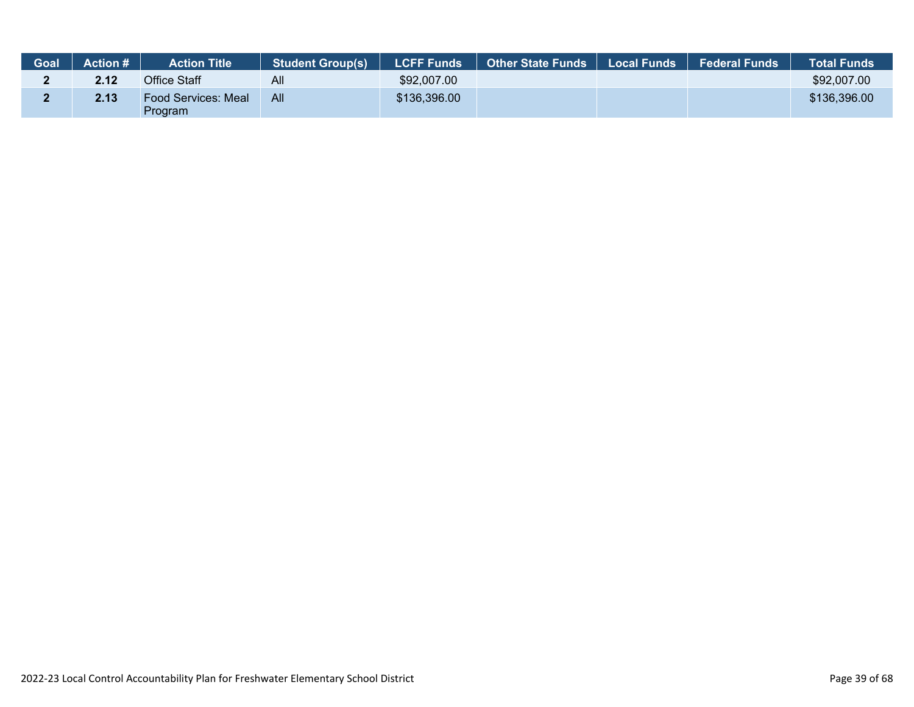| Goal | Action # | Action Title | Student Group(s) | LCFF Funds | Other State Funds | Local Funds | Federal Funds | Total Funds |
|---|---|---|---|---|---|---|---|---|
| **2** | **2.12** | Office Staff | All | $92,007.00 | | | | $92,007.00 |
| **2** | **2.13** | Food Services: Meal Program | All | $136,396.00 | | | | $136,396.00 |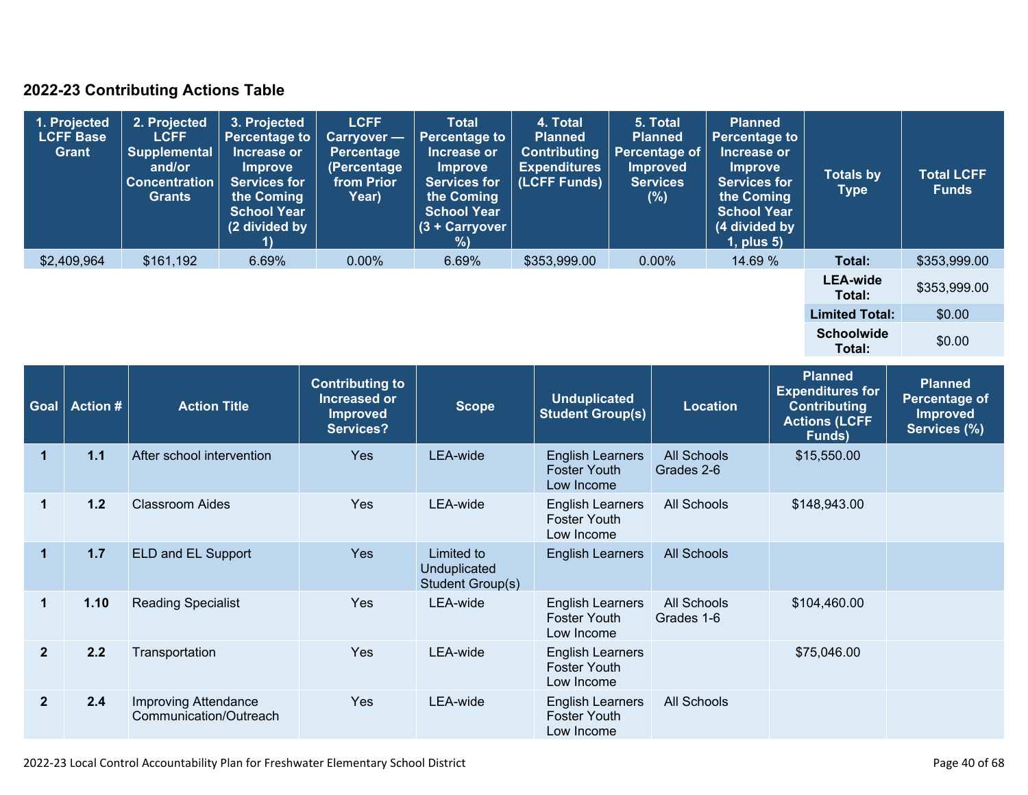## 2022-23 Contributing Actions Table

| 1. Projected LCFF Base Grant | 2. Projected LCFF Supplemental and/or Concentration Grants | 3. Projected Percentage to Increase or Improve Services for the Coming School Year (2 divided by 1) | LCFF Carryover — Percentage (Percentage from Prior Year) | Total Percentage to Increase or Improve Services for the Coming School Year (3 + Carryover %) | 4. Total Planned Contributing Expenditures (LCFF Funds) | 5. Total Planned Percentage of Improved Services (%) | Planned Percentage to Increase or Improve Services for the Coming School Year (4 divided by 1, plus 5) | Totals by Type | Total LCFF Funds |
|---|---|---|---|---|---|---|---|---|---|
| $2,409,964 | $161,192 | 6.69% | 0.00% | 6.69% | $353,999.00 | 0.00% | 14.69 % | **Total:** | $353,999.00 |
| | | | | | | | | **LEA-wide Total:** | $353,999.00 |
| | | | | | | | | **Limited Total:** | $0.00 |
| | | | | | | | | **Schoolwide Total:** | $0.00 |

| Goal | Action # | Action Title | Contributing to Increased or Improved Services? | Scope | Unduplicated Student Group(s) | Location | Planned Expenditures for Contributing Actions (LCFF Funds) | Planned Percentage of Improved Services (%) |
|---|---|---|---|---|---|---|---|---|
| 1 | 1.1 | After school intervention | Yes | LEA-wide | English Learners<br>Foster Youth<br>Low Income | All Schools<br>Grades 2-6 | $15,550.00 | |
| 1 | 1.2 | Classroom Aides | Yes | LEA-wide | English Learners<br>Foster Youth<br>Low Income | All Schools | $148,943.00 | |
| 1 | 1.7 | ELD and EL Support | Yes | Limited to Unduplicated Student Group(s) | English Learners | All Schools | | |
| 1 | 1.10 | Reading Specialist | Yes | LEA-wide | English Learners<br>Foster Youth<br>Low Income | All Schools<br>Grades 1-6 | $104,460.00 | |
| 2 | 2.2 | Transportation | Yes | LEA-wide | English Learners<br>Foster Youth<br>Low Income | | $75,046.00 | |
| 2 | 2.4 | Improving Attendance Communication/Outreach | Yes | LEA-wide | English Learners<br>Foster Youth<br>Low Income | All Schools | | |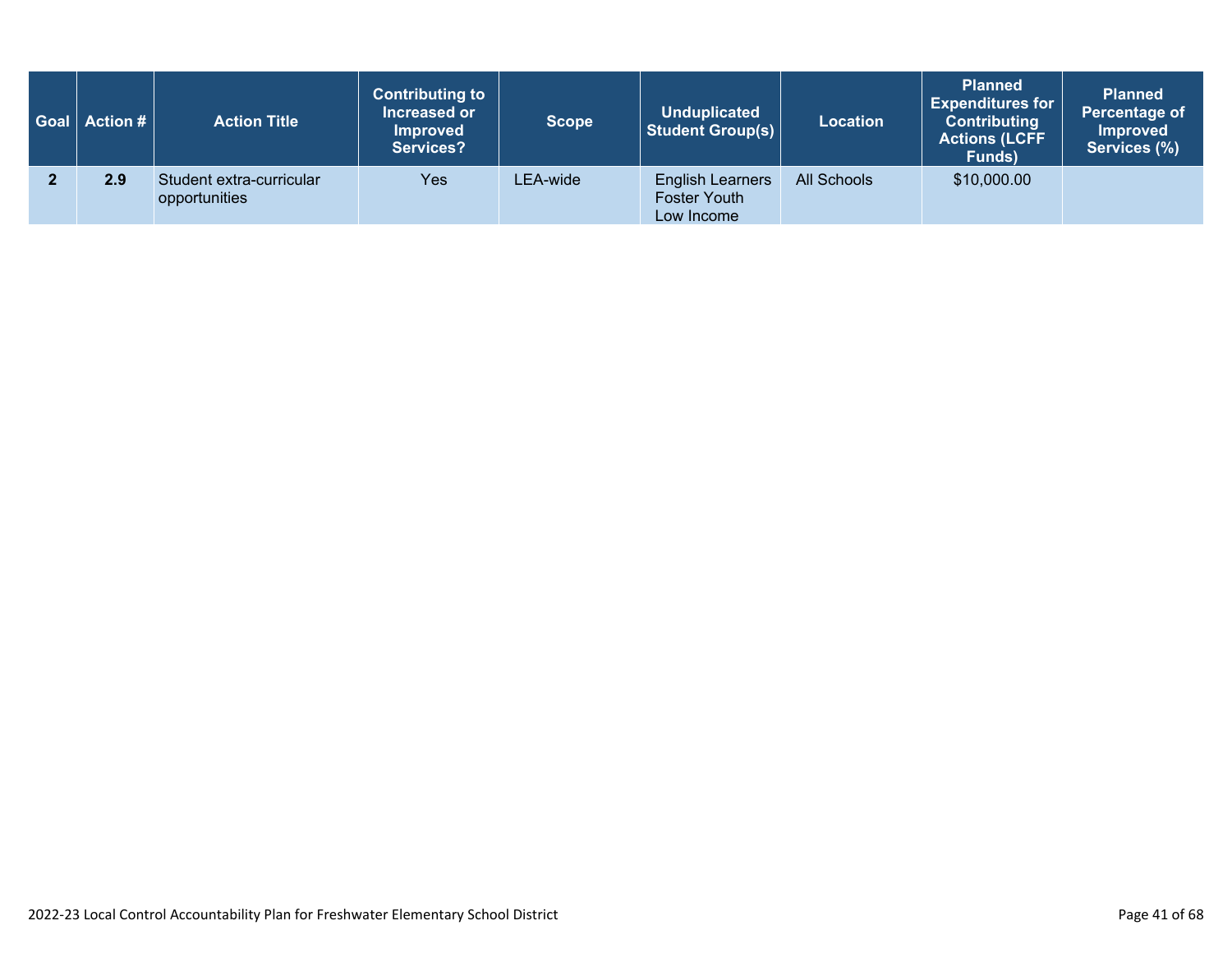| Goal | Action # | Action Title | Contributing to Increased or Improved Services? | Scope | Unduplicated Student Group(s) | Location | Planned Expenditures for Contributing Actions (LCFF Funds) | Planned Percentage of Improved Services (%) |
|---|---|---|---|---|---|---|---|---|
| 2 | 2.9 | Student extra-curricular opportunities | Yes | LEA-wide | English Learners<br>Foster Youth<br>Low Income | All Schools | $10,000.00 | |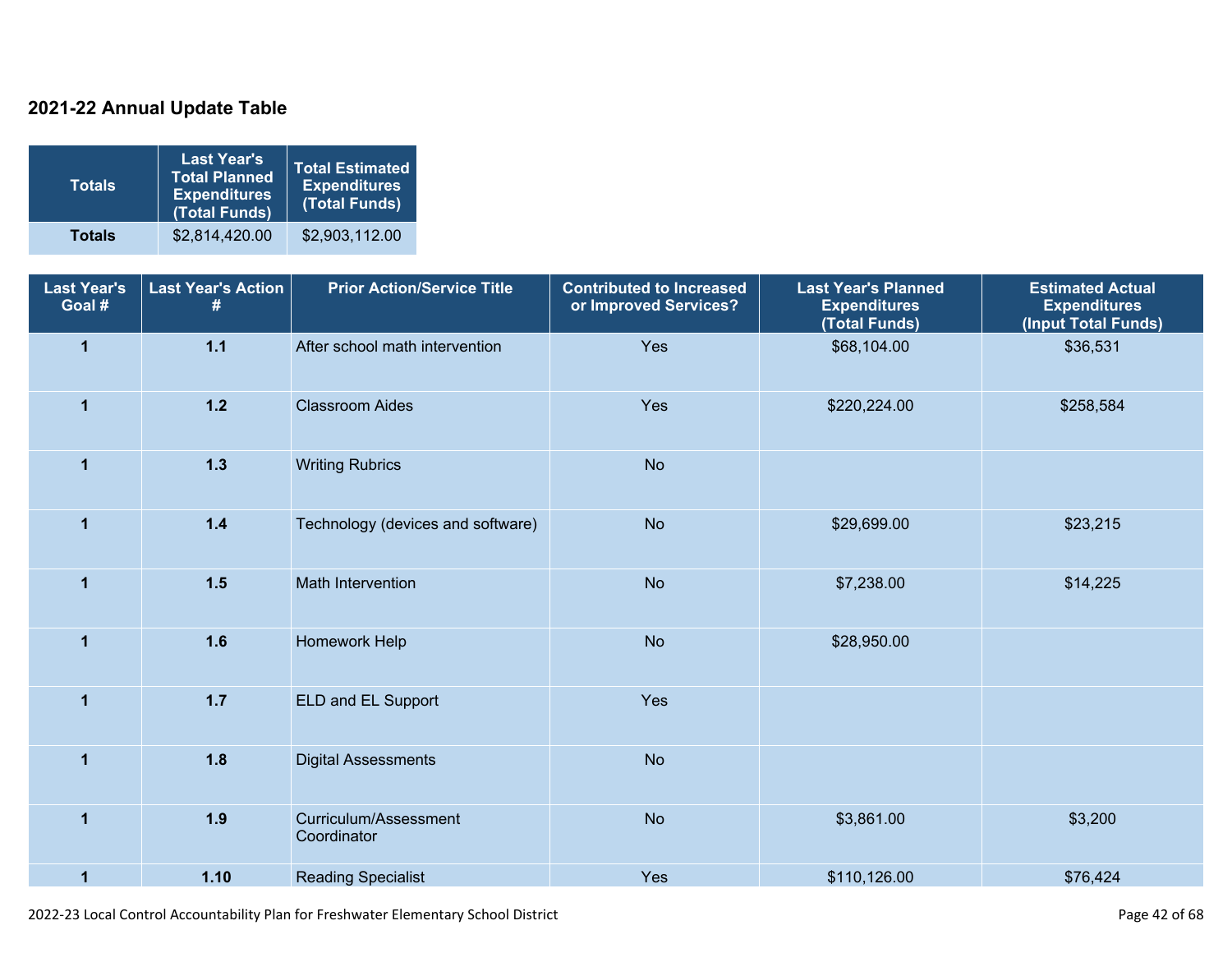## 2021-22 Annual Update Table

| Totals | Last Year's Total Planned Expenditures (Total Funds) | Total Estimated Expenditures (Total Funds) |
|---|---|---|
| **Totals** | $2,814,420.00 | $2,903,112.00 |

| Last Year's Goal # | Last Year's Action # | Prior Action/Service Title | Contributed to Increased or Improved Services? | Last Year's Planned Expenditures (Total Funds) | Estimated Actual Expenditures (Input Total Funds) |
|---|---|---|---|---|---|
| **1** | **1.1** | After school math intervention | Yes | $68,104.00 | $36,531 |
| **1** | **1.2** | Classroom Aides | Yes | $220,224.00 | $258,584 |
| **1** | **1.3** | Writing Rubrics | No | | |
| **1** | **1.4** | Technology (devices and software) | No | $29,699.00 | $23,215 |
| **1** | **1.5** | Math Intervention | No | $7,238.00 | $14,225 |
| **1** | **1.6** | Homework Help | No | $28,950.00 | |
| **1** | **1.7** | ELD and EL Support | Yes | | |
| **1** | **1.8** | Digital Assessments | No | | |
| **1** | **1.9** | Curriculum/Assessment Coordinator | No | $3,861.00 | $3,200 |
| **1** | **1.10** | Reading Specialist | Yes | $110,126.00 | $76,424 |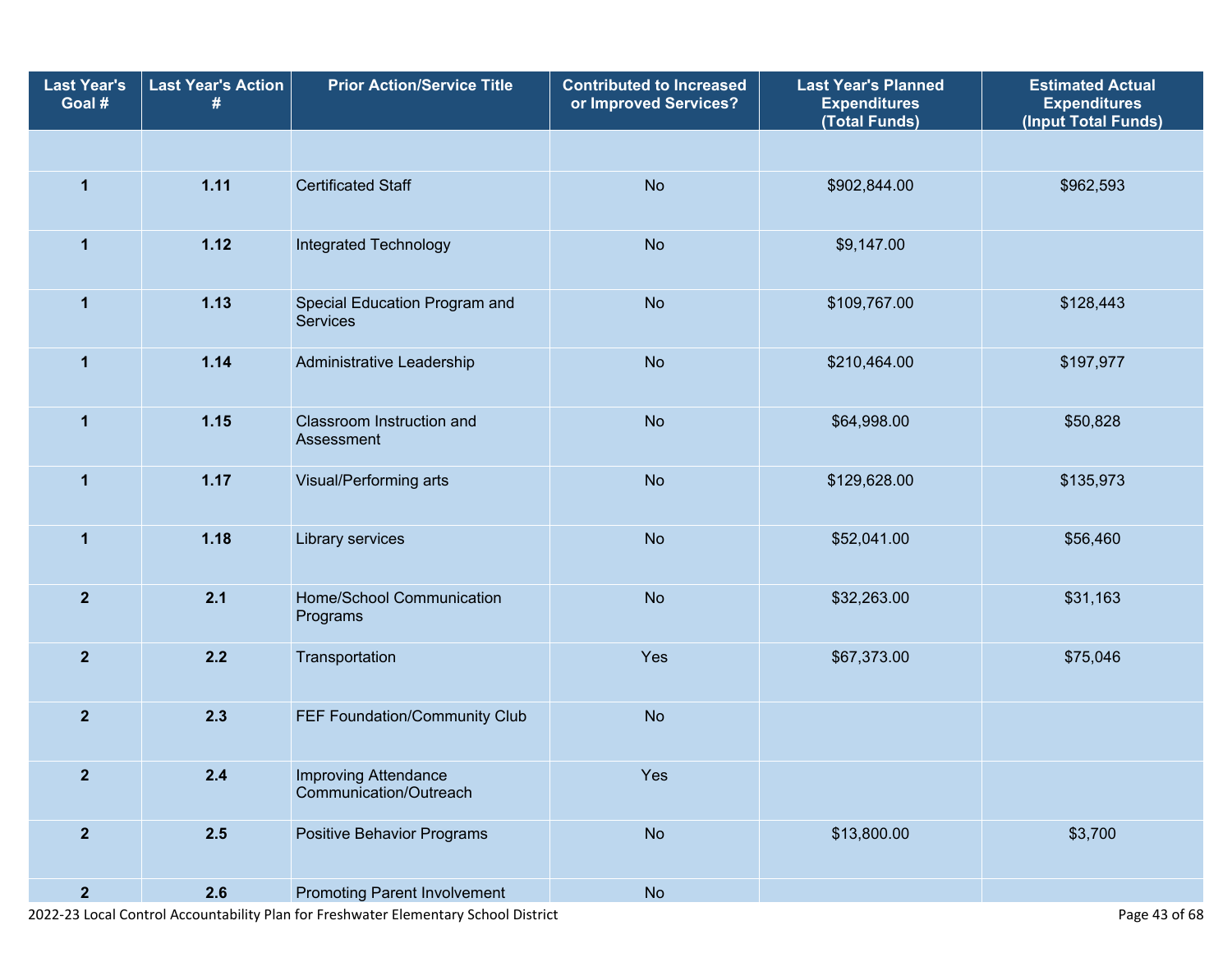| Last Year's Goal # | Last Year's Action # | Prior Action/Service Title | Contributed to Increased or Improved Services? | Last Year's Planned Expenditures (Total Funds) | Estimated Actual Expenditures (Input Total Funds) |
|---|---|---|---|---|---|
| | | | | | |
| 1 | 1.11 | Certificated Staff | No | $902,844.00 | $962,593 |
| 1 | 1.12 | Integrated Technology | No | $9,147.00 | |
| 1 | 1.13 | Special Education Program and Services | No | $109,767.00 | $128,443 |
| 1 | 1.14 | Administrative Leadership | No | $210,464.00 | $197,977 |
| 1 | 1.15 | Classroom Instruction and Assessment | No | $64,998.00 | $50,828 |
| 1 | 1.17 | Visual/Performing arts | No | $129,628.00 | $135,973 |
| 1 | 1.18 | Library services | No | $52,041.00 | $56,460 |
| 2 | 2.1 | Home/School Communication Programs | No | $32,263.00 | $31,163 |
| 2 | 2.2 | Transportation | Yes | $67,373.00 | $75,046 |
| 2 | 2.3 | FEF Foundation/Community Club | No | | |
| 2 | 2.4 | Improving Attendance Communication/Outreach | Yes | | |
| 2 | 2.5 | Positive Behavior Programs | No | $13,800.00 | $3,700 |
| 2 | 2.6 | Promoting Parent Involvement | No | | |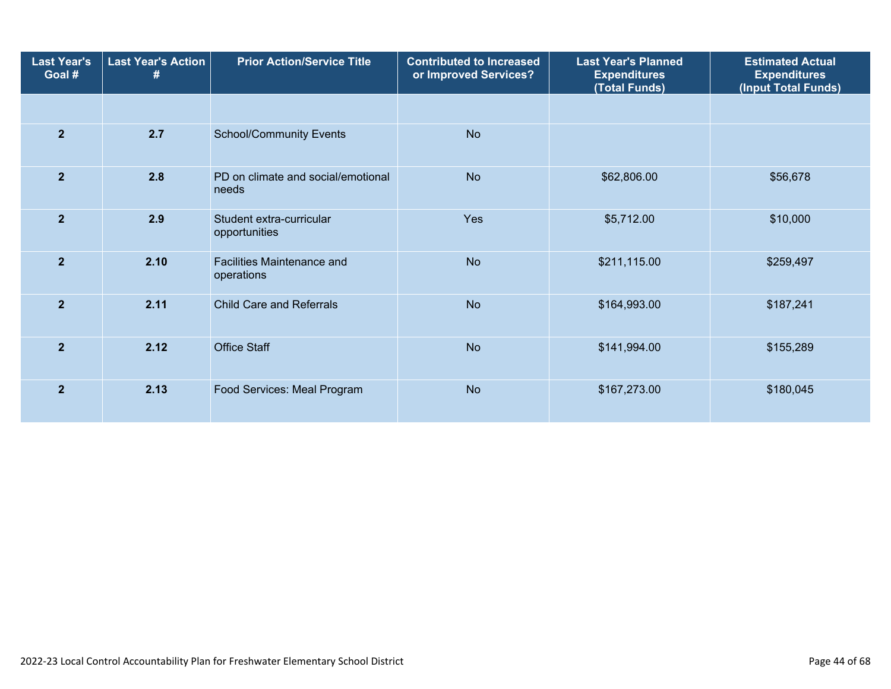| Last Year's Goal # | Last Year's Action # | Prior Action/Service Title | Contributed to Increased or Improved Services? | Last Year's Planned Expenditures (Total Funds) | Estimated Actual Expenditures (Input Total Funds) |
|---|---|---|---|---|---|
| | | | | | |
| 2 | 2.7 | School/Community Events | No | | |
| 2 | 2.8 | PD on climate and social/emotional needs | No | $62,806.00 | $56,678 |
| 2 | 2.9 | Student extra-curricular opportunities | Yes | $5,712.00 | $10,000 |
| 2 | 2.10 | Facilities Maintenance and operations | No | $211,115.00 | $259,497 |
| 2 | 2.11 | Child Care and Referrals | No | $164,993.00 | $187,241 |
| 2 | 2.12 | Office Staff | No | $141,994.00 | $155,289 |
| 2 | 2.13 | Food Services: Meal Program | No | $167,273.00 | $180,045 |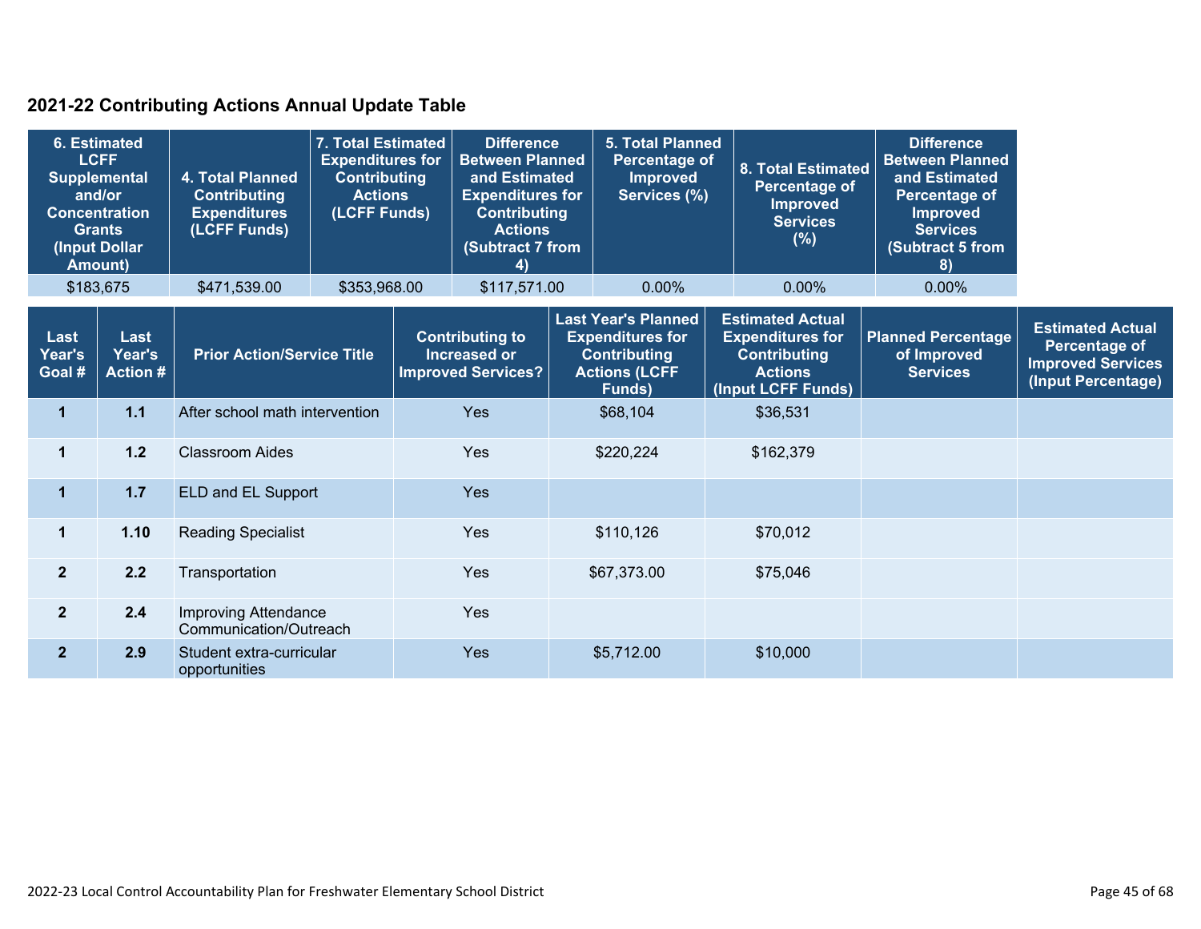## 2021-22 Contributing Actions Annual Update Table

| 6. Estimated LCFF Supplemental and/or Concentration Grants (Input Dollar Amount) | 4. Total Planned Contributing Expenditures (LCFF Funds) | 7. Total Estimated Expenditures for Contributing Actions (LCFF Funds) | Difference Between Planned and Estimated Expenditures for Contributing Actions (Subtract 7 from 4) | 5. Total Planned Percentage of Improved Services (%) | 8. Total Estimated Percentage of Improved Services (%) | Difference Between Planned and Estimated Percentage of Improved Services (Subtract 5 from 8) |
|---|---|---|---|---|---|---|
| $183,675 | $471,539.00 | $353,968.00 | $117,571.00 | 0.00% | 0.00% | 0.00% |

| Last Year's Goal # | Last Year's Action # | Prior Action/Service Title | Contributing to Increased or Improved Services? | Last Year's Planned Expenditures for Contributing Actions (LCFF Funds) | Estimated Actual Expenditures for Contributing Actions (Input LCFF Funds) | Planned Percentage of Improved Services | Estimated Actual Percentage of Improved Services (Input Percentage) |
|---|---|---|---|---|---|---|---|
| 1 | 1.1 | After school math intervention | Yes | $68,104 | $36,531 | | |
| 1 | 1.2 | Classroom Aides | Yes | $220,224 | $162,379 | | |
| 1 | 1.7 | ELD and EL Support | Yes | | | | |
| 1 | 1.10 | Reading Specialist | Yes | $110,126 | $70,012 | | |
| 2 | 2.2 | Transportation | Yes | $67,373.00 | $75,046 | | |
| 2 | 2.4 | Improving Attendance Communication/Outreach | Yes | | | | |
| 2 | 2.9 | Student extra-curricular opportunities | Yes | $5,712.00 | $10,000 | | |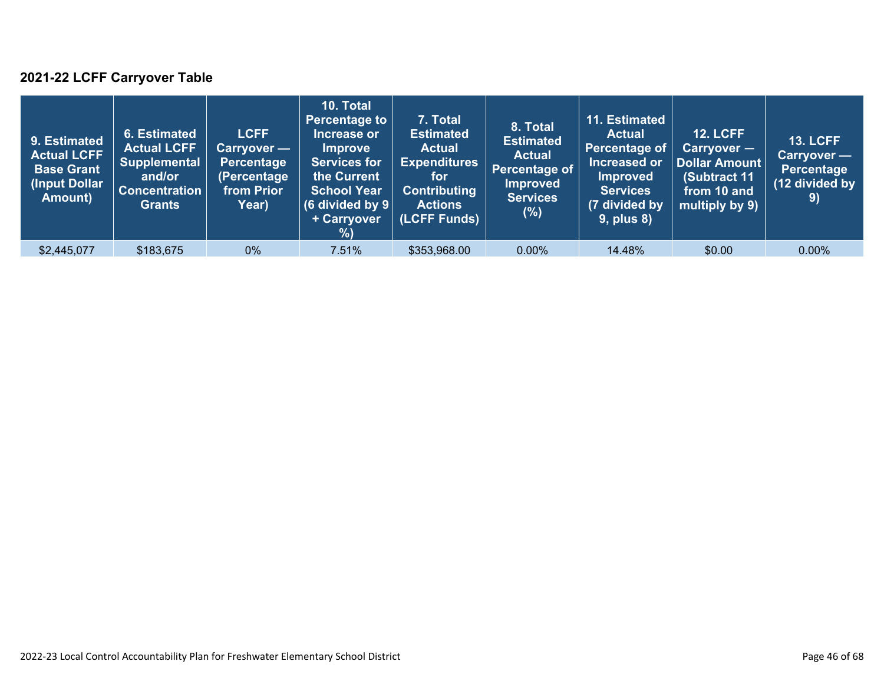### 2021-22 LCFF Carryover Table

| 9. Estimated Actual LCFF Base Grant (Input Dollar Amount) | 6. Estimated Actual LCFF Supplemental and/or Concentration Grants | LCFF Carryover — Percentage (Percentage from Prior Year) | 10. Total Percentage to Increase or Improve Services for the Current School Year (6 divided by 9 + Carryover %) | 7. Total Estimated Actual Expenditures for Contributing Actions (LCFF Funds) | 8. Total Estimated Actual Percentage of Improved Services (%) | 11. Estimated Actual Percentage of Increased or Improved Services (7 divided by 9, plus 8) | 12. LCFF Carryover — Dollar Amount (Subtract 11 from 10 and multiply by 9) | 13. LCFF Carryover — Percentage (12 divided by 9) |
|---|---|---|---|---|---|---|---|---|
| $2,445,077 | $183,675 | 0% | 7.51% | $353,968.00 | 0.00% | 14.48% | $0.00 | 0.00% |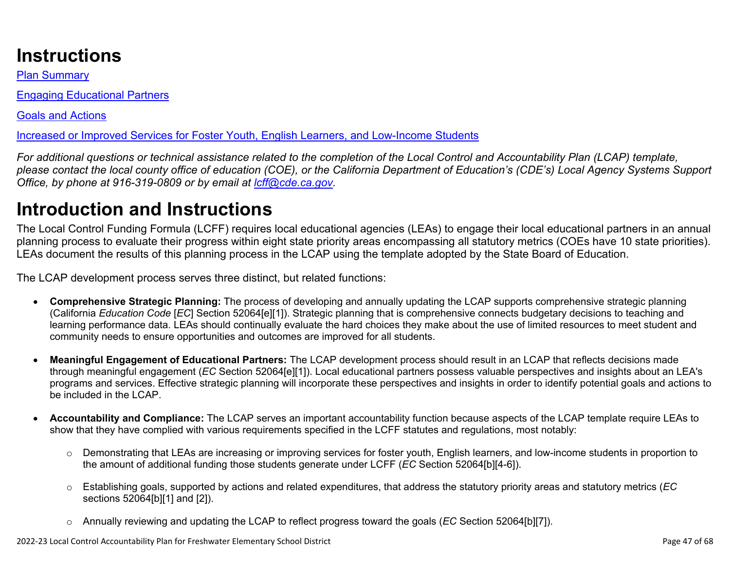# Instructions

[Plan Summary](#)

[Engaging Educational Partners](#)

[Goals and Actions](#)

[Increased or Improved Services for Foster Youth, English Learners, and Low-Income Students](#)

*For additional questions or technical assistance related to the completion of the Local Control and Accountability Plan (LCAP) template, please contact the local county office of education (COE), or the California Department of Education's (CDE's) Local Agency Systems Support Office, by phone at 916-319-0809 or by email at [lcff@cde.ca.gov](mailto:lcff@cde.ca.gov).*

# Introduction and Instructions

The Local Control Funding Formula (LCFF) requires local educational agencies (LEAs) to engage their local educational partners in an annual planning process to evaluate their progress within eight state priority areas encompassing all statutory metrics (COEs have 10 state priorities). LEAs document the results of this planning process in the LCAP using the template adopted by the State Board of Education.

The LCAP development process serves three distinct, but related functions:

- **Comprehensive Strategic Planning:** The process of developing and annually updating the LCAP supports comprehensive strategic planning (California *Education Code* [*EC*] Section 52064[e][1]). Strategic planning that is comprehensive connects budgetary decisions to teaching and learning performance data. LEAs should continually evaluate the hard choices they make about the use of limited resources to meet student and community needs to ensure opportunities and outcomes are improved for all students.

- **Meaningful Engagement of Educational Partners:** The LCAP development process should result in an LCAP that reflects decisions made through meaningful engagement (*EC* Section 52064[e][1]). Local educational partners possess valuable perspectives and insights about an LEA's programs and services. Effective strategic planning will incorporate these perspectives and insights in order to identify potential goals and actions to be included in the LCAP.

- **Accountability and Compliance:** The LCAP serves an important accountability function because aspects of the LCAP template require LEAs to show that they have complied with various requirements specified in the LCFF statutes and regulations, most notably:

  - Demonstrating that LEAs are increasing or improving services for foster youth, English learners, and low-income students in proportion to the amount of additional funding those students generate under LCFF (*EC* Section 52064[b][4-6]).

  - Establishing goals, supported by actions and related expenditures, that address the statutory priority areas and statutory metrics (*EC* sections 52064[b][1] and [2]).

  - Annually reviewing and updating the LCAP to reflect progress toward the goals (*EC* Section 52064[b][7]).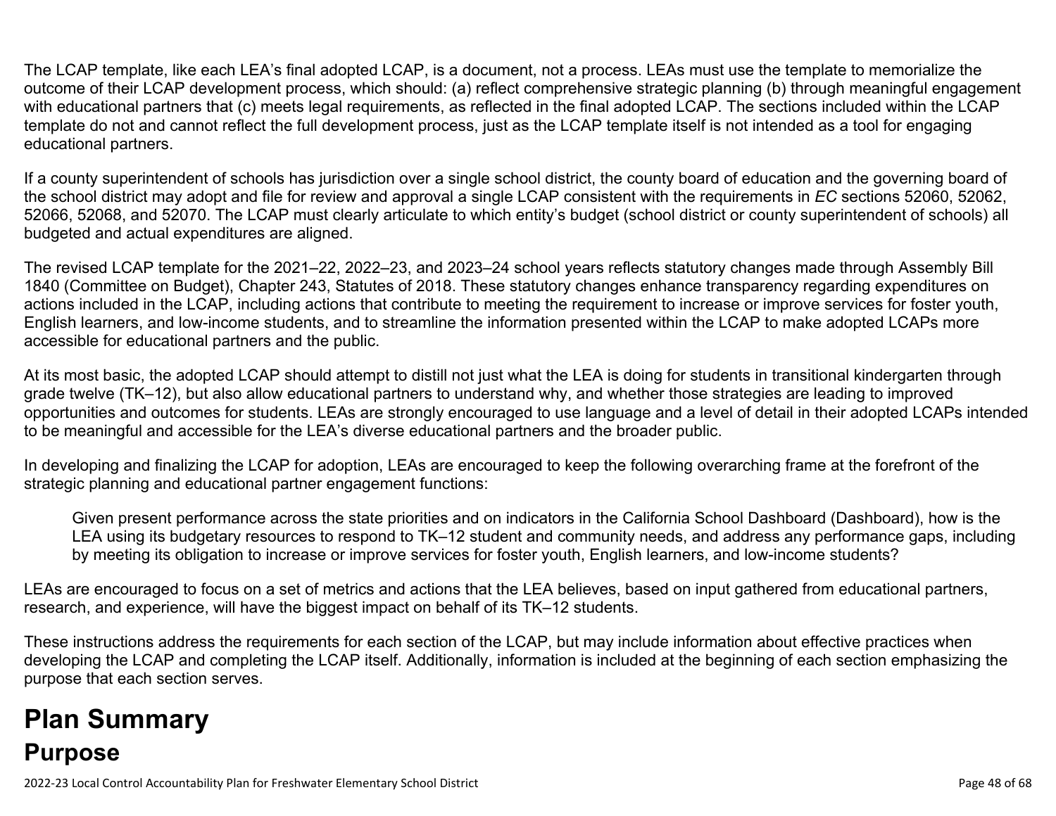The LCAP template, like each LEA's final adopted LCAP, is a document, not a process. LEAs must use the template to memorialize the outcome of their LCAP development process, which should: (a) reflect comprehensive strategic planning (b) through meaningful engagement with educational partners that (c) meets legal requirements, as reflected in the final adopted LCAP. The sections included within the LCAP template do not and cannot reflect the full development process, just as the LCAP template itself is not intended as a tool for engaging educational partners.

If a county superintendent of schools has jurisdiction over a single school district, the county board of education and the governing board of the school district may adopt and file for review and approval a single LCAP consistent with the requirements in *EC* sections 52060, 52062, 52066, 52068, and 52070. The LCAP must clearly articulate to which entity's budget (school district or county superintendent of schools) all budgeted and actual expenditures are aligned.

The revised LCAP template for the 2021–22, 2022–23, and 2023–24 school years reflects statutory changes made through Assembly Bill 1840 (Committee on Budget), Chapter 243, Statutes of 2018. These statutory changes enhance transparency regarding expenditures on actions included in the LCAP, including actions that contribute to meeting the requirement to increase or improve services for foster youth, English learners, and low-income students, and to streamline the information presented within the LCAP to make adopted LCAPs more accessible for educational partners and the public.

At its most basic, the adopted LCAP should attempt to distill not just what the LEA is doing for students in transitional kindergarten through grade twelve (TK–12), but also allow educational partners to understand why, and whether those strategies are leading to improved opportunities and outcomes for students. LEAs are strongly encouraged to use language and a level of detail in their adopted LCAPs intended to be meaningful and accessible for the LEA's diverse educational partners and the broader public.

In developing and finalizing the LCAP for adoption, LEAs are encouraged to keep the following overarching frame at the forefront of the strategic planning and educational partner engagement functions:

> Given present performance across the state priorities and on indicators in the California School Dashboard (Dashboard), how is the LEA using its budgetary resources to respond to TK–12 student and community needs, and address any performance gaps, including by meeting its obligation to increase or improve services for foster youth, English learners, and low-income students?

LEAs are encouraged to focus on a set of metrics and actions that the LEA believes, based on input gathered from educational partners, research, and experience, will have the biggest impact on behalf of its TK–12 students.

These instructions address the requirements for each section of the LCAP, but may include information about effective practices when developing the LCAP and completing the LCAP itself. Additionally, information is included at the beginning of each section emphasizing the purpose that each section serves.

# Plan Summary

## Purpose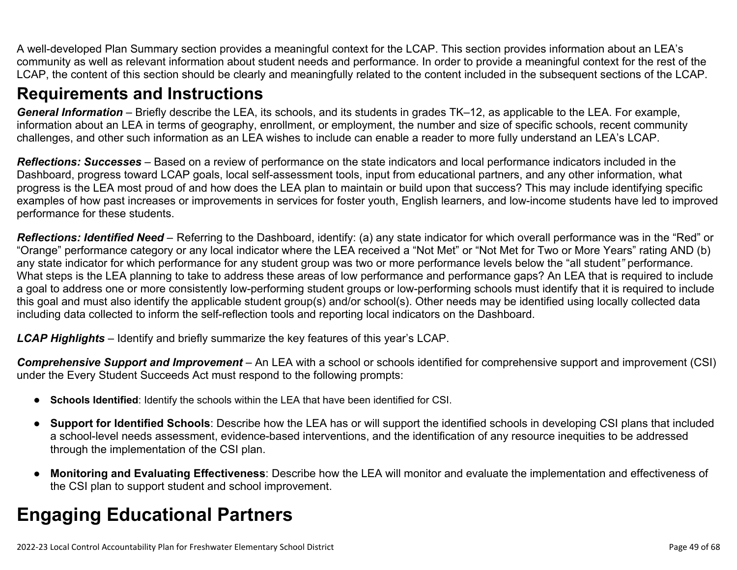A well-developed Plan Summary section provides a meaningful context for the LCAP. This section provides information about an LEA's community as well as relevant information about student needs and performance. In order to provide a meaningful context for the rest of the LCAP, the content of this section should be clearly and meaningfully related to the content included in the subsequent sections of the LCAP.

# Requirements and Instructions

***General Information*** – Briefly describe the LEA, its schools, and its students in grades TK–12, as applicable to the LEA. For example, information about an LEA in terms of geography, enrollment, or employment, the number and size of specific schools, recent community challenges, and other such information as an LEA wishes to include can enable a reader to more fully understand an LEA's LCAP.

***Reflections: Successes*** – Based on a review of performance on the state indicators and local performance indicators included in the Dashboard, progress toward LCAP goals, local self-assessment tools, input from educational partners, and any other information, what progress is the LEA most proud of and how does the LEA plan to maintain or build upon that success? This may include identifying specific examples of how past increases or improvements in services for foster youth, English learners, and low-income students have led to improved performance for these students.

***Reflections: Identified Need*** – Referring to the Dashboard, identify: (a) any state indicator for which overall performance was in the "Red" or "Orange" performance category or any local indicator where the LEA received a "Not Met" or "Not Met for Two or More Years" rating AND (b) any state indicator for which performance for any student group was two or more performance levels below the "all student*"* performance. What steps is the LEA planning to take to address these areas of low performance and performance gaps? An LEA that is required to include a goal to address one or more consistently low-performing student groups or low-performing schools must identify that it is required to include this goal and must also identify the applicable student group(s) and/or school(s). Other needs may be identified using locally collected data including data collected to inform the self-reflection tools and reporting local indicators on the Dashboard.

***LCAP Highlights*** – Identify and briefly summarize the key features of this year's LCAP.

***Comprehensive Support and Improvement*** – An LEA with a school or schools identified for comprehensive support and improvement (CSI) under the Every Student Succeeds Act must respond to the following prompts:

- **Schools Identified**: Identify the schools within the LEA that have been identified for CSI.
- **Support for Identified Schools**: Describe how the LEA has or will support the identified schools in developing CSI plans that included a school-level needs assessment, evidence-based interventions, and the identification of any resource inequities to be addressed through the implementation of the CSI plan.
- **Monitoring and Evaluating Effectiveness**: Describe how the LEA will monitor and evaluate the implementation and effectiveness of the CSI plan to support student and school improvement.

# Engaging Educational Partners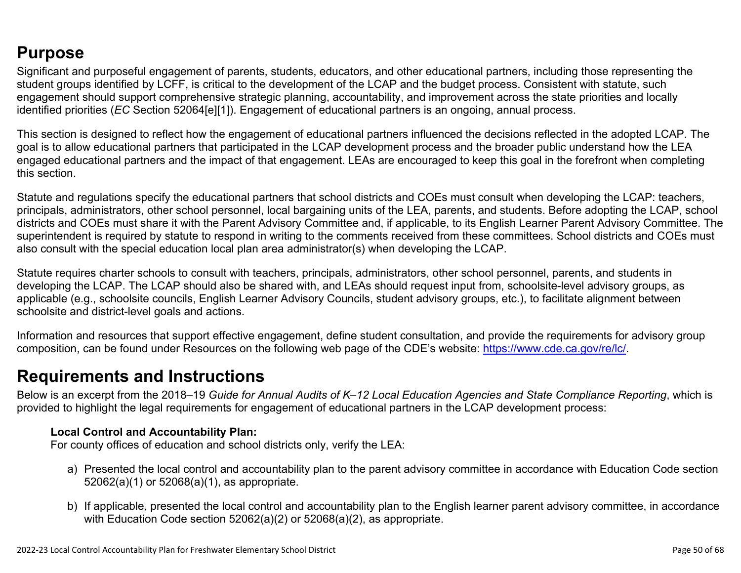## Purpose

Significant and purposeful engagement of parents, students, educators, and other educational partners, including those representing the student groups identified by LCFF, is critical to the development of the LCAP and the budget process. Consistent with statute, such engagement should support comprehensive strategic planning, accountability, and improvement across the state priorities and locally identified priorities (*EC* Section 52064[e][1]). Engagement of educational partners is an ongoing, annual process.

This section is designed to reflect how the engagement of educational partners influenced the decisions reflected in the adopted LCAP. The goal is to allow educational partners that participated in the LCAP development process and the broader public understand how the LEA engaged educational partners and the impact of that engagement. LEAs are encouraged to keep this goal in the forefront when completing this section.

Statute and regulations specify the educational partners that school districts and COEs must consult when developing the LCAP: teachers, principals, administrators, other school personnel, local bargaining units of the LEA, parents, and students. Before adopting the LCAP, school districts and COEs must share it with the Parent Advisory Committee and, if applicable, to its English Learner Parent Advisory Committee. The superintendent is required by statute to respond in writing to the comments received from these committees. School districts and COEs must also consult with the special education local plan area administrator(s) when developing the LCAP.

Statute requires charter schools to consult with teachers, principals, administrators, other school personnel, parents, and students in developing the LCAP. The LCAP should also be shared with, and LEAs should request input from, schoolsite-level advisory groups, as applicable (e.g., schoolsite councils, English Learner Advisory Councils, student advisory groups, etc.), to facilitate alignment between schoolsite and district-level goals and actions.

Information and resources that support effective engagement, define student consultation, and provide the requirements for advisory group composition, can be found under Resources on the following web page of the CDE's website: https://www.cde.ca.gov/re/lc/.

## Requirements and Instructions

Below is an excerpt from the 2018–19 *Guide for Annual Audits of K–12 Local Education Agencies and State Compliance Reporting*, which is provided to highlight the legal requirements for engagement of educational partners in the LCAP development process:

> **Local Control and Accountability Plan:**
> For county offices of education and school districts only, verify the LEA:
>
> a) Presented the local control and accountability plan to the parent advisory committee in accordance with Education Code section 52062(a)(1) or 52068(a)(1), as appropriate.
>
> b) If applicable, presented the local control and accountability plan to the English learner parent advisory committee, in accordance with Education Code section 52062(a)(2) or 52068(a)(2), as appropriate.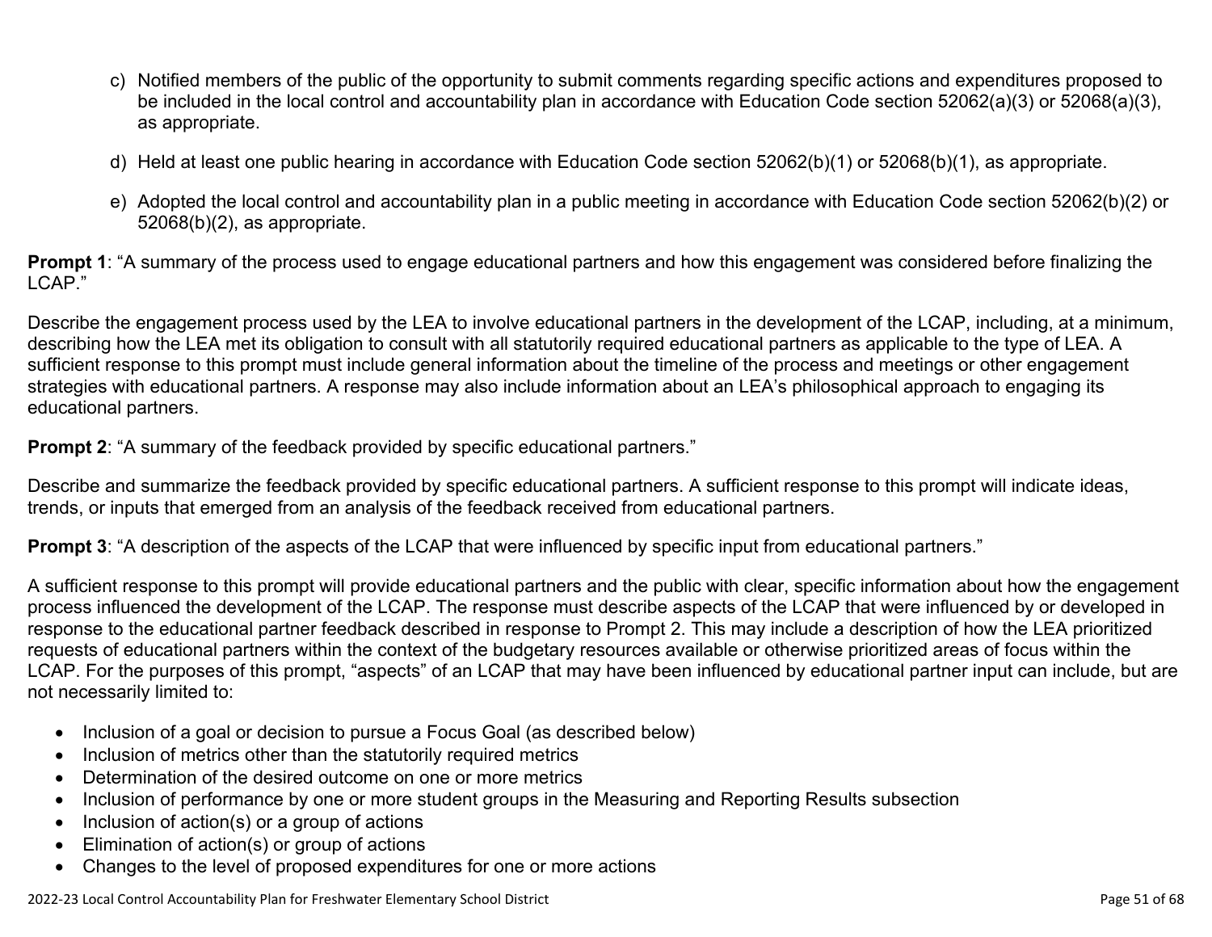c) Notified members of the public of the opportunity to submit comments regarding specific actions and expenditures proposed to be included in the local control and accountability plan in accordance with Education Code section 52062(a)(3) or 52068(a)(3), as appropriate.

d) Held at least one public hearing in accordance with Education Code section 52062(b)(1) or 52068(b)(1), as appropriate.

e) Adopted the local control and accountability plan in a public meeting in accordance with Education Code section 52062(b)(2) or 52068(b)(2), as appropriate.

**Prompt 1**: "A summary of the process used to engage educational partners and how this engagement was considered before finalizing the LCAP."

Describe the engagement process used by the LEA to involve educational partners in the development of the LCAP, including, at a minimum, describing how the LEA met its obligation to consult with all statutorily required educational partners as applicable to the type of LEA. A sufficient response to this prompt must include general information about the timeline of the process and meetings or other engagement strategies with educational partners. A response may also include information about an LEA's philosophical approach to engaging its educational partners.

**Prompt 2**: "A summary of the feedback provided by specific educational partners."

Describe and summarize the feedback provided by specific educational partners. A sufficient response to this prompt will indicate ideas, trends, or inputs that emerged from an analysis of the feedback received from educational partners.

**Prompt 3**: "A description of the aspects of the LCAP that were influenced by specific input from educational partners."

A sufficient response to this prompt will provide educational partners and the public with clear, specific information about how the engagement process influenced the development of the LCAP. The response must describe aspects of the LCAP that were influenced by or developed in response to the educational partner feedback described in response to Prompt 2. This may include a description of how the LEA prioritized requests of educational partners within the context of the budgetary resources available or otherwise prioritized areas of focus within the LCAP. For the purposes of this prompt, "aspects" of an LCAP that may have been influenced by educational partner input can include, but are not necessarily limited to:

- Inclusion of a goal or decision to pursue a Focus Goal (as described below)
- Inclusion of metrics other than the statutorily required metrics
- Determination of the desired outcome on one or more metrics
- Inclusion of performance by one or more student groups in the Measuring and Reporting Results subsection
- Inclusion of action(s) or a group of actions
- Elimination of action(s) or group of actions
- Changes to the level of proposed expenditures for one or more actions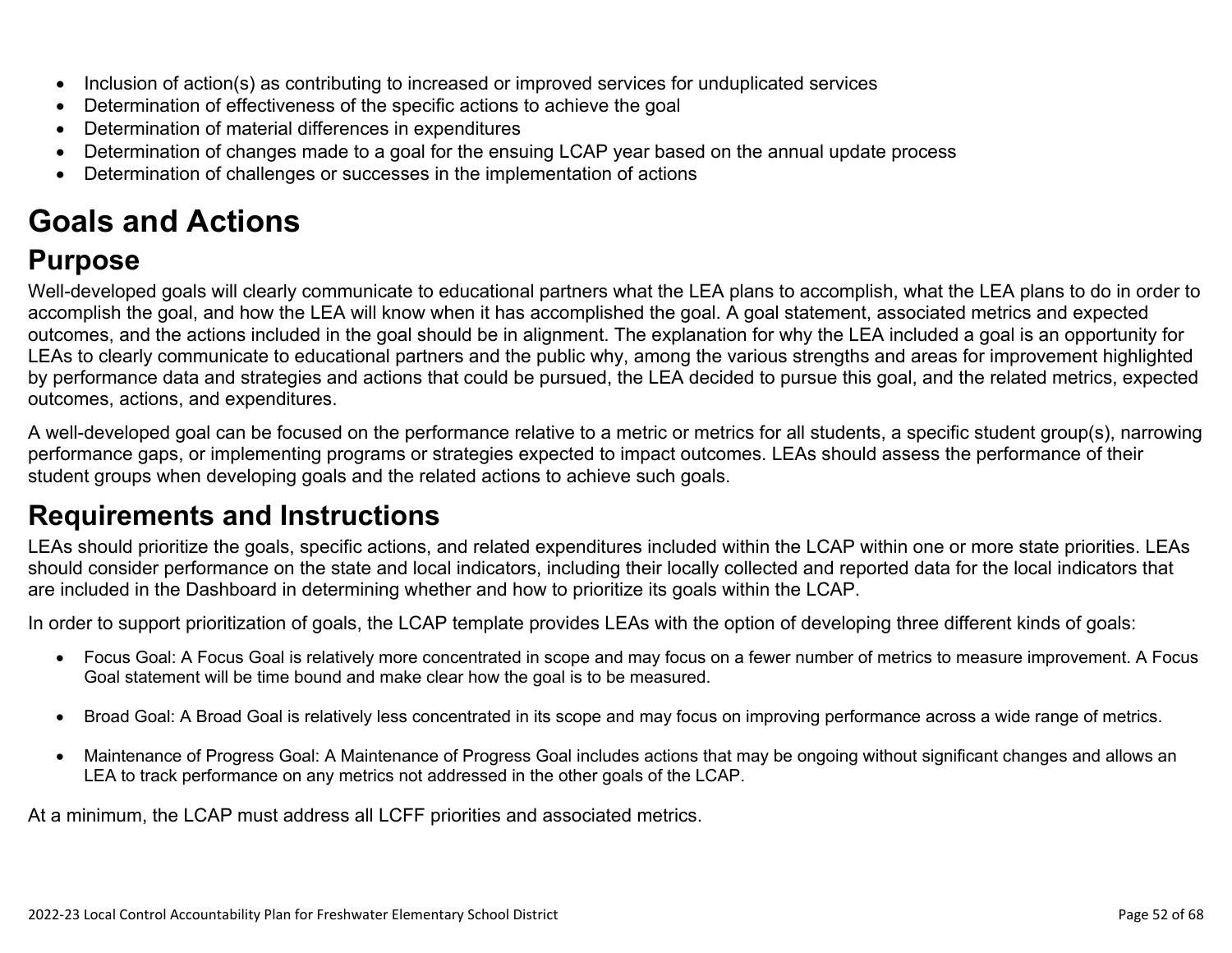- Inclusion of action(s) as contributing to increased or improved services for unduplicated services
- Determination of effectiveness of the specific actions to achieve the goal
- Determination of material differences in expenditures
- Determination of changes made to a goal for the ensuing LCAP year based on the annual update process
- Determination of challenges or successes in the implementation of actions

# Goals and Actions

## Purpose

Well-developed goals will clearly communicate to educational partners what the LEA plans to accomplish, what the LEA plans to do in order to accomplish the goal, and how the LEA will know when it has accomplished the goal. A goal statement, associated metrics and expected outcomes, and the actions included in the goal should be in alignment. The explanation for why the LEA included a goal is an opportunity for LEAs to clearly communicate to educational partners and the public why, among the various strengths and areas for improvement highlighted by performance data and strategies and actions that could be pursued, the LEA decided to pursue this goal, and the related metrics, expected outcomes, actions, and expenditures.

A well-developed goal can be focused on the performance relative to a metric or metrics for all students, a specific student group(s), narrowing performance gaps, or implementing programs or strategies expected to impact outcomes. LEAs should assess the performance of their student groups when developing goals and the related actions to achieve such goals.

## Requirements and Instructions

LEAs should prioritize the goals, specific actions, and related expenditures included within the LCAP within one or more state priorities. LEAs should consider performance on the state and local indicators, including their locally collected and reported data for the local indicators that are included in the Dashboard in determining whether and how to prioritize its goals within the LCAP.

In order to support prioritization of goals, the LCAP template provides LEAs with the option of developing three different kinds of goals:

- Focus Goal: A Focus Goal is relatively more concentrated in scope and may focus on a fewer number of metrics to measure improvement. A Focus Goal statement will be time bound and make clear how the goal is to be measured.

- Broad Goal: A Broad Goal is relatively less concentrated in its scope and may focus on improving performance across a wide range of metrics.

- Maintenance of Progress Goal: A Maintenance of Progress Goal includes actions that may be ongoing without significant changes and allows an LEA to track performance on any metrics not addressed in the other goals of the LCAP.

At a minimum, the LCAP must address all LCFF priorities and associated metrics.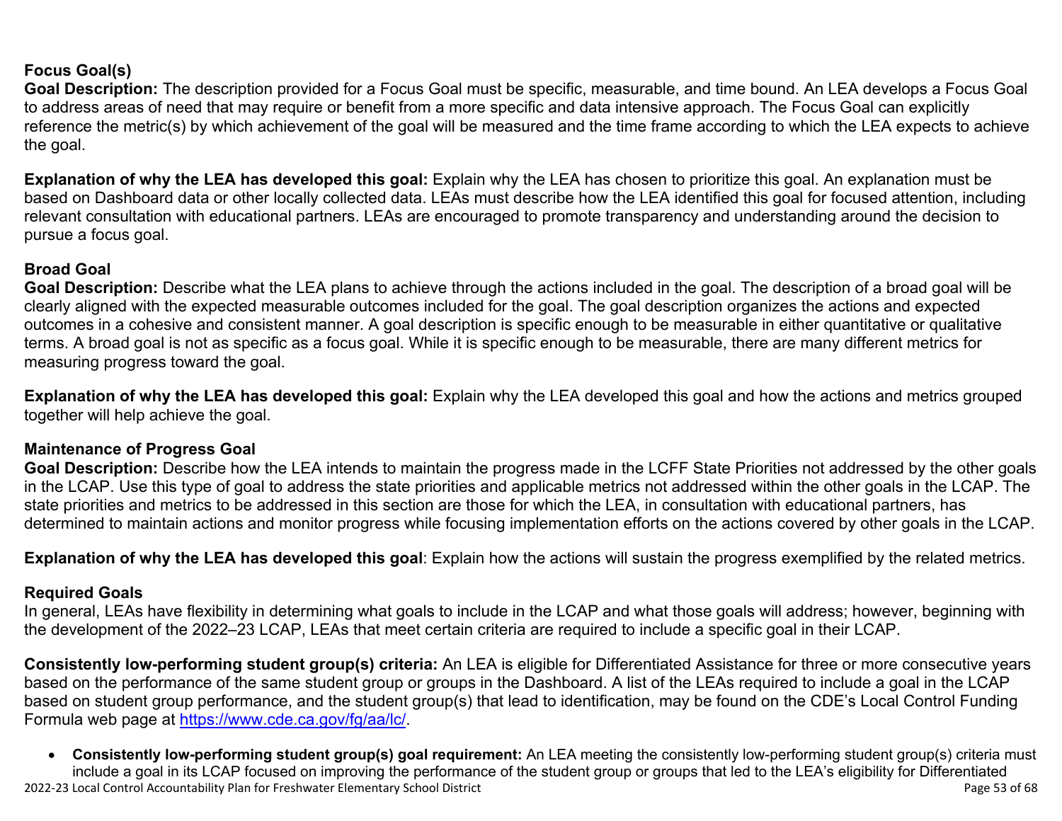**Focus Goal(s)**

**Goal Description:** The description provided for a Focus Goal must be specific, measurable, and time bound. An LEA develops a Focus Goal to address areas of need that may require or benefit from a more specific and data intensive approach. The Focus Goal can explicitly reference the metric(s) by which achievement of the goal will be measured and the time frame according to which the LEA expects to achieve the goal.

**Explanation of why the LEA has developed this goal:** Explain why the LEA has chosen to prioritize this goal. An explanation must be based on Dashboard data or other locally collected data. LEAs must describe how the LEA identified this goal for focused attention, including relevant consultation with educational partners. LEAs are encouraged to promote transparency and understanding around the decision to pursue a focus goal.

**Broad Goal**

**Goal Description:** Describe what the LEA plans to achieve through the actions included in the goal. The description of a broad goal will be clearly aligned with the expected measurable outcomes included for the goal. The goal description organizes the actions and expected outcomes in a cohesive and consistent manner. A goal description is specific enough to be measurable in either quantitative or qualitative terms. A broad goal is not as specific as a focus goal. While it is specific enough to be measurable, there are many different metrics for measuring progress toward the goal.

**Explanation of why the LEA has developed this goal:** Explain why the LEA developed this goal and how the actions and metrics grouped together will help achieve the goal.

**Maintenance of Progress Goal**

**Goal Description:** Describe how the LEA intends to maintain the progress made in the LCFF State Priorities not addressed by the other goals in the LCAP. Use this type of goal to address the state priorities and applicable metrics not addressed within the other goals in the LCAP. The state priorities and metrics to be addressed in this section are those for which the LEA, in consultation with educational partners, has determined to maintain actions and monitor progress while focusing implementation efforts on the actions covered by other goals in the LCAP.

**Explanation of why the LEA has developed this goal**: Explain how the actions will sustain the progress exemplified by the related metrics.

**Required Goals**

In general, LEAs have flexibility in determining what goals to include in the LCAP and what those goals will address; however, beginning with the development of the 2022–23 LCAP, LEAs that meet certain criteria are required to include a specific goal in their LCAP.

**Consistently low-performing student group(s) criteria:** An LEA is eligible for Differentiated Assistance for three or more consecutive years based on the performance of the same student group or groups in the Dashboard. A list of the LEAs required to include a goal in the LCAP based on student group performance, and the student group(s) that lead to identification, may be found on the CDE's Local Control Funding Formula web page at https://www.cde.ca.gov/fg/aa/lc/.

- **Consistently low-performing student group(s) goal requirement:** An LEA meeting the consistently low-performing student group(s) criteria must include a goal in its LCAP focused on improving the performance of the student group or groups that led to the LEA's eligibility for Differentiated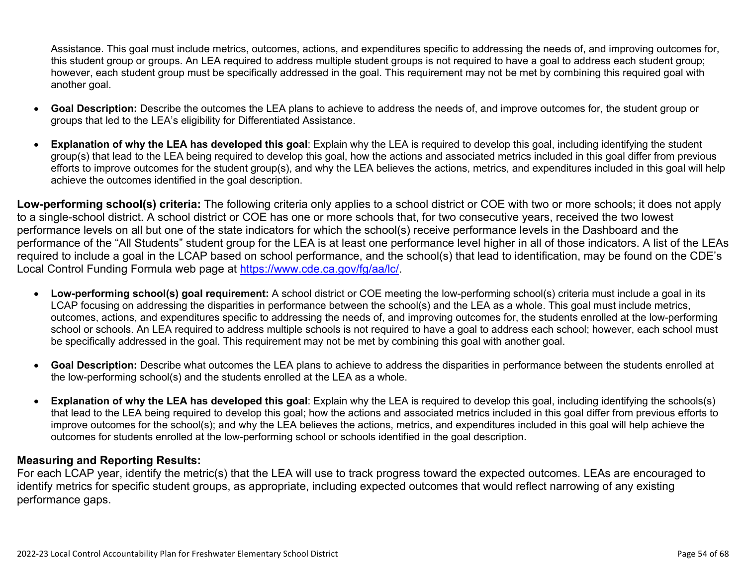Assistance. This goal must include metrics, outcomes, actions, and expenditures specific to addressing the needs of, and improving outcomes for, this student group or groups. An LEA required to address multiple student groups is not required to have a goal to address each student group; however, each student group must be specifically addressed in the goal. This requirement may not be met by combining this required goal with another goal.

- **Goal Description:** Describe the outcomes the LEA plans to achieve to address the needs of, and improve outcomes for, the student group or groups that led to the LEA's eligibility for Differentiated Assistance.
- **Explanation of why the LEA has developed this goal**: Explain why the LEA is required to develop this goal, including identifying the student group(s) that lead to the LEA being required to develop this goal, how the actions and associated metrics included in this goal differ from previous efforts to improve outcomes for the student group(s), and why the LEA believes the actions, metrics, and expenditures included in this goal will help achieve the outcomes identified in the goal description.

**Low-performing school(s) criteria:** The following criteria only applies to a school district or COE with two or more schools; it does not apply to a single-school district. A school district or COE has one or more schools that, for two consecutive years, received the two lowest performance levels on all but one of the state indicators for which the school(s) receive performance levels in the Dashboard and the performance of the "All Students" student group for the LEA is at least one performance level higher in all of those indicators. A list of the LEAs required to include a goal in the LCAP based on school performance, and the school(s) that lead to identification, may be found on the CDE's Local Control Funding Formula web page at [https://www.cde.ca.gov/fg/aa/lc/](https://www.cde.ca.gov/fg/aa/lc/).

- **Low-performing school(s) goal requirement:** A school district or COE meeting the low-performing school(s) criteria must include a goal in its LCAP focusing on addressing the disparities in performance between the school(s) and the LEA as a whole. This goal must include metrics, outcomes, actions, and expenditures specific to addressing the needs of, and improving outcomes for, the students enrolled at the low-performing school or schools. An LEA required to address multiple schools is not required to have a goal to address each school; however, each school must be specifically addressed in the goal. This requirement may not be met by combining this goal with another goal.
- **Goal Description:** Describe what outcomes the LEA plans to achieve to address the disparities in performance between the students enrolled at the low-performing school(s) and the students enrolled at the LEA as a whole.
- **Explanation of why the LEA has developed this goal**: Explain why the LEA is required to develop this goal, including identifying the schools(s) that lead to the LEA being required to develop this goal; how the actions and associated metrics included in this goal differ from previous efforts to improve outcomes for the school(s); and why the LEA believes the actions, metrics, and expenditures included in this goal will help achieve the outcomes for students enrolled at the low-performing school or schools identified in the goal description.

### Measuring and Reporting Results:

For each LCAP year, identify the metric(s) that the LEA will use to track progress toward the expected outcomes. LEAs are encouraged to identify metrics for specific student groups, as appropriate, including expected outcomes that would reflect narrowing of any existing performance gaps.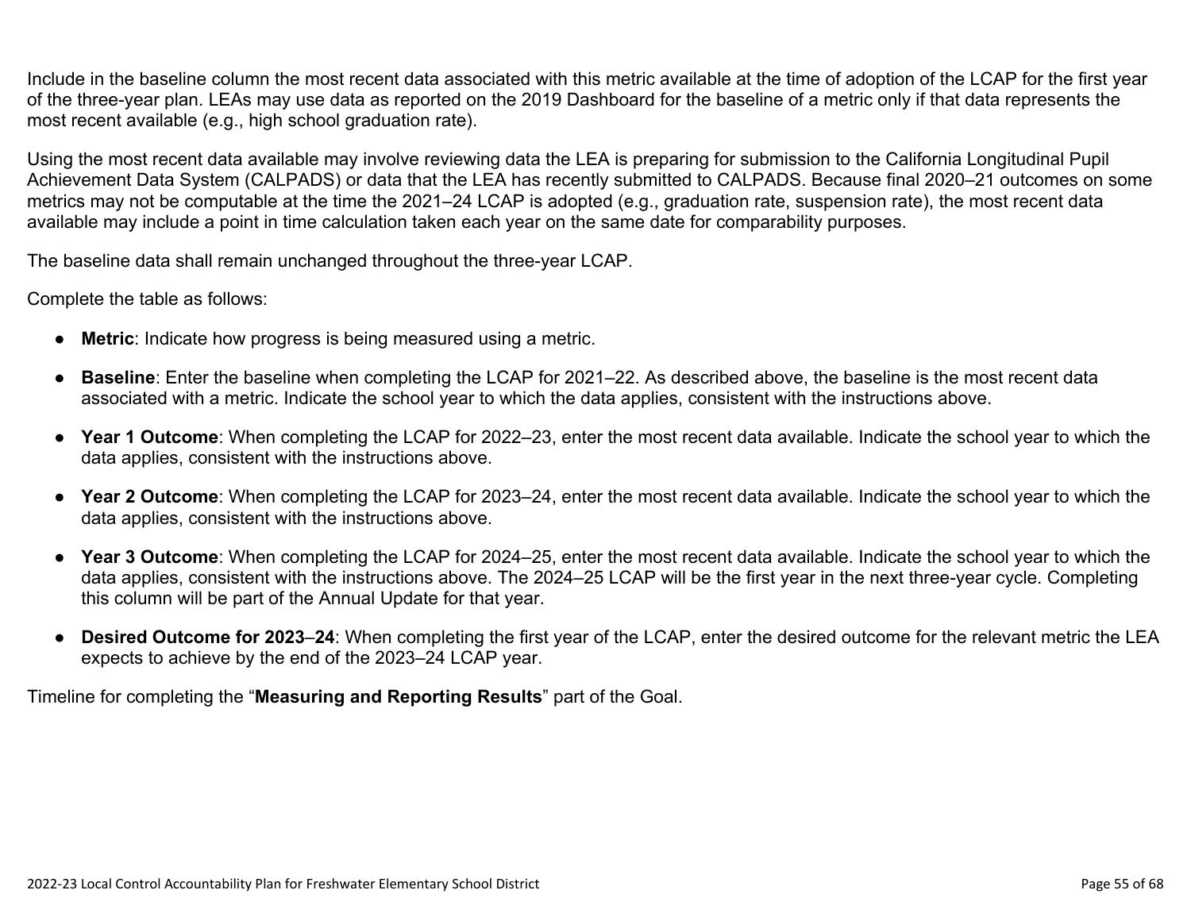Include in the baseline column the most recent data associated with this metric available at the time of adoption of the LCAP for the first year of the three-year plan. LEAs may use data as reported on the 2019 Dashboard for the baseline of a metric only if that data represents the most recent available (e.g., high school graduation rate).

Using the most recent data available may involve reviewing data the LEA is preparing for submission to the California Longitudinal Pupil Achievement Data System (CALPADS) or data that the LEA has recently submitted to CALPADS. Because final 2020–21 outcomes on some metrics may not be computable at the time the 2021–24 LCAP is adopted (e.g., graduation rate, suspension rate), the most recent data available may include a point in time calculation taken each year on the same date for comparability purposes.

The baseline data shall remain unchanged throughout the three-year LCAP.

Complete the table as follows:

- **Metric**: Indicate how progress is being measured using a metric.
- **Baseline**: Enter the baseline when completing the LCAP for 2021–22. As described above, the baseline is the most recent data associated with a metric. Indicate the school year to which the data applies, consistent with the instructions above.
- **Year 1 Outcome**: When completing the LCAP for 2022–23, enter the most recent data available. Indicate the school year to which the data applies, consistent with the instructions above.
- **Year 2 Outcome**: When completing the LCAP for 2023–24, enter the most recent data available. Indicate the school year to which the data applies, consistent with the instructions above.
- **Year 3 Outcome**: When completing the LCAP for 2024–25, enter the most recent data available. Indicate the school year to which the data applies, consistent with the instructions above. The 2024–25 LCAP will be the first year in the next three-year cycle. Completing this column will be part of the Annual Update for that year.
- **Desired Outcome for 2023–24**: When completing the first year of the LCAP, enter the desired outcome for the relevant metric the LEA expects to achieve by the end of the 2023–24 LCAP year.

Timeline for completing the "**Measuring and Reporting Results**" part of the Goal.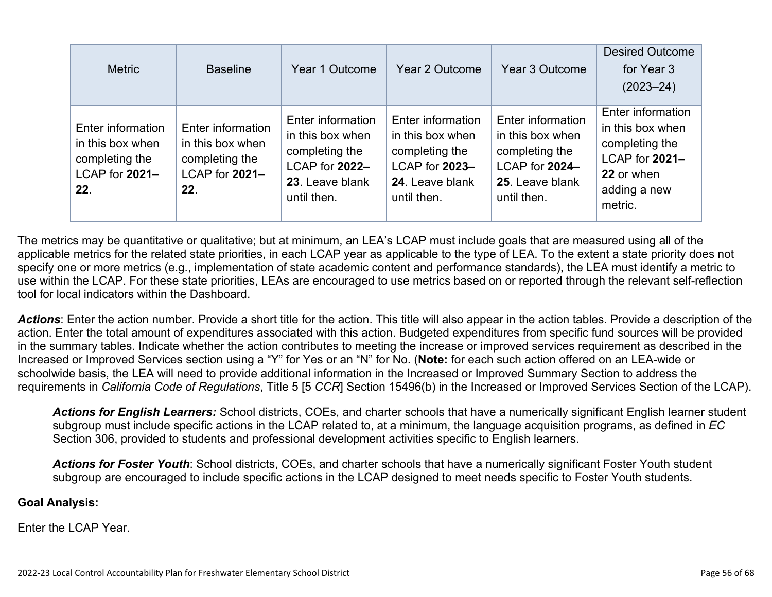| Metric | Baseline | Year 1 Outcome | Year 2 Outcome | Year 3 Outcome | Desired Outcome for Year 3 (2023–24) |
|---|---|---|---|---|---|
| Enter information in this box when completing the LCAP for **2021–22**. | Enter information in this box when completing the LCAP for **2021–22**. | Enter information in this box when completing the LCAP for **2022–23**. Leave blank until then. | Enter information in this box when completing the LCAP for **2023–24**. Leave blank until then. | Enter information in this box when completing the LCAP for **2024–25**. Leave blank until then. | Enter information in this box when completing the LCAP for **2021–22** or when adding a new metric. |

The metrics may be quantitative or qualitative; but at minimum, an LEA's LCAP must include goals that are measured using all of the applicable metrics for the related state priorities, in each LCAP year as applicable to the type of LEA. To the extent a state priority does not specify one or more metrics (e.g., implementation of state academic content and performance standards), the LEA must identify a metric to use within the LCAP. For these state priorities, LEAs are encouraged to use metrics based on or reported through the relevant self-reflection tool for local indicators within the Dashboard.

***Actions***: Enter the action number. Provide a short title for the action. This title will also appear in the action tables. Provide a description of the action. Enter the total amount of expenditures associated with this action. Budgeted expenditures from specific fund sources will be provided in the summary tables. Indicate whether the action contributes to meeting the increase or improved services requirement as described in the Increased or Improved Services section using a "Y" for Yes or an "N" for No. (**Note:** for each such action offered on an LEA-wide or schoolwide basis, the LEA will need to provide additional information in the Increased or Improved Summary Section to address the requirements in *California Code of Regulations*, Title 5 [5 *CCR*] Section 15496(b) in the Increased or Improved Services Section of the LCAP).

> ***Actions for English Learners:*** School districts, COEs, and charter schools that have a numerically significant English learner student subgroup must include specific actions in the LCAP related to, at a minimum, the language acquisition programs, as defined in *EC* Section 306, provided to students and professional development activities specific to English learners.
>
> ***Actions for Foster Youth***: School districts, COEs, and charter schools that have a numerically significant Foster Youth student subgroup are encouraged to include specific actions in the LCAP designed to meet needs specific to Foster Youth students.

**Goal Analysis:**

Enter the LCAP Year.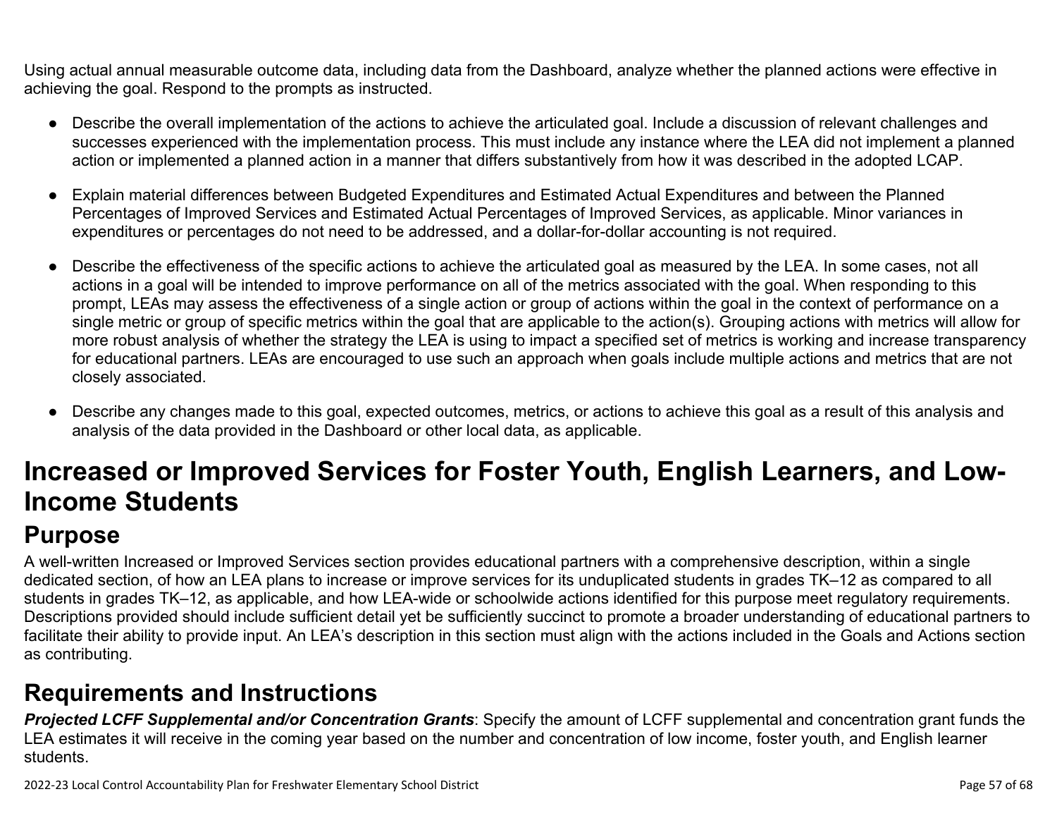Using actual annual measurable outcome data, including data from the Dashboard, analyze whether the planned actions were effective in achieving the goal. Respond to the prompts as instructed.

- Describe the overall implementation of the actions to achieve the articulated goal. Include a discussion of relevant challenges and successes experienced with the implementation process. This must include any instance where the LEA did not implement a planned action or implemented a planned action in a manner that differs substantively from how it was described in the adopted LCAP.
- Explain material differences between Budgeted Expenditures and Estimated Actual Expenditures and between the Planned Percentages of Improved Services and Estimated Actual Percentages of Improved Services, as applicable. Minor variances in expenditures or percentages do not need to be addressed, and a dollar-for-dollar accounting is not required.
- Describe the effectiveness of the specific actions to achieve the articulated goal as measured by the LEA. In some cases, not all actions in a goal will be intended to improve performance on all of the metrics associated with the goal. When responding to this prompt, LEAs may assess the effectiveness of a single action or group of actions within the goal in the context of performance on a single metric or group of specific metrics within the goal that are applicable to the action(s). Grouping actions with metrics will allow for more robust analysis of whether the strategy the LEA is using to impact a specified set of metrics is working and increase transparency for educational partners. LEAs are encouraged to use such an approach when goals include multiple actions and metrics that are not closely associated.
- Describe any changes made to this goal, expected outcomes, metrics, or actions to achieve this goal as a result of this analysis and analysis of the data provided in the Dashboard or other local data, as applicable.

# Increased or Improved Services for Foster Youth, English Learners, and Low-Income Students

## Purpose

A well-written Increased or Improved Services section provides educational partners with a comprehensive description, within a single dedicated section, of how an LEA plans to increase or improve services for its unduplicated students in grades TK–12 as compared to all students in grades TK–12, as applicable, and how LEA-wide or schoolwide actions identified for this purpose meet regulatory requirements. Descriptions provided should include sufficient detail yet be sufficiently succinct to promote a broader understanding of educational partners to facilitate their ability to provide input. An LEA's description in this section must align with the actions included in the Goals and Actions section as contributing.

## Requirements and Instructions

***Projected LCFF Supplemental and/or Concentration Grants***: Specify the amount of LCFF supplemental and concentration grant funds the LEA estimates it will receive in the coming year based on the number and concentration of low income, foster youth, and English learner students.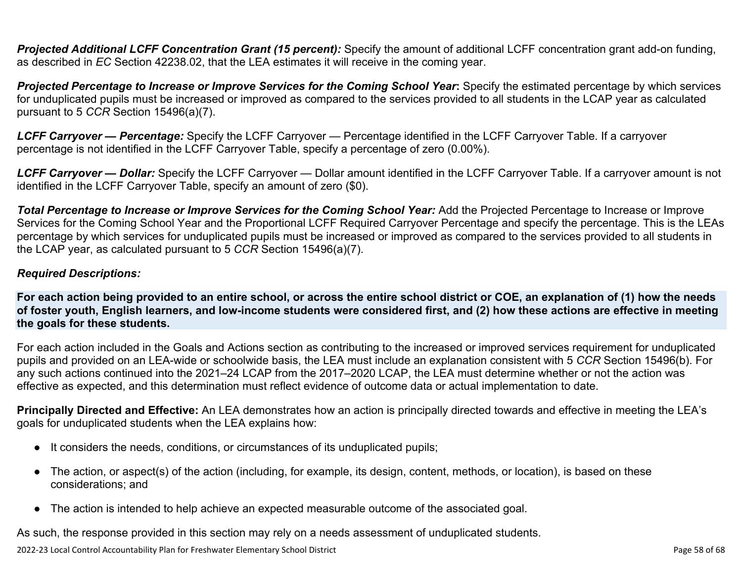***Projected Additional LCFF Concentration Grant (15 percent):*** Specify the amount of additional LCFF concentration grant add-on funding, as described in *EC* Section 42238.02, that the LEA estimates it will receive in the coming year.

***Projected Percentage to Increase or Improve Services for the Coming School Year*:** Specify the estimated percentage by which services for unduplicated pupils must be increased or improved as compared to the services provided to all students in the LCAP year as calculated pursuant to 5 *CCR* Section 15496(a)(7).

***LCFF Carryover — Percentage:*** Specify the LCFF Carryover — Percentage identified in the LCFF Carryover Table. If a carryover percentage is not identified in the LCFF Carryover Table, specify a percentage of zero (0.00%).

***LCFF Carryover — Dollar:*** Specify the LCFF Carryover — Dollar amount identified in the LCFF Carryover Table. If a carryover amount is not identified in the LCFF Carryover Table, specify an amount of zero ($0).

***Total Percentage to Increase or Improve Services for the Coming School Year:*** Add the Projected Percentage to Increase or Improve Services for the Coming School Year and the Proportional LCFF Required Carryover Percentage and specify the percentage. This is the LEAs percentage by which services for unduplicated pupils must be increased or improved as compared to the services provided to all students in the LCAP year, as calculated pursuant to 5 *CCR* Section 15496(a)(7).

***Required Descriptions:***

**For each action being provided to an entire school, or across the entire school district or COE, an explanation of (1) how the needs of foster youth, English learners, and low-income students were considered first, and (2) how these actions are effective in meeting the goals for these students.**

For each action included in the Goals and Actions section as contributing to the increased or improved services requirement for unduplicated pupils and provided on an LEA-wide or schoolwide basis, the LEA must include an explanation consistent with 5 *CCR* Section 15496(b). For any such actions continued into the 2021–24 LCAP from the 2017–2020 LCAP, the LEA must determine whether or not the action was effective as expected, and this determination must reflect evidence of outcome data or actual implementation to date.

**Principally Directed and Effective:** An LEA demonstrates how an action is principally directed towards and effective in meeting the LEA's goals for unduplicated students when the LEA explains how:

- It considers the needs, conditions, or circumstances of its unduplicated pupils;
- The action, or aspect(s) of the action (including, for example, its design, content, methods, or location), is based on these considerations; and
- The action is intended to help achieve an expected measurable outcome of the associated goal.

As such, the response provided in this section may rely on a needs assessment of unduplicated students.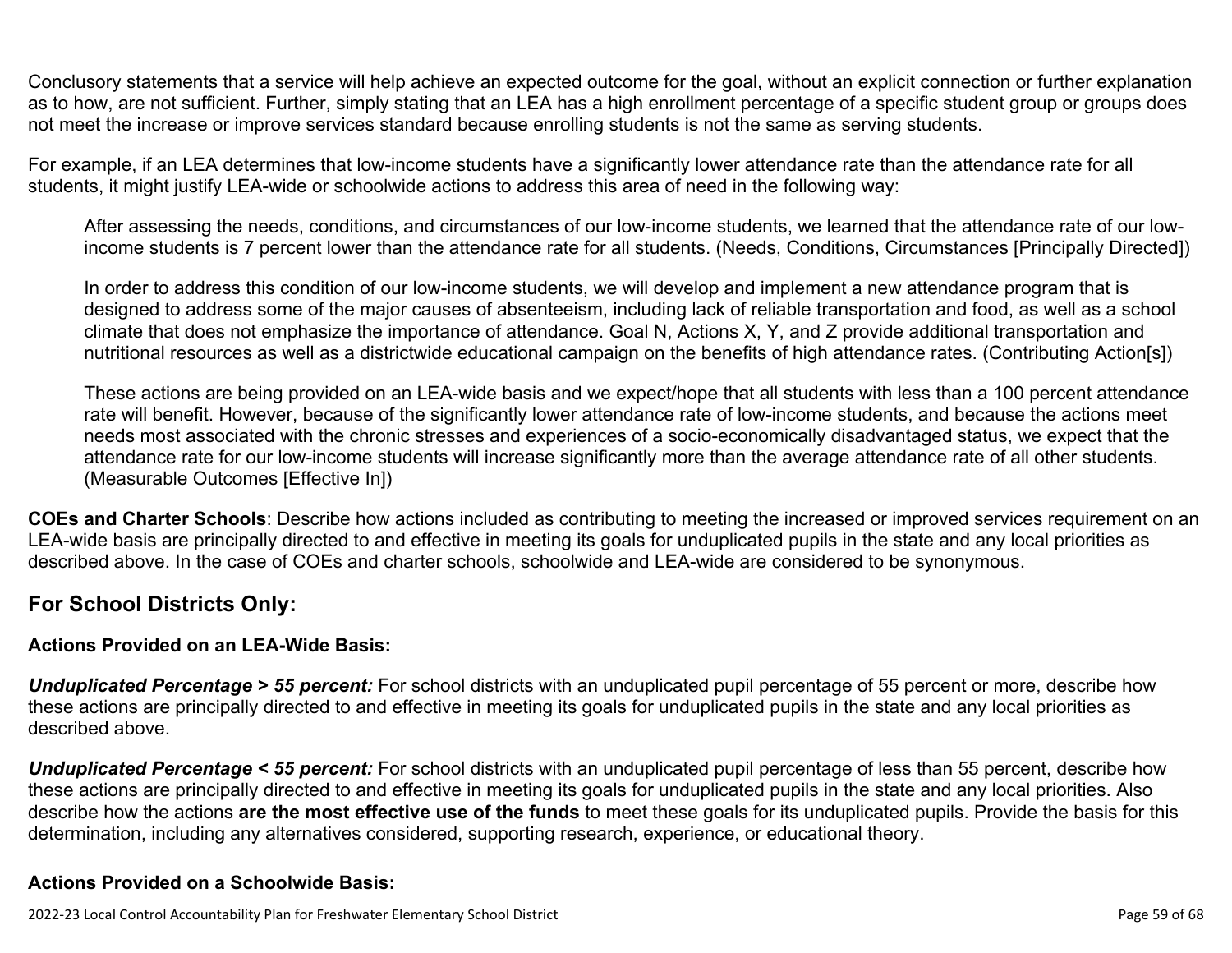Conclusory statements that a service will help achieve an expected outcome for the goal, without an explicit connection or further explanation as to how, are not sufficient. Further, simply stating that an LEA has a high enrollment percentage of a specific student group or groups does not meet the increase or improve services standard because enrolling students is not the same as serving students.

For example, if an LEA determines that low-income students have a significantly lower attendance rate than the attendance rate for all students, it might justify LEA-wide or schoolwide actions to address this area of need in the following way:

> After assessing the needs, conditions, and circumstances of our low-income students, we learned that the attendance rate of our low-income students is 7 percent lower than the attendance rate for all students. (Needs, Conditions, Circumstances [Principally Directed])
>
> In order to address this condition of our low-income students, we will develop and implement a new attendance program that is designed to address some of the major causes of absenteeism, including lack of reliable transportation and food, as well as a school climate that does not emphasize the importance of attendance. Goal N, Actions X, Y, and Z provide additional transportation and nutritional resources as well as a districtwide educational campaign on the benefits of high attendance rates. (Contributing Action[s])
>
> These actions are being provided on an LEA-wide basis and we expect/hope that all students with less than a 100 percent attendance rate will benefit. However, because of the significantly lower attendance rate of low-income students, and because the actions meet needs most associated with the chronic stresses and experiences of a socio-economically disadvantaged status, we expect that the attendance rate for our low-income students will increase significantly more than the average attendance rate of all other students. (Measurable Outcomes [Effective In])

**COEs and Charter Schools**: Describe how actions included as contributing to meeting the increased or improved services requirement on an LEA-wide basis are principally directed to and effective in meeting its goals for unduplicated pupils in the state and any local priorities as described above. In the case of COEs and charter schools, schoolwide and LEA-wide are considered to be synonymous.

## For School Districts Only:

### Actions Provided on an LEA-Wide Basis:

***Unduplicated Percentage > 55 percent:*** For school districts with an unduplicated pupil percentage of 55 percent or more, describe how these actions are principally directed to and effective in meeting its goals for unduplicated pupils in the state and any local priorities as described above.

***Unduplicated Percentage < 55 percent:*** For school districts with an unduplicated pupil percentage of less than 55 percent, describe how these actions are principally directed to and effective in meeting its goals for unduplicated pupils in the state and any local priorities. Also describe how the actions **are the most effective use of the funds** to meet these goals for its unduplicated pupils. Provide the basis for this determination, including any alternatives considered, supporting research, experience, or educational theory.

### Actions Provided on a Schoolwide Basis: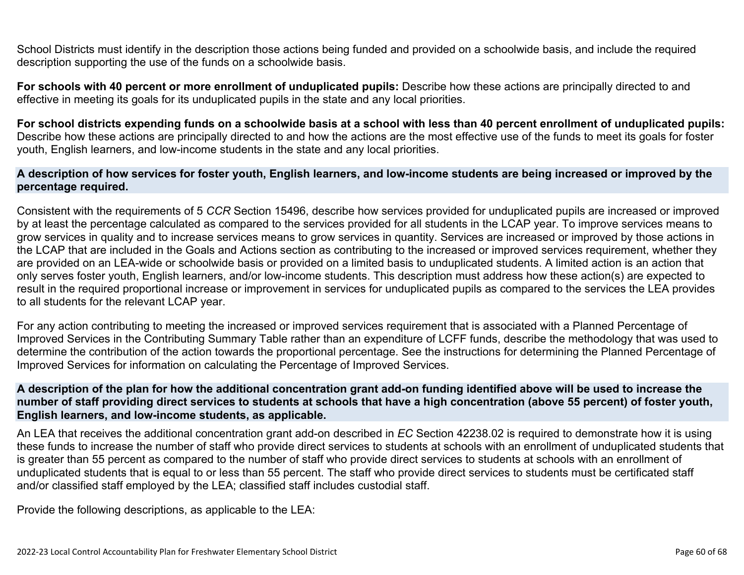School Districts must identify in the description those actions being funded and provided on a schoolwide basis, and include the required description supporting the use of the funds on a schoolwide basis.

**For schools with 40 percent or more enrollment of unduplicated pupils:** Describe how these actions are principally directed to and effective in meeting its goals for its unduplicated pupils in the state and any local priorities.

**For school districts expending funds on a schoolwide basis at a school with less than 40 percent enrollment of unduplicated pupils:** Describe how these actions are principally directed to and how the actions are the most effective use of the funds to meet its goals for foster youth, English learners, and low-income students in the state and any local priorities.

### A description of how services for foster youth, English learners, and low-income students are being increased or improved by the percentage required.

Consistent with the requirements of 5 *CCR* Section 15496, describe how services provided for unduplicated pupils are increased or improved by at least the percentage calculated as compared to the services provided for all students in the LCAP year. To improve services means to grow services in quality and to increase services means to grow services in quantity. Services are increased or improved by those actions in the LCAP that are included in the Goals and Actions section as contributing to the increased or improved services requirement, whether they are provided on an LEA-wide or schoolwide basis or provided on a limited basis to unduplicated students. A limited action is an action that only serves foster youth, English learners, and/or low-income students. This description must address how these action(s) are expected to result in the required proportional increase or improvement in services for unduplicated pupils as compared to the services the LEA provides to all students for the relevant LCAP year.

For any action contributing to meeting the increased or improved services requirement that is associated with a Planned Percentage of Improved Services in the Contributing Summary Table rather than an expenditure of LCFF funds, describe the methodology that was used to determine the contribution of the action towards the proportional percentage. See the instructions for determining the Planned Percentage of Improved Services for information on calculating the Percentage of Improved Services.

### A description of the plan for how the additional concentration grant add-on funding identified above will be used to increase the number of staff providing direct services to students at schools that have a high concentration (above 55 percent) of foster youth, English learners, and low-income students, as applicable.

An LEA that receives the additional concentration grant add-on described in *EC* Section 42238.02 is required to demonstrate how it is using these funds to increase the number of staff who provide direct services to students at schools with an enrollment of unduplicated students that is greater than 55 percent as compared to the number of staff who provide direct services to students at schools with an enrollment of unduplicated students that is equal to or less than 55 percent. The staff who provide direct services to students must be certificated staff and/or classified staff employed by the LEA; classified staff includes custodial staff.

Provide the following descriptions, as applicable to the LEA: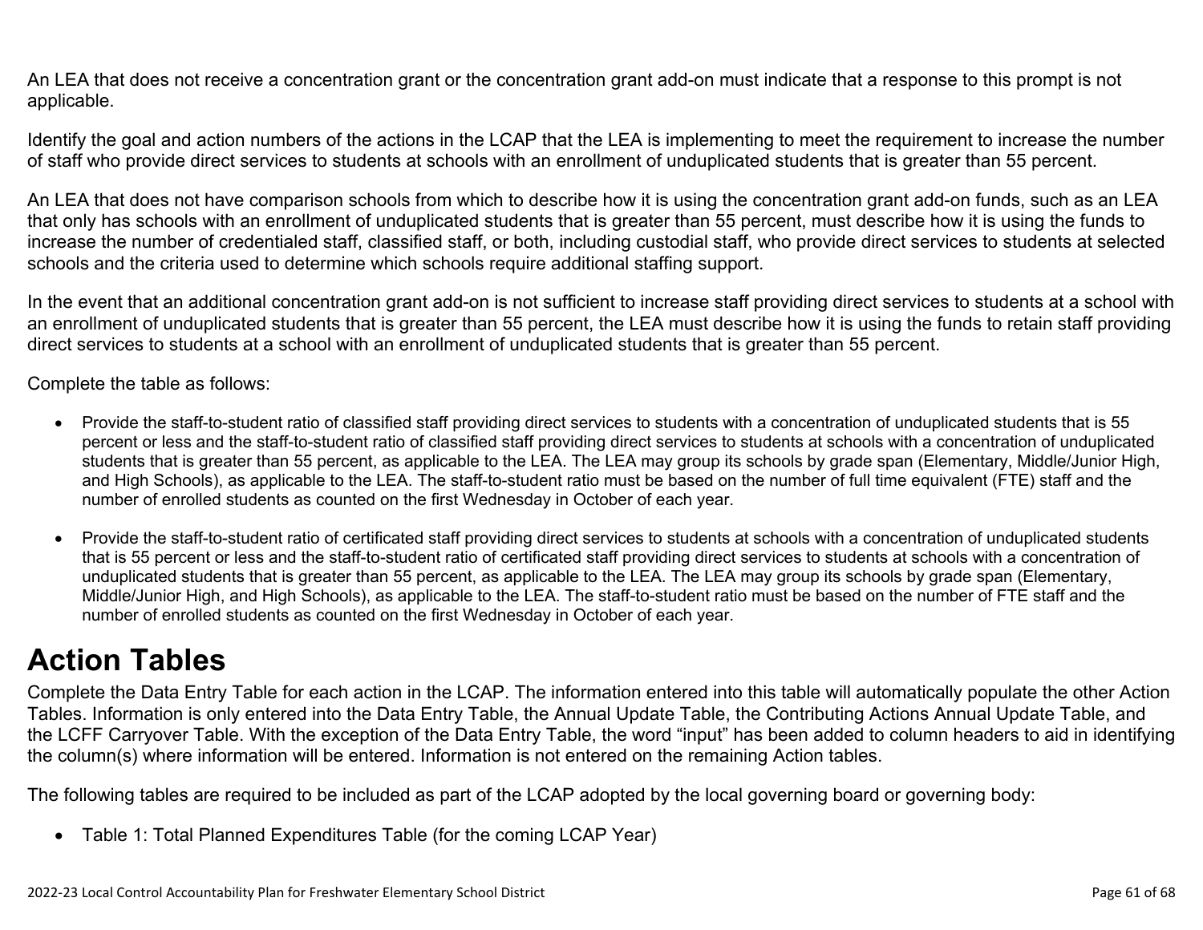An LEA that does not receive a concentration grant or the concentration grant add-on must indicate that a response to this prompt is not applicable.

Identify the goal and action numbers of the actions in the LCAP that the LEA is implementing to meet the requirement to increase the number of staff who provide direct services to students at schools with an enrollment of unduplicated students that is greater than 55 percent.

An LEA that does not have comparison schools from which to describe how it is using the concentration grant add-on funds, such as an LEA that only has schools with an enrollment of unduplicated students that is greater than 55 percent, must describe how it is using the funds to increase the number of credentialed staff, classified staff, or both, including custodial staff, who provide direct services to students at selected schools and the criteria used to determine which schools require additional staffing support.

In the event that an additional concentration grant add-on is not sufficient to increase staff providing direct services to students at a school with an enrollment of unduplicated students that is greater than 55 percent, the LEA must describe how it is using the funds to retain staff providing direct services to students at a school with an enrollment of unduplicated students that is greater than 55 percent.

Complete the table as follows:

- Provide the staff-to-student ratio of classified staff providing direct services to students with a concentration of unduplicated students that is 55 percent or less and the staff-to-student ratio of classified staff providing direct services to students at schools with a concentration of unduplicated students that is greater than 55 percent, as applicable to the LEA. The LEA may group its schools by grade span (Elementary, Middle/Junior High, and High Schools), as applicable to the LEA. The staff-to-student ratio must be based on the number of full time equivalent (FTE) staff and the number of enrolled students as counted on the first Wednesday in October of each year.

- Provide the staff-to-student ratio of certificated staff providing direct services to students at schools with a concentration of unduplicated students that is 55 percent or less and the staff-to-student ratio of certificated staff providing direct services to students at schools with a concentration of unduplicated students that is greater than 55 percent, as applicable to the LEA. The LEA may group its schools by grade span (Elementary, Middle/Junior High, and High Schools), as applicable to the LEA. The staff-to-student ratio must be based on the number of FTE staff and the number of enrolled students as counted on the first Wednesday in October of each year.

# Action Tables

Complete the Data Entry Table for each action in the LCAP. The information entered into this table will automatically populate the other Action Tables. Information is only entered into the Data Entry Table, the Annual Update Table, the Contributing Actions Annual Update Table, and the LCFF Carryover Table. With the exception of the Data Entry Table, the word "input" has been added to column headers to aid in identifying the column(s) where information will be entered. Information is not entered on the remaining Action tables.

The following tables are required to be included as part of the LCAP adopted by the local governing board or governing body:

- Table 1: Total Planned Expenditures Table (for the coming LCAP Year)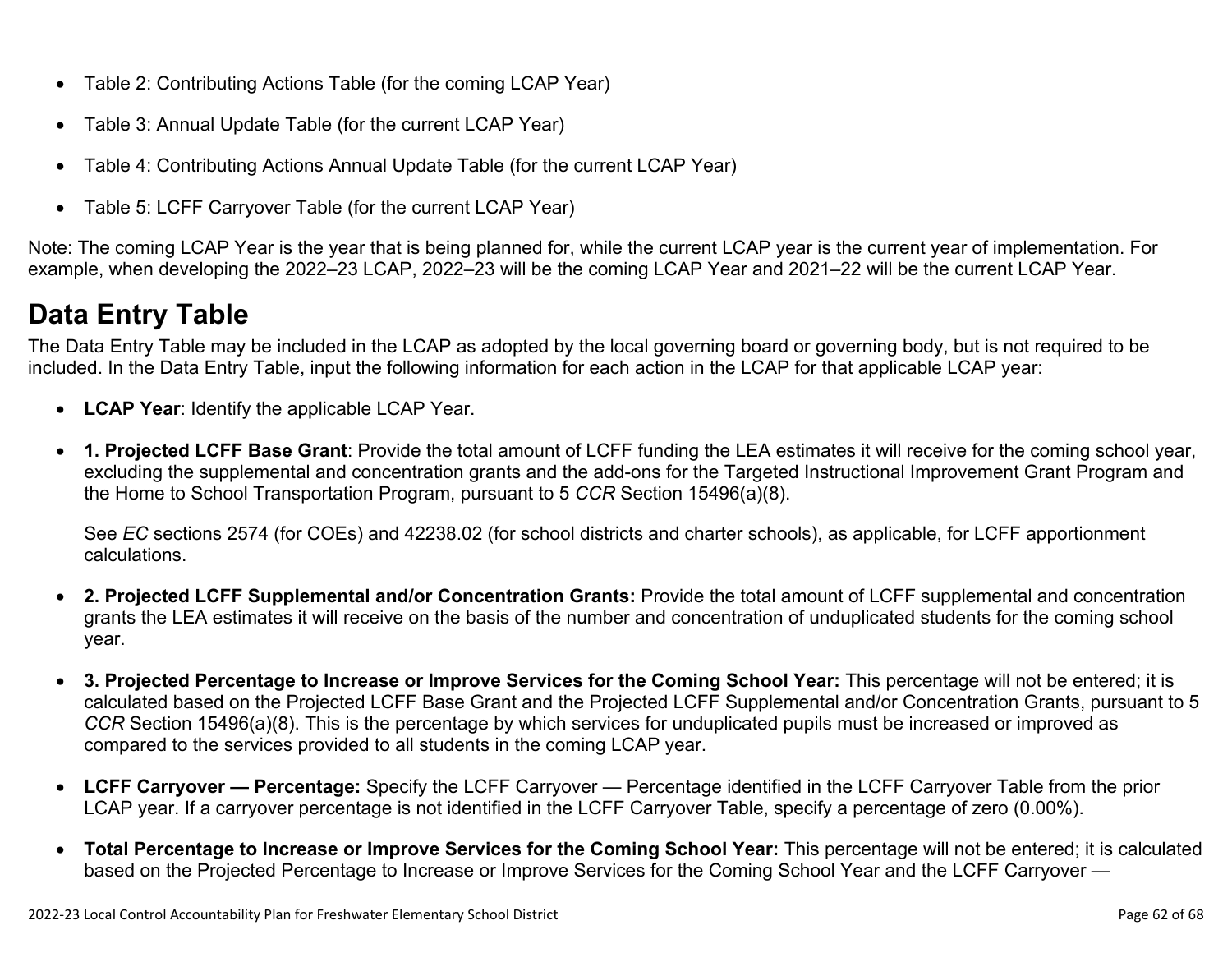- Table 2: Contributing Actions Table (for the coming LCAP Year)
- Table 3: Annual Update Table (for the current LCAP Year)
- Table 4: Contributing Actions Annual Update Table (for the current LCAP Year)
- Table 5: LCFF Carryover Table (for the current LCAP Year)

Note: The coming LCAP Year is the year that is being planned for, while the current LCAP year is the current year of implementation. For example, when developing the 2022–23 LCAP, 2022–23 will be the coming LCAP Year and 2021–22 will be the current LCAP Year.

# Data Entry Table

The Data Entry Table may be included in the LCAP as adopted by the local governing board or governing body, but is not required to be included. In the Data Entry Table, input the following information for each action in the LCAP for that applicable LCAP year:

- **LCAP Year**: Identify the applicable LCAP Year.
- **1. Projected LCFF Base Grant**: Provide the total amount of LCFF funding the LEA estimates it will receive for the coming school year, excluding the supplemental and concentration grants and the add-ons for the Targeted Instructional Improvement Grant Program and the Home to School Transportation Program, pursuant to 5 *CCR* Section 15496(a)(8).

  See *EC* sections 2574 (for COEs) and 42238.02 (for school districts and charter schools), as applicable, for LCFF apportionment calculations.

- **2. Projected LCFF Supplemental and/or Concentration Grants:** Provide the total amount of LCFF supplemental and concentration grants the LEA estimates it will receive on the basis of the number and concentration of unduplicated students for the coming school year.
- **3. Projected Percentage to Increase or Improve Services for the Coming School Year:** This percentage will not be entered; it is calculated based on the Projected LCFF Base Grant and the Projected LCFF Supplemental and/or Concentration Grants, pursuant to 5 *CCR* Section 15496(a)(8). This is the percentage by which services for unduplicated pupils must be increased or improved as compared to the services provided to all students in the coming LCAP year.
- **LCFF Carryover — Percentage:** Specify the LCFF Carryover — Percentage identified in the LCFF Carryover Table from the prior LCAP year. If a carryover percentage is not identified in the LCFF Carryover Table, specify a percentage of zero (0.00%).
- **Total Percentage to Increase or Improve Services for the Coming School Year:** This percentage will not be entered; it is calculated based on the Projected Percentage to Increase or Improve Services for the Coming School Year and the LCFF Carryover —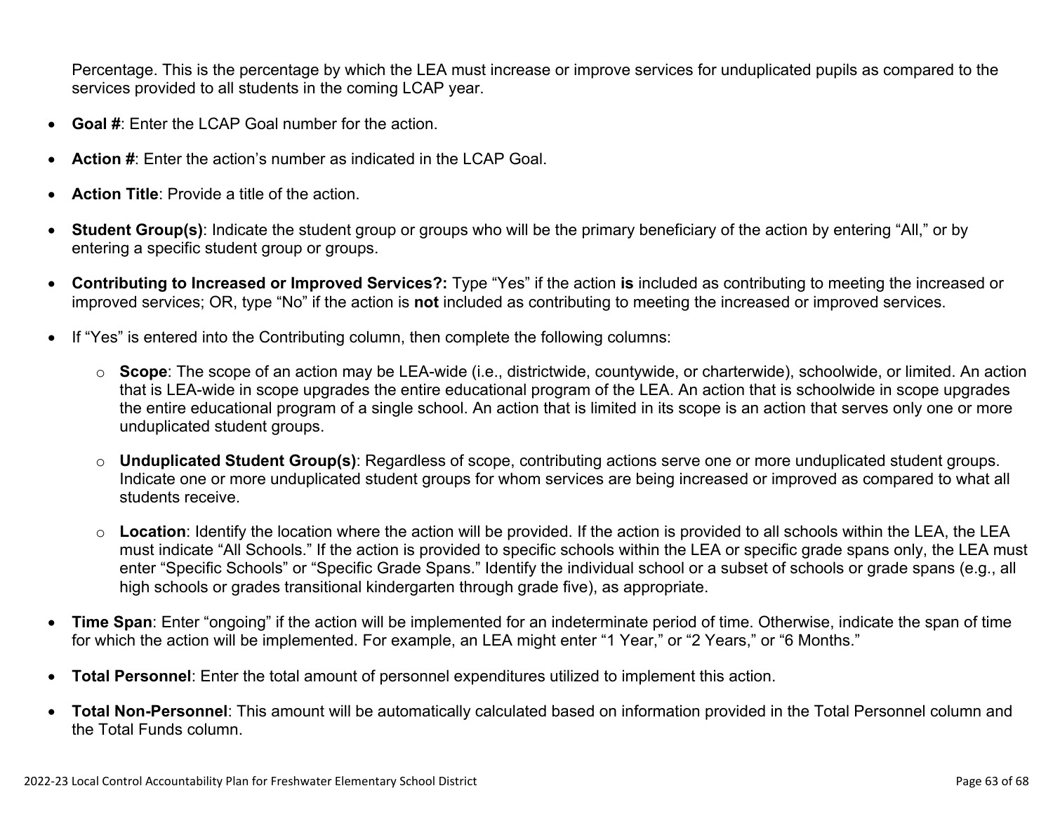Percentage. This is the percentage by which the LEA must increase or improve services for unduplicated pupils as compared to the services provided to all students in the coming LCAP year.

- **Goal #**: Enter the LCAP Goal number for the action.
- **Action #**: Enter the action's number as indicated in the LCAP Goal.
- **Action Title**: Provide a title of the action.
- **Student Group(s)**: Indicate the student group or groups who will be the primary beneficiary of the action by entering "All," or by entering a specific student group or groups.
- **Contributing to Increased or Improved Services?:** Type "Yes" if the action **is** included as contributing to meeting the increased or improved services; OR, type "No" if the action is **not** included as contributing to meeting the increased or improved services.
- If "Yes" is entered into the Contributing column, then complete the following columns:
  - **Scope**: The scope of an action may be LEA-wide (i.e., districtwide, countywide, or charterwide), schoolwide, or limited. An action that is LEA-wide in scope upgrades the entire educational program of the LEA. An action that is schoolwide in scope upgrades the entire educational program of a single school. An action that is limited in its scope is an action that serves only one or more unduplicated student groups.
  - **Unduplicated Student Group(s)**: Regardless of scope, contributing actions serve one or more unduplicated student groups. Indicate one or more unduplicated student groups for whom services are being increased or improved as compared to what all students receive.
  - **Location**: Identify the location where the action will be provided. If the action is provided to all schools within the LEA, the LEA must indicate "All Schools." If the action is provided to specific schools within the LEA or specific grade spans only, the LEA must enter "Specific Schools" or "Specific Grade Spans." Identify the individual school or a subset of schools or grade spans (e.g., all high schools or grades transitional kindergarten through grade five), as appropriate.
- **Time Span**: Enter "ongoing" if the action will be implemented for an indeterminate period of time. Otherwise, indicate the span of time for which the action will be implemented. For example, an LEA might enter "1 Year," or "2 Years," or "6 Months."
- **Total Personnel**: Enter the total amount of personnel expenditures utilized to implement this action.
- **Total Non-Personnel**: This amount will be automatically calculated based on information provided in the Total Personnel column and the Total Funds column.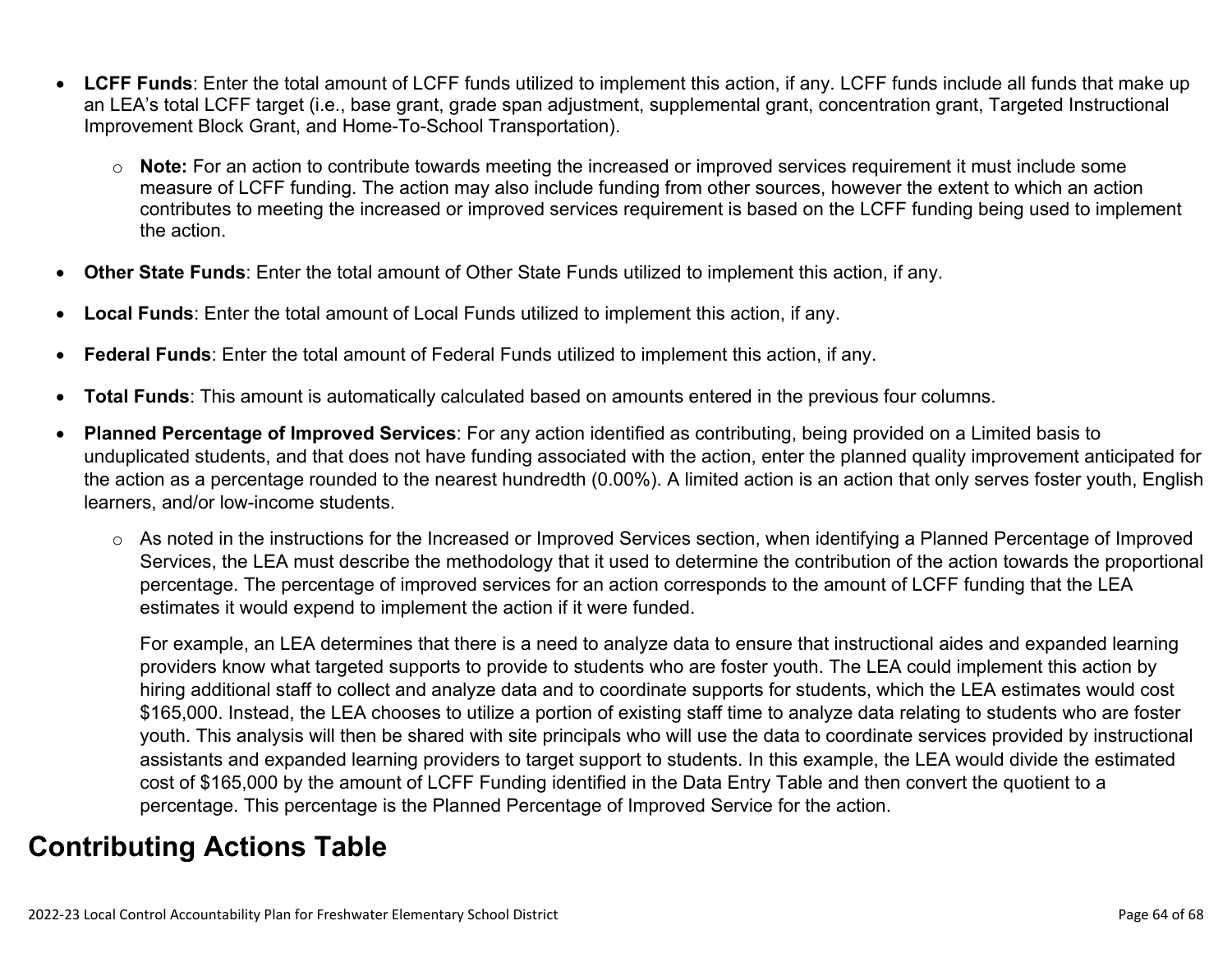- **LCFF Funds**: Enter the total amount of LCFF funds utilized to implement this action, if any. LCFF funds include all funds that make up an LEA's total LCFF target (i.e., base grant, grade span adjustment, supplemental grant, concentration grant, Targeted Instructional Improvement Block Grant, and Home-To-School Transportation).
  - **Note:** For an action to contribute towards meeting the increased or improved services requirement it must include some measure of LCFF funding. The action may also include funding from other sources, however the extent to which an action contributes to meeting the increased or improved services requirement is based on the LCFF funding being used to implement the action.
- **Other State Funds**: Enter the total amount of Other State Funds utilized to implement this action, if any.
- **Local Funds**: Enter the total amount of Local Funds utilized to implement this action, if any.
- **Federal Funds**: Enter the total amount of Federal Funds utilized to implement this action, if any.
- **Total Funds**: This amount is automatically calculated based on amounts entered in the previous four columns.
- **Planned Percentage of Improved Services**: For any action identified as contributing, being provided on a Limited basis to unduplicated students, and that does not have funding associated with the action, enter the planned quality improvement anticipated for the action as a percentage rounded to the nearest hundredth (0.00%). A limited action is an action that only serves foster youth, English learners, and/or low-income students.
  - As noted in the instructions for the Increased or Improved Services section, when identifying a Planned Percentage of Improved Services, the LEA must describe the methodology that it used to determine the contribution of the action towards the proportional percentage. The percentage of improved services for an action corresponds to the amount of LCFF funding that the LEA estimates it would expend to implement the action if it were funded.

    For example, an LEA determines that there is a need to analyze data to ensure that instructional aides and expanded learning providers know what targeted supports to provide to students who are foster youth. The LEA could implement this action by hiring additional staff to collect and analyze data and to coordinate supports for students, which the LEA estimates would cost $165,000. Instead, the LEA chooses to utilize a portion of existing staff time to analyze data relating to students who are foster youth. This analysis will then be shared with site principals who will use the data to coordinate services provided by instructional assistants and expanded learning providers to target support to students. In this example, the LEA would divide the estimated cost of $165,000 by the amount of LCFF Funding identified in the Data Entry Table and then convert the quotient to a percentage. This percentage is the Planned Percentage of Improved Service for the action.

## Contributing Actions Table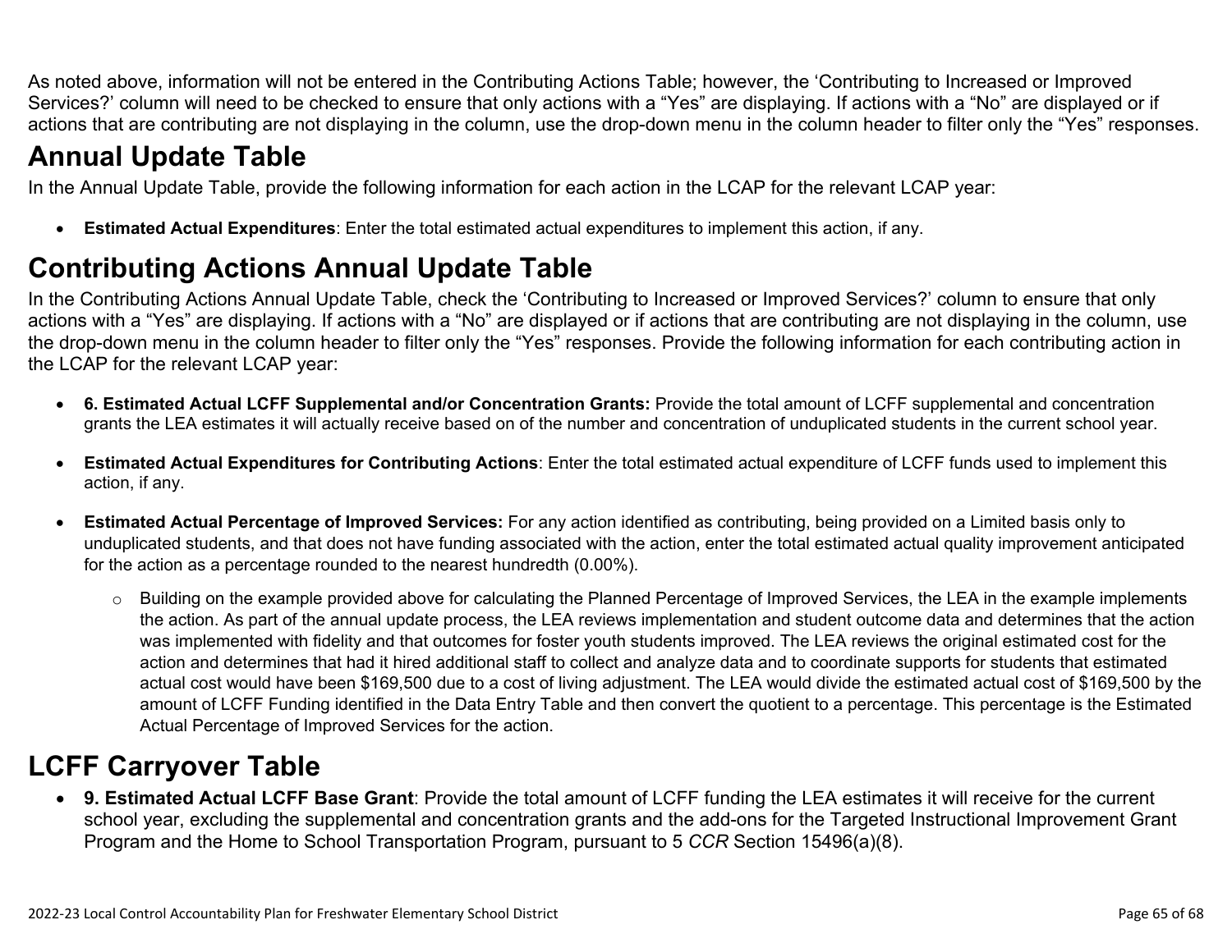As noted above, information will not be entered in the Contributing Actions Table; however, the 'Contributing to Increased or Improved Services?' column will need to be checked to ensure that only actions with a "Yes" are displaying. If actions with a "No" are displayed or if actions that are contributing are not displaying in the column, use the drop-down menu in the column header to filter only the "Yes" responses.

# Annual Update Table

In the Annual Update Table, provide the following information for each action in the LCAP for the relevant LCAP year:

- **Estimated Actual Expenditures**: Enter the total estimated actual expenditures to implement this action, if any.

# Contributing Actions Annual Update Table

In the Contributing Actions Annual Update Table, check the 'Contributing to Increased or Improved Services?' column to ensure that only actions with a "Yes" are displaying. If actions with a "No" are displayed or if actions that are contributing are not displaying in the column, use the drop-down menu in the column header to filter only the "Yes" responses. Provide the following information for each contributing action in the LCAP for the relevant LCAP year:

- **6. Estimated Actual LCFF Supplemental and/or Concentration Grants:** Provide the total amount of LCFF supplemental and concentration grants the LEA estimates it will actually receive based on of the number and concentration of unduplicated students in the current school year.
- **Estimated Actual Expenditures for Contributing Actions**: Enter the total estimated actual expenditure of LCFF funds used to implement this action, if any.
- **Estimated Actual Percentage of Improved Services:** For any action identified as contributing, being provided on a Limited basis only to unduplicated students, and that does not have funding associated with the action, enter the total estimated actual quality improvement anticipated for the action as a percentage rounded to the nearest hundredth (0.00%).
    - Building on the example provided above for calculating the Planned Percentage of Improved Services, the LEA in the example implements the action. As part of the annual update process, the LEA reviews implementation and student outcome data and determines that the action was implemented with fidelity and that outcomes for foster youth students improved. The LEA reviews the original estimated cost for the action and determines that had it hired additional staff to collect and analyze data and to coordinate supports for students that estimated actual cost would have been $169,500 due to a cost of living adjustment. The LEA would divide the estimated actual cost of $169,500 by the amount of LCFF Funding identified in the Data Entry Table and then convert the quotient to a percentage. This percentage is the Estimated Actual Percentage of Improved Services for the action.

# LCFF Carryover Table

- **9. Estimated Actual LCFF Base Grant**: Provide the total amount of LCFF funding the LEA estimates it will receive for the current school year, excluding the supplemental and concentration grants and the add-ons for the Targeted Instructional Improvement Grant Program and the Home to School Transportation Program, pursuant to 5 *CCR* Section 15496(a)(8).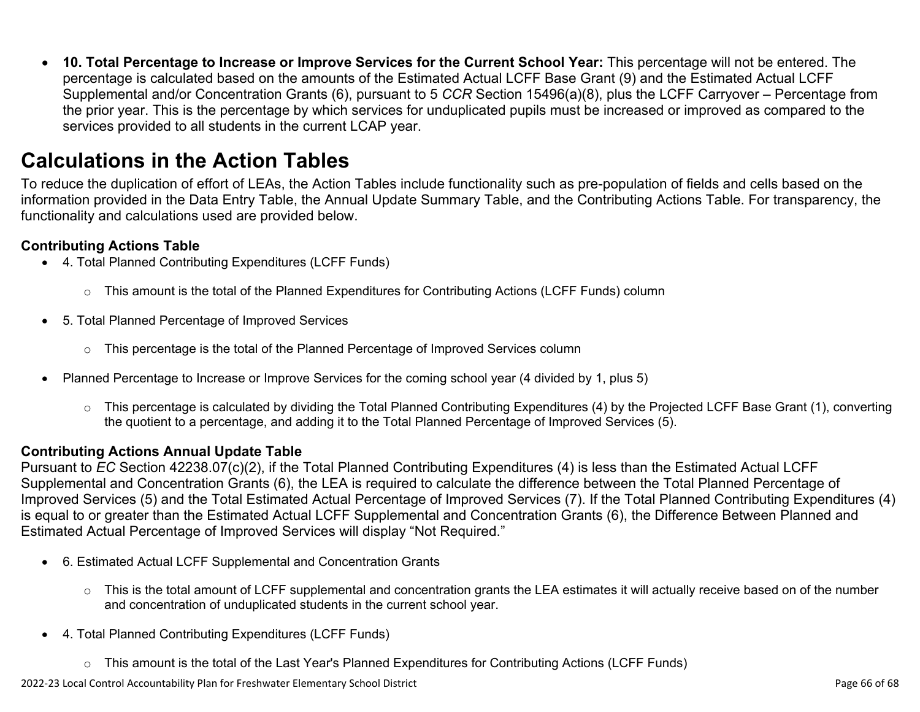- **10. Total Percentage to Increase or Improve Services for the Current School Year:** This percentage will not be entered. The percentage is calculated based on the amounts of the Estimated Actual LCFF Base Grant (9) and the Estimated Actual LCFF Supplemental and/or Concentration Grants (6), pursuant to 5 *CCR* Section 15496(a)(8), plus the LCFF Carryover – Percentage from the prior year. This is the percentage by which services for unduplicated pupils must be increased or improved as compared to the services provided to all students in the current LCAP year.

# Calculations in the Action Tables

To reduce the duplication of effort of LEAs, the Action Tables include functionality such as pre-population of fields and cells based on the information provided in the Data Entry Table, the Annual Update Summary Table, and the Contributing Actions Table. For transparency, the functionality and calculations used are provided below.

### Contributing Actions Table

- 4. Total Planned Contributing Expenditures (LCFF Funds)
    - This amount is the total of the Planned Expenditures for Contributing Actions (LCFF Funds) column
- 5. Total Planned Percentage of Improved Services
    - This percentage is the total of the Planned Percentage of Improved Services column
- Planned Percentage to Increase or Improve Services for the coming school year (4 divided by 1, plus 5)
    - This percentage is calculated by dividing the Total Planned Contributing Expenditures (4) by the Projected LCFF Base Grant (1), converting the quotient to a percentage, and adding it to the Total Planned Percentage of Improved Services (5).

### Contributing Actions Annual Update Table

Pursuant to *EC* Section 42238.07(c)(2), if the Total Planned Contributing Expenditures (4) is less than the Estimated Actual LCFF Supplemental and Concentration Grants (6), the LEA is required to calculate the difference between the Total Planned Percentage of Improved Services (5) and the Total Estimated Actual Percentage of Improved Services (7). If the Total Planned Contributing Expenditures (4) is equal to or greater than the Estimated Actual LCFF Supplemental and Concentration Grants (6), the Difference Between Planned and Estimated Actual Percentage of Improved Services will display "Not Required."

- 6. Estimated Actual LCFF Supplemental and Concentration Grants
    - This is the total amount of LCFF supplemental and concentration grants the LEA estimates it will actually receive based on of the number and concentration of unduplicated students in the current school year.
- 4. Total Planned Contributing Expenditures (LCFF Funds)
    - This amount is the total of the Last Year's Planned Expenditures for Contributing Actions (LCFF Funds)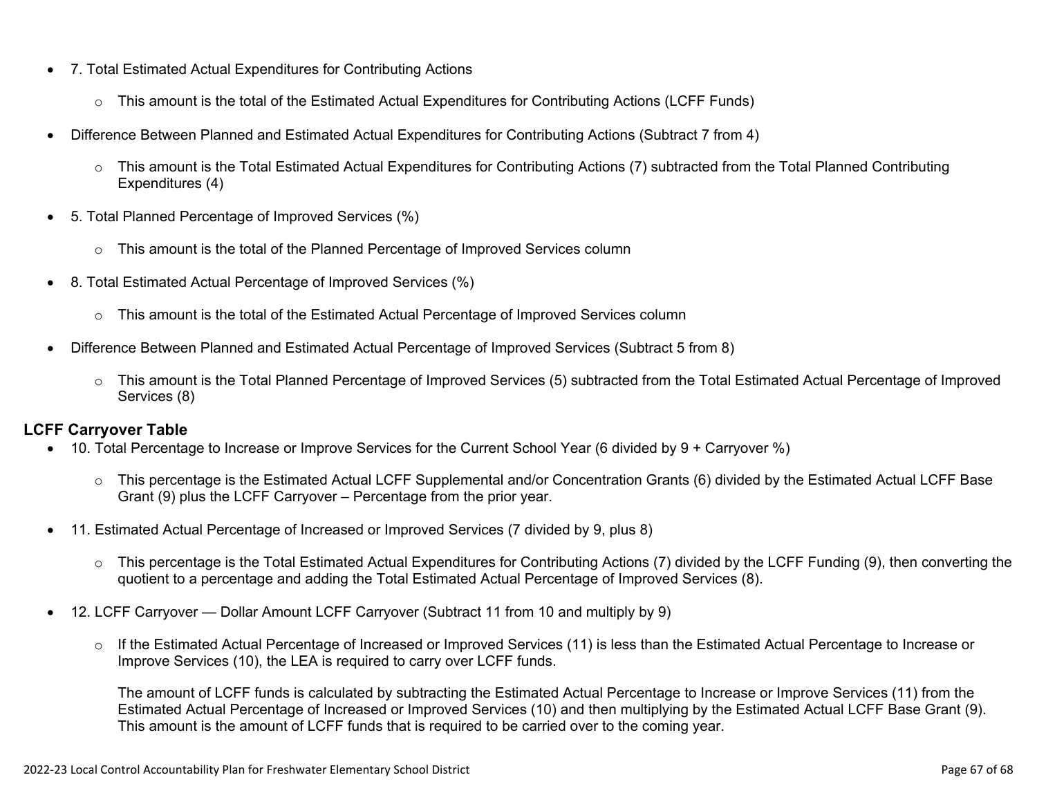- 7. Total Estimated Actual Expenditures for Contributing Actions
  - This amount is the total of the Estimated Actual Expenditures for Contributing Actions (LCFF Funds)
- Difference Between Planned and Estimated Actual Expenditures for Contributing Actions (Subtract 7 from 4)
  - This amount is the Total Estimated Actual Expenditures for Contributing Actions (7) subtracted from the Total Planned Contributing Expenditures (4)
- 5. Total Planned Percentage of Improved Services (%)
  - This amount is the total of the Planned Percentage of Improved Services column
- 8. Total Estimated Actual Percentage of Improved Services (%)
  - This amount is the total of the Estimated Actual Percentage of Improved Services column
- Difference Between Planned and Estimated Actual Percentage of Improved Services (Subtract 5 from 8)
  - This amount is the Total Planned Percentage of Improved Services (5) subtracted from the Total Estimated Actual Percentage of Improved Services (8)

**LCFF Carryover Table**

- 10. Total Percentage to Increase or Improve Services for the Current School Year (6 divided by 9 + Carryover %)
  - This percentage is the Estimated Actual LCFF Supplemental and/or Concentration Grants (6) divided by the Estimated Actual LCFF Base Grant (9) plus the LCFF Carryover – Percentage from the prior year.
- 11. Estimated Actual Percentage of Increased or Improved Services (7 divided by 9, plus 8)
  - This percentage is the Total Estimated Actual Expenditures for Contributing Actions (7) divided by the LCFF Funding (9), then converting the quotient to a percentage and adding the Total Estimated Actual Percentage of Improved Services (8).
- 12. LCFF Carryover — Dollar Amount LCFF Carryover (Subtract 11 from 10 and multiply by 9)
  - If the Estimated Actual Percentage of Increased or Improved Services (11) is less than the Estimated Actual Percentage to Increase or Improve Services (10), the LEA is required to carry over LCFF funds.

    The amount of LCFF funds is calculated by subtracting the Estimated Actual Percentage to Increase or Improve Services (11) from the Estimated Actual Percentage of Increased or Improved Services (10) and then multiplying by the Estimated Actual LCFF Base Grant (9). This amount is the amount of LCFF funds that is required to be carried over to the coming year.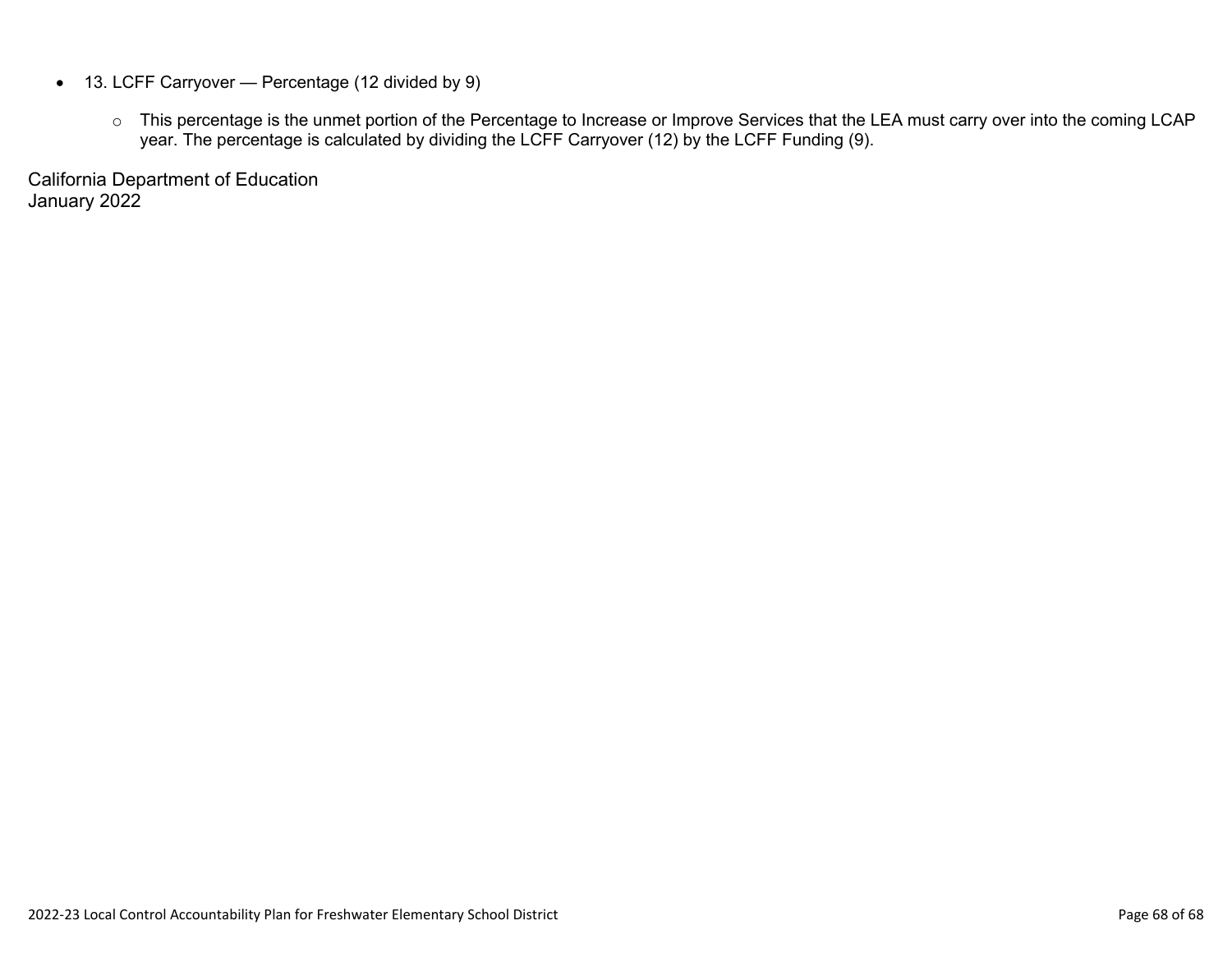- 13. LCFF Carryover — Percentage (12 divided by 9)
  - This percentage is the unmet portion of the Percentage to Increase or Improve Services that the LEA must carry over into the coming LCAP year. The percentage is calculated by dividing the LCFF Carryover (12) by the LCFF Funding (9).

California Department of Education
January 2022